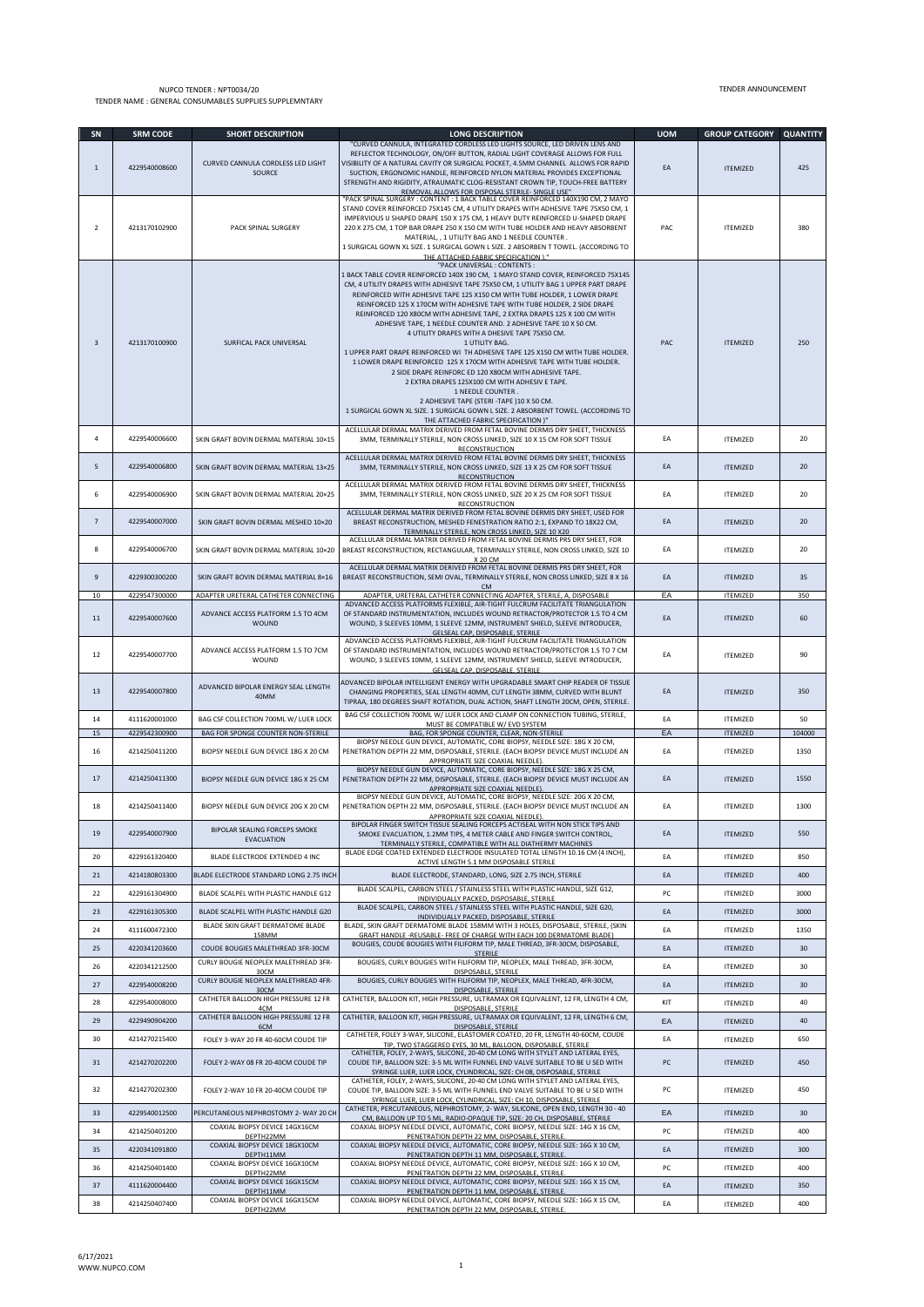NUPCO TENDER : NPT0034/20

TENDER NAME : GENERAL CONSUMABLES SUPPLIES SUPPLEMNTARY

TENDER ANNOUNCEMENT

| SN | SRM CODE | SHORT DESCRIPTION | LONG DESCRIPTION | UOM | GROUP CATEGORY | QUANTITY |
|---|---|---|---|---|---|---|
| 1 | 4229540008600 | CURVED CANNULA CORDLESS LED LIGHT SOURCE | "CURVED CANNULA, INTEGRATED CORDLESS LED LIGHTS SOURCE, LED DRIVEN LENS AND REFLECTOR TECHNOLOGY, ON/OFF BUTTON, RADIAL LIGHT COVERAGE ALLOWS FOR FULL VISIBILITY OF A NATURAL CAVITY OR SURGICAL POCKET, 4.5MM CHANNEL ALLOWS FOR RAPID SUCTION, ERGONOMIC HANDLE, REINFORCED NYLON MATERIAL PROVIDES EXCEPTIONAL STRENGTH AND RIGIDITY, ATRAUMATIC CLOG-RESISTANT CROWN TIP, TOUCH-FREE BATTERY REMOVAL ALLOWS FOR DISPOSAL STERILE- SINGLE USE" | EA | ITEMIZED | 425 |
| 2 | 4213170102900 | PACK SPINAL SURGERY | "PACK SPINAL SURGERY : CONTENT : 1 BACK TABLE COVER REINFORCED 140X190 CM, 2 MAYO STAND COVER REINFORCED 75X145 CM, 4 UTILITY DRAPES WITH ADHESIVE TAPE 75X50 CM, 1 IMPERVIOUS U SHAPED DRAPE 150 X 175 CM, 1 HEAVY DUTY REINFORCED U-SHAPED DRAPE 220 X 275 CM, 1 TOP BAR DRAPE 250 X 150 CM WITH TUBE HOLDER AND HEAVY ABSORBENT MATERIAL, , 1 UTILITY BAG AND 1 NEEDLE COUNTER . 1 SURGICAL GOWN XL SIZE. 1 SURGICAL GOWN L SIZE. 2 ABSORBEN T TOWEL. (ACCORDING TO THE ATTACHED FABRIC SPECIFICATION )." | PAC | ITEMIZED | 380 |
| 3 | 4213170100900 | SURFICAL PACK UNIVERSAL | "PACK UNIVERSAL : CONTENTS : 1 BACK TABLE COVER REINFORCED 140X 190 CM, 1 MAYO STAND COVER, REINFORCED 75X145 CM, 4 UTILITY DRAPES WITH ADHESIVE TAPE 75X50 CM, 1 UTILITY BAG 1 UPPER PART DRAPE REINFORCED WITH ADHESIVE TAPE 125 X150 CM WITH TUBE HOLDER, 1 LOWER DRAPE REINFORCED 125 X 170CM WITH ADHESIVE TAPE WITH TUBE HOLDER, 2 SIDE DRAPE REINFORCED 120 X80CM WITH ADHESIVE TAPE, 2 EXTRA DRAPES 125 X 100 CM WITH ADHESIVE TAPE, 1 NEEDLE COUNTER AND. 2 ADHESIVE TAPE 10 X 50 CM. 4 UTILITY DRAPES WITH A DHESIVE TAPE 75X50 CM. 1 UTILITY BAG. 1 UPPER PART DRAPE REINFORCED WI TH ADHESIVE TAPE 125 X150 CM WITH TUBE HOLDER. 1 LOWER DRAPE REINFORCED 125 X 170CM WITH ADHESIVE TAPE WITH TUBE HOLDER. 2 SIDE DRAPE REINFORC ED 120 X80CM WITH ADHESIVE TAPE. 2 EXTRA DRAPES 125X100 CM WITH ADHESIV E TAPE. 1 NEEDLE COUNTER . 2 ADHESIVE TAPE (STERI -TAPE )10 X 50 CM. 1 SURGICAL GOWN XL SIZE. 1 SURGICAL GOWN L SIZE. 2 ABSORBENT TOWEL. (ACCORDING TO THE ATTACHED FABRIC SPECIFICATION )" | PAC | ITEMIZED | 250 |
| 4 | 4229540006600 | SKIN GRAFT BOVIN DERMAL MATERIAL 10×15 | ACELLULAR DERMAL MATRIX DERIVED FROM FETAL BOVINE DERMIS DRY SHEET, THICKNESS 3MM, TERMINALLY STERILE, NON CROSS LINKED, SIZE 10 X 15 CM FOR SOFT TISSUE RECONSTRUCTION | EA | ITEMIZED | 20 |
| 5 | 4229540006800 | SKIN GRAFT BOVIN DERMAL MATERIAL 13×25 | ACELLULAR DERMAL MATRIX DERIVED FROM FETAL BOVINE DERMIS DRY SHEET, THICKNESS 3MM, TERMINALLY STERILE, NON CROSS LINKED, SIZE 13 X 25 CM FOR SOFT TISSUE RECONSTRUCTION | EA | ITEMIZED | 20 |
| 6 | 4229540006900 | SKIN GRAFT BOVIN DERMAL MATERIAL 20×25 | ACELLULAR DERMAL MATRIX DERIVED FROM FETAL BOVINE DERMIS DRY SHEET, THICKNESS 3MM, TERMINALLY STERILE, NON CROSS LINKED, SIZE 20 X 25 CM FOR SOFT TISSUE RECONSTRUCTION | EA | ITEMIZED | 20 |
| 7 | 4229540007000 | SKIN GRAFT BOVIN DERMAL MESHED 10×20 | ACELLULAR DERMAL MATRIX DERIVED FROM FETAL BOVINE DERMIS DRY SHEET, USED FOR BREAST RECONSTRUCTION, MESHED FENESTRATION RATIO 2:1, EXPAND TO 18X22 CM, TERMINALLY STERILE, NON CROSS LINKED, SIZE 10 X20 | EA | ITEMIZED | 20 |
| 8 | 4229540006700 | SKIN GRAFT BOVIN DERMAL MATERIAL 10×20 | ACELLULAR DERMAL MATRIX DERIVED FROM FETAL BOVINE DERMIS PRS DRY SHEET, FOR BREAST RECONSTRUCTION, RECTANGULAR, TERMINALLY STERILE, NON CROSS LINKED, SIZE 10 X 20 CM | EA | ITEMIZED | 20 |
| 9 | 4229300300200 | SKIN GRAFT BOVIN DERMAL MATERIAL 8×16 | ACELLULAR DERMAL MATRIX DERIVED FROM FETAL BOVINE DERMIS PRS DRY SHEET, FOR BREAST RECONSTRUCTION, SEMI OVAL, TERMINALLY STERILE, NON CROSS LINKED, SIZE 8 X 16 CM | EA | ITEMIZED | 35 |
| 10 | 4229547300000 | ADAPTER URETERAL CATHETER CONNECTING | ADAPTER, URETERAL CATHETER CONNECTING ADAPTER, STERILE, A, DISPOSABLE | EA | ITEMIZED | 350 |
| 11 | 4229540007600 | ADVANCE ACCESS PLATFORM 1.5 TO 4CM WOUND | ADVANCED ACCESS PLATFORMS FLEXIBLE, AIR-TIGHT FULCRUM FACILITATE TRIANGULATION OF STANDARD INSTRUMENTATION, INCLUDES WOUND RETRACTOR/PROTECTOR 1.5 TO 4 CM WOUND, 3 SLEEVES 10MM, 1 SLEEVE 12MM, INSTRUMENT SHIELD, SLEEVE INTRODUCER, GELSEAL CAP, DISPOSABLE, STERILE | EA | ITEMIZED | 60 |
| 12 | 4229540007700 | ADVANCE ACCESS PLATFORM 1.5 TO 7CM WOUND | ADVANCED ACCESS PLATFORMS FLEXIBLE, AIR-TIGHT FULCRUM FACILITATE TRIANGULATION OF STANDARD INSTRUMENTATION, INCLUDES WOUND RETRACTOR/PROTECTOR 1.5 TO 7 CM WOUND, 3 SLEEVES 10MM, 1 SLEEVE 12MM, INSTRUMENT SHIELD, SLEEVE INTRODUCER, GELSEAL CAP, DISPOSABLE, STERILE | EA | ITEMIZED | 90 |
| 13 | 4229540007800 | ADVANCED BIPOLAR ENERGY SEAL LENGTH 40MM | ADVANCED BIPOLAR INTELLIGENT ENERGY WITH UPGRADABLE SMART CHIP READER OF TISSUE CHANGING PROPERTIES, SEAL LENGTH 40MM, CUT LENGTH 38MM, CURVED WITH BLUNT TIPRAA, 180 DEGREES SHAFT ROTATION, DUAL ACTION, SHAFT LENGTH 20CM, OPEN, STERILE. | EA | ITEMIZED | 350 |
| 14 | 4111620001000 | BAG CSF COLLECTION 700ML W/ LUER LOCK | BAG CSF COLLECTION 700ML W/ LUER LOCK AND CLAMP ON CONNECTION TUBING, STERILE, MUST BE COMPATIBLE W/ EVD SYSTEM | EA | ITEMIZED | 50 |
| 15 | 4229542300900 | BAG FOR SPONGE COUNTER NON-STERILE | BAG, FOR SPONGE COUNTER, CLEAR, NON-STERILE | EA | ITEMIZED | 104000 |
| 16 | 4214250411200 | BIOPSY NEEDLE GUN DEVICE 18G X 20 CM | BIOPSY NEEDLE GUN DEVICE, AUTOMATIC, CORE BIOPSY, NEEDLE SIZE: 18G X 20 CM, PENETRATION DEPTH 22 MM, DISPOSABLE, STERILE. (EACH BIOPSY DEVICE MUST INCLUDE AN APPROPRIATE SIZE COAXIAL NEEDLE). | EA | ITEMIZED | 1350 |
| 17 | 4214250411300 | BIOPSY NEEDLE GUN DEVICE 18G X 25 CM | BIOPSY NEEDLE GUN DEVICE, AUTOMATIC, CORE BIOPSY, NEEDLE SIZE: 18G X 25 CM, PENETRATION DEPTH 22 MM, DISPOSABLE, STERILE. (EACH BIOPSY DEVICE MUST INCLUDE AN APPROPRIATE SIZE COAXIAL NEEDLE). | EA | ITEMIZED | 1550 |
| 18 | 4214250411400 | BIOPSY NEEDLE GUN DEVICE 20G X 20 CM | BIOPSY NEEDLE GUN DEVICE, AUTOMATIC, CORE BIOPSY, NEEDLE SIZE: 20G X 20 CM, PENETRATION DEPTH 22 MM, DISPOSABLE, STERILE. (EACH BIOPSY DEVICE MUST INCLUDE AN APPROPRIATE SIZE COAXIAL NEEDLE). | EA | ITEMIZED | 1300 |
| 19 | 4229540007900 | BIPOLAR SEALING FORCEPS SMOKE EVACUATION | BIPOLAR FINGER SWITCH TISSUE SEALING FORCEPS ACTISEAL WITH NON STICK TIPS AND SMOKE EVACUATION, 1.2MM TIPS, 4 METER CABLE AND FINGER SWITCH CONTROL, TERMINALLY STERILE, COMPATIBLE WITH ALL DIATHERMY MACHINES | EA | ITEMIZED | 550 |
| 20 | 4229161320400 | BLADE ELECTRODE EXTENDED 4 INC | BLADE EDGE COATED EXTENDED ELECTRODE INSULATED TOTAL LENGTH 10.16 CM (4 INCH), ACTIVE LENGTH 5.1 MM DISPOSABLE STERILE | EA | ITEMIZED | 850 |
| 21 | 4214180803300 | BLADE ELECTRODE STANDARD LONG 2.75 INCH | BLADE ELECTRODE, STANDARD, LONG, SIZE 2.75 INCH, STERILE | EA | ITEMIZED | 400 |
| 22 | 4229161304900 | BLADE SCALPEL WITH PLASTIC HANDLE G12 | BLADE SCALPEL, CARBON STEEL / STAINLESS STEEL WITH PLASTIC HANDLE, SIZE G12, INDIVIDUALLY PACKED, DISPOSABLE, STERILE | PC | ITEMIZED | 3000 |
| 23 | 4229161305300 | BLADE SCALPEL WITH PLASTIC HANDLE G20 | BLADE SCALPEL, CARBON STEEL / STAINLESS STEEL WITH PLASTIC HANDLE, SIZE G20, INDIVIDUALLY PACKED, DISPOSABLE, STERILE | EA | ITEMIZED | 3000 |
| 24 | 4111600472300 | BLADE SKIN GRAFT DERMATOME BLADE 158MM | BLADE, SKIN GRAFT DERMATOME BLADE 158MM WITH 3 HOLES, DISPOSABLE, STERILE, (SKIN GRAFT HANDLE -REUSABLE- FREE OF CHARGE WITH EACH 100 DERMATOME BLADE) | EA | ITEMIZED | 1350 |
| 25 | 4220341203600 | COUDE BOUGIES MALETHREAD 3FR-30CM | BOUGIES, COUDE BOUGIES WITH FILIFORM TIP, MALE THREAD, 3FR-30CM, DISPOSABLE, STERILE | EA | ITEMIZED | 30 |
| 26 | 4220341212500 | CURLY BOUGIE NEOPLEX MALETHREAD 3FR-30CM | BOUGIES, CURLY BOUGIES WITH FILIFORM TIP, NEOPLEX, MALE THREAD, 3FR-30CM, DISPOSABLE, STERILE | EA | ITEMIZED | 30 |
| 27 | 4229540008200 | CURLY BOUGIE NEOPLEX MALETHREAD 4FR-30CM | BOUGIES, CURLY BOUGIES WITH FILIFORM TIP, NEOPLEX, MALE THREAD, 4FR-30CM, DISPOSABLE, STERILE | EA | ITEMIZED | 30 |
| 28 | 4229540008000 | CATHETER BALLOON HIGH PRESSURE 12 FR 4CM | CATHETER, BALLOON KIT, HIGH PRESSURE, ULTRAMAX OR EQUIVALENT, 12 FR, LENGTH 4 CM, DISPOSABLE, STERILE | KIT | ITEMIZED | 40 |
| 29 | 4229490904200 | CATHETER BALLOON HIGH PRESSURE 12 FR 6CM | CATHETER, BALLOON KIT, HIGH PRESSURE, ULTRAMAX OR EQUIVALENT, 12 FR, LENGTH 6 CM, DISPOSABLE, STERILE | EA | ITEMIZED | 40 |
| 30 | 4214270215400 | FOLEY 3-WAY 20 FR 40-60CM COUDE TIP | CATHETER, FOLEY 3-WAY, SILICONE, ELASTOMER COATED, 20 FR, LENGTH 40-60CM, COUDE TIP, TWO STAGGERED EYES, 30 ML, BALLOON, DISPOSABLE, STERILE | EA | ITEMIZED | 650 |
| 31 | 4214270202200 | FOLEY 2-WAY 08 FR 20-40CM COUDE TIP | CATHETER, FOLEY, 2-WAYS, SILICONE, 20-40 CM LONG WITH STYLET AND LATERAL EYES, COUDE TIP, BALLOON SIZE: 3-5 ML WITH FUNNEL END VALVE SUITABLE TO BE U SED WITH SYRINGE LUER, LUER LOCK, CYLINDRICAL, SIZE: CH 08, DISPOSABLE, STERILE | PC | ITEMIZED | 450 |
| 32 | 4214270202300 | FOLEY 2-WAY 10 FR 20-40CM COUDE TIP | CATHETER, FOLEY, 2-WAYS, SILICONE, 20-40 CM LONG WITH STYLET AND LATERAL EYES, COUDE TIP, BALLOON SIZE: 3-5 ML WITH FUNNEL END VALVE SUITABLE TO BE U SED WITH SYRINGE LUER, LUER LOCK, CYLINDRICAL, SIZE: CH 10, DISPOSABLE, STERILE | PC | ITEMIZED | 450 |
| 33 | 4229540012500 | PERCUTANEOUS NEPHROSTOMY 2- WAY 20 CH | CATHETER, PERCUTANEOUS, NEPHROSTOMY, 2- WAY, SILICONE, OPEN END, LENGTH 30 - 40 CM, BALLOON UP TO 5 ML, RADIO-OPAQUE TIP, SIZE: 20 CH, DISPOSABLE, STERILE | EA | ITEMIZED | 30 |
| 34 | 4214250401200 | COAXIAL BIOPSY DEVICE 14GX16CM DEPTH22MM | COAXIAL BIOPSY NEEDLE DEVICE, AUTOMATIC, CORE BIOPSY, NEEDLE SIZE: 14G X 16 CM, PENETRATION DEPTH 22 MM, DISPOSABLE, STERILE | PC | ITEMIZED | 400 |
| 35 | 4220341091800 | COAXIAL BIOPSY DEVICE 18GX10CM DEPTH11MM | COAXIAL BIOPSY NEEDLE DEVICE, AUTOMATIC, CORE BIOPSY, NEEDLE SIZE: 16G X 10 CM, PENETRATION DEPTH 11 MM, DISPOSABLE, STERILE. | EA | ITEMIZED | 300 |
| 36 | 4214250401400 | COAXIAL BIOPSY DEVICE 16GX10CM DEPTH22MM | COAXIAL BIOPSY NEEDLE DEVICE, AUTOMATIC, CORE BIOPSY, NEEDLE SIZE: 16G X 10 CM, PENETRATION DEPTH 22 MM, DISPOSABLE, STERILE. | PC | ITEMIZED | 400 |
| 37 | 4111620004400 | COAXIAL BIOPSY DEVICE 16GX15CM DEPTH11MM | COAXIAL BIOPSY NEEDLE DEVICE, AUTOMATIC, CORE BIOPSY, NEEDLE SIZE: 16G X 15 CM, PENETRATION DEPTH 11 MM, DISPOSABLE, STERILE. | EA | ITEMIZED | 350 |
| 38 | 4214250407400 | COAXIAL BIOPSY DEVICE 16GX15CM DEPTH22MM | COAXIAL BIOPSY NEEDLE DEVICE, AUTOMATIC, CORE BIOPSY, NEEDLE SIZE: 16G X 15 CM, PENETRATION DEPTH 22 MM, DISPOSABLE, STERILE. | EA | ITEMIZED | 400 |

6/17/2021
WWW.NUPCO.COM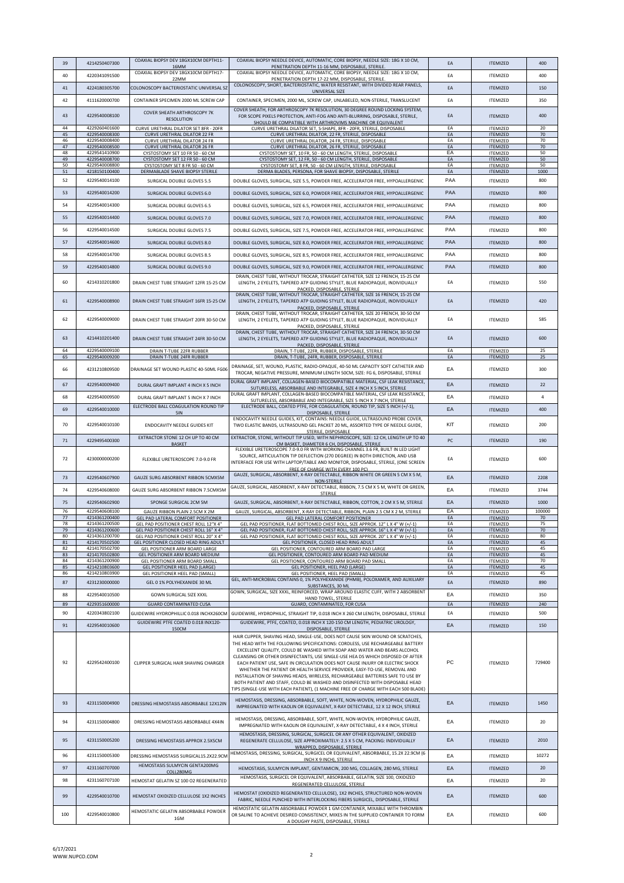| 39 | 4214250407300 | COAXIAL BIOPSY DEV 18GX10CM DEPTH11-16MM | COAXIAL BIOPSY NEEDLE DEVICE, AUTOMATIC, CORE BIOPSY, NEEDLE SIZE: 18G X 10 CM, PENETRATION DEPTH 11-16 MM, DISPOSABLE, STERILE. | EA | ITEMIZED | 400 |
|---|---|---|---|---|---|---|
| 40 | 4220341091500 | COAXIAL BIOPSY DEV 18GX10CM DEPTH17-22MM | COAXIAL BIOPSY NEEDLE DEVICE, AUTOMATIC, CORE BIOPSY, NEEDLE SIZE: 18G X 10 CM, PENETRATION DEPTH 17-22 MM, DISPOSABLE, STERILE. | EA | ITEMIZED | 400 |
| 41 | 4224180305700 | COLONOSCOPY BACTERIOSTATIC UNIVERSAL SZ | COLONOSCOPY, SHORT, BACTERIOSTATIC, WATER RESISTANT, WITH DIVIDED REAR PANELS, UNIVERSAL SIZE | EA | ITEMIZED | 150 |
| 42 | 4111620000700 | CONTAINER SPECIMEN 2000 ML SCREW CAP | CONTAINER, SPECIMEN, 2000 ML, SCREW CAP, UNLABELED, NON-STERILE, TRANSLUCENT | EA | ITEMIZED | 350 |
| 43 | 4229540008100 | COVER SHEATH ARTHROSCOPY 7K RESOLUTION | COVER SHEATH, FOR ARTHROSCOPY 7K RESOLUTION, 30 DEGREE ROUND LOCKING SYSTEM, FOR SCOPE PIXELS PROTECTION, ANTI-FOG AND ANTI-BLURRING, DISPOSABLE, STERILE, SHOULD BE COMPATIBLE WITH ARTHROVIMS MACHINE OR EQUIVALENT | EA | ITEMIZED | 400 |
| 44 | 4229260401600 | CURVE URETHRAL DILATOR SET 8FR - 20FR | CURVE URETHRAL DILATOR SET, S-SHAPE, 8FR - 20FR, STERILE, DISPOSABLE | EA | ITEMIZED | 20 |
| 45 | 4229540008300 | CURVE URETHRAL DILATOR 22 FR | CURVE URETHRAL DILATOR, 22 FR, STERILE, DISPOSABLE | EA | ITEMIZED | 70 |
| 46 | 4229540008400 | CURVE URETHRAL DILATOR 24 FR | CURVE URETHRAL DILATOR, 24 FR, STERILE, DISPOSABLE | EA | ITEMIZED | 70 |
| 47 | 4229540008500 | CURVE URETHRAL DILATOR 26 FR | CURVE URETHRAL DILATOR, 26 FR, STERILE, DISPOSABLE | EA | ITEMIZED | 70 |
| 48 | 4229541410900 | CYSTOSTOMY SET 10 FR 50 - 60 CM | CYSTOSTOMY SET, 10 FR, 50 - 60 CM LENGTH, STERILE, DISPOSABLE | EA | ITEMIZED | 50 |
| 49 | 4229540008700 | CYSTOSTOMY SET 12 FR 50 - 60 CM | CYSTOSTOMY SET, 12 FR, 50 - 60 CM LENGTH, STERILE, DISPOSABLE | EA | ITEMIZED | 50 |
| 50 | 4229540008800 | CYSTOSTOMY SET 8 FR 50 - 60 CM | CYSTOSTOMY SET, 8 FR, 50 - 60 CM LENGTH, STERILE, DISPOSABLE | EA | ITEMIZED | 50 |
| 51 | 4218150100400 | DERMABLADE SHAVE BIOPSY STERILE | DERMA BLADES, PERSONA, FOR SHAVE BIOPSY, DISPOSABLE, STERILE | EA | ITEMIZED | 1000 |
| 52 | 4229540014100 | SURGICAL DOUBLE GLOVES 5.5 | DOUBLE GLOVES, SURGICAL, SIZE 5.5, POWDER FREE, ACCELERATOR FREE, HYPOALLERGENIC | PAA | ITEMIZED | 800 |
| 53 | 4229540014200 | SURGICAL DOUBLE GLOVES 6.0 | DOUBLE GLOVES, SURGICAL, SIZE 6.0, POWDER FREE, ACCELERATOR FREE, HYPOALLERGENIC | PAA | ITEMIZED | 800 |
| 54 | 4229540014300 | SURGICAL DOUBLE GLOVES 6.5 | DOUBLE GLOVES, SURGICAL, SIZE 6.5, POWDER FREE, ACCELERATOR FREE, HYPOALLERGENIC | PAA | ITEMIZED | 800 |
| 55 | 4229540014400 | SURGICAL DOUBLE GLOVES 7.0 | DOUBLE GLOVES, SURGICAL, SIZE 7.0, POWDER FREE, ACCELERATOR FREE, HYPOALLERGENIC | PAA | ITEMIZED | 800 |
| 56 | 4229540014500 | SURGICAL DOUBLE GLOVES 7.5 | DOUBLE GLOVES, SURGICAL, SIZE 7.5, POWDER FREE, ACCELERATOR FREE, HYPOALLERGENIC | PAA | ITEMIZED | 800 |
| 57 | 4229540014600 | SURGICAL DOUBLE GLOVES 8.0 | DOUBLE GLOVES, SURGICAL, SIZE 8.0, POWDER FREE, ACCELERATOR FREE, HYPOALLERGENIC | PAA | ITEMIZED | 800 |
| 58 | 4229540014700 | SURGICAL DOUBLE GLOVES 8.5 | DOUBLE GLOVES, SURGICAL, SIZE 8.5, POWDER FREE, ACCELERATOR FREE, HYPOALLERGENIC | PAA | ITEMIZED | 800 |
| 59 | 4229540014800 | SURGICAL DOUBLE GLOVES 9.0 | DOUBLE GLOVES, SURGICAL, SIZE 9.0, POWDER FREE, ACCELERATOR FREE, HYPOALLERGENIC | PAA | ITEMIZED | 800 |
| 60 | 4214310201800 | DRAIN CHEST TUBE STRAIGHT 12FR 15-25 CM | DRAIN, CHEST TUBE, WITHOUT TROCAR, STRAIGHT CATHETER, SIZE 12 FRENCH, 15-25 CM LENGTH, 2 EYELETS, TAPERED ATP GUIDING STYLET, BLUE RADIOPAQUE, INDIVIDUALLY PACKED, DISPOSABLE, STERILE | EA | ITEMIZED | 550 |
| 61 | 4229540008900 | DRAIN CHEST TUBE STRAIGHT 16FR 15-25 CM | DRAIN, CHEST TUBE, WITHOUT TROCAR, STRAIGHT CATHETER, SIZE 16 FRENCH, 15-25 CM LENGTH, 2 EYELETS, TAPERED ATP GUIDING STYLET, BLUE RADIOPAQUE, INDIVIDUALLY PACKED, DISPOSABLE, STERILE | EA | ITEMIZED | 420 |
| 62 | 4229540009000 | DRAIN CHEST TUBE STRAIGHT 20FR 30-50 CM | DRAIN, CHEST TUBE, WITHOUT TROCAR, STRAIGHT CATHETER, SIZE 20 FRENCH, 30-50 CM LENGTH, 2 EYELETS, TAPERED ATP GUIDING STYLET, BLUE RADIOPAQUE, INDIVIDUALLY PACKED, DISPOSABLE, STERILE | EA | ITEMIZED | 585 |
| 63 | 4214410201400 | DRAIN CHEST TUBE STRAIGHT 24FR 30-50 CM | DRAIN, CHEST TUBE, WITHOUT TROCAR, STRAIGHT CATHETER, SIZE 24 FRENCH, 30-50 CM LENGTH, 2 EYELETS, TAPERED ATP GUIDING STYLET, BLUE RADIOPAQUE, INDIVIDUALLY PACKED, DISPOSABLE, STERILE | EA | ITEMIZED | 600 |
| 64 | 4229540009100 | DRAIN T-TUBE 22FR RUBBER | DRAIN, T-TUBE, 22FR, RUBBER, DISPOSABLE, STERILE | EA | ITEMIZED | 25 |
| 65 | 4229540009200 | DRAIN T-TUBE 24FR RUBBER | DRAIN, T-TUBE, 24FR, RUBBER, DISPOSABLE, STERILE | EA | ITEMIZED | 25 |
| 66 | 4231210809500 | DRAINAGE SET WOUND PLASTIC 40-50ML FG06 | DRAINAGE SET, WOUND, PLASTIC, RADIO-OPAQUE, 40-50 ML CAPACITY SOFT CATHETER AND TROCAR, NEGATIVE PRESSURE, MINIMUM LENGTH 50CM, SIZE: FG 6, DISPOSABLE, STERILE | EA | ITEMIZED | 300 |
| 67 | 4229540009400 | DURAL GRAFT IMPLANT 4 INCH X 5 INCH | DURAL GRAFT IMPLANT, COLLAGEN-BASED BIOCOMPATIBLE MATERIAL, CSF LEAK RESISTANCE, SUTURELESS, ABSORBABLE AND INTEGRABLE, SIZE 4 INCH X 5 INCH, STERILE | EA | ITEMIZED | 22 |
| 68 | 4229540009500 | DURAL GRAFT IMPLANT 5 INCH X 7 INCH | DURAL GRAFT IMPLANT, COLLAGEN-BASED BIOCOMPATIBLE MATERIAL, CSF LEAK RESISTANCE, SUTURELESS, ABSORBABLE AND INTEGRABLE, SIZE 5 INCH X 7 INCH, STERILE | EA | ITEMIZED | 4 |
| 69 | 4229540010000 | ELECTRODE BALL COAGULATION ROUND TIP 5IN | ELECTRODE BALL, COATED PTFE, FOR COAGULATION, ROUND TIP, SIZE 5 INCH (+/-1), DISPOSABLE, STERILE | EA | ITEMIZED | 400 |
| 70 | 4229540010100 | ENDOCAVITY NEEDLE GUIDES KIT | ENDOCAVITY NEEDLE GUIDES, KIT, CONTAINS: NEEDLE GUIDE, ULTRASOUND PROBE COVER, TWO ELASTIC BANDS, ULTRASOUND GEL PACKET 20 ML, ASSORTED TYPE OF NEEDLE GUIDE, STERILE, DISPOSABLE | KIT | ITEMIZED | 200 |
| 71 | 4229495400300 | EXTRACTOR STONE 12 CH UP TO 40 CM BASKET | EXTRACTOR, STONE, WITHOUT TIP USED, WITH NEPHROSCOPE, SIZE: 12 CH, LENGTH UP TO 40 CM BASKET, DIAMETER 6 CH, DISPOSABLE, STERILE | PC | ITEMIZED | 190 |
| 72 | 4230000000200 | FLEXIBLE URETEROSCOPE 7.0-9.0 FR | FLEXIBLE URETEROSCOPE 7.0-9.0 FR WITH WORKING CHANNEL 3.6 FR, BUILT IN LED LIGHT SOURCE, ARTICULATION TIP DEFLECTION (270 DEGREE) IN BOTH DIRECTION, AND USB INTERFACE FOR USE WITH LAPTOP/TABLE AND MONITOR, DISPOSABLE, STERILE, (ONE SCREEN FREE OF CHARGE WITH EVERY 100 PC) | EA | ITEMIZED | 600 |
| 73 | 4229540607900 | GAUZE SURG ABSORBENT RIBBON 5CMX5M | GAUZE, SURGICAL, ABSORBENT, X-RAY DETECTABLE, RIBBON WHITE OR GREEN 5 CM X 5 M, NON-STERILE | EA | ITEMIZED | 2208 |
| 74 | 4229540608000 | GAUZE SURG ABSORBENT RIBBON 7.5CMX5M | GAUZE, SURGICAL, ABSORBENT, X-RAY DETECTABLE, RIBBON, 7.5 CM X 5 M, WHITE OR GREEN, STERILE | EA | ITEMIZED | 3744 |
| 75 | 4229540602900 | SPONGE SURGICAL 2CM 5M | GAUZE, SURGICAL, ABSORBENT, X-RAY DETECTABLE, RIBBON, COTTON, 2 CM X 5 M, STERILE | EA | ITEMIZED | 1000 |
| 76 | 4229540608100 | GAUZE RIBBON PLAIN 2.5CM X 2M | GAUZE, SURGICAL, ABSORBENT, X-RAY DETECTABLE, RIBBON, PLAIN 2.5 CM X 2 M, STERILE | EA | ITEMIZED | 100000 |
| 77 | 4214361200400 | GEL PAD LATERAL COMFORT POSITIONER | GEL PAD LATERAL COMFORT POSITIONER | EA | ITEMIZED | 70 |
| 78 | 4214361200500 | GEL PAD POSITIONER CHEST ROLL 12"X 4" | GEL PAD POSITIONER, FLAT BOTTOMED CHEST ROLL, SIZE APPROX. 12" L X 4" W (+/-1) | EA | ITEMIZED | 75 |
| 79 | 4214361200600 | GEL PAD POSITIONER CHEST ROLL 16" X 4" | GEL PAD POSITIONER, FLAT BOTTOMED CHEST ROLL, SIZE APPROX. 16" L X 4" W (+/-1) | EA | ITEMIZED | 70 |
| 80 | 4214361200700 | GEL PAD POSITIONER CHEST ROLL 20" X 4" | GEL PAD POSITIONER, FLAT BOTTOMED CHEST ROLL, SIZE APPROX. 20" L X 4" W (+/-1) | EA | ITEMIZED | 80 |
| 81 | 4214170502500 | GEL POSITIONER CLOSED HEAD RING ADULT | GEL POSITIONER, CLOSED HEAD RING ADULT | EA | ITEMIZED | 45 |
| 82 | 4214170502700 | GEL POSITIONER ARM BOARD LARGE | GEL POSITIONER, CONTOURED ARM BOARD PAD LARGE | EA | ITEMIZED | 45 |
| 83 | 4214170502800 | GEL POSITIONER ARM BOARD MEDIUM | GEL POSITIONER, CONTOURED ARM BOARD PAD MEDIUM | EA | ITEMIZED | 45 |
| 84 | 4214361200900 | GEL POSITIONER ARM BOARD SMALL | GEL POSITIONER, CONTOURED ARM BOARD PAD SMALL | EA | ITEMIZED | 70 |
| 85 | 4214210803600 | GEL POSITIONER HEEL PAD (LARGE) | GEL POSITIONER, HEEL PAD (LARGE) | EA | ITEMIZED | 45 |
| 86 | 4214210803900 | GEL POSITIONER HEEL PAD (SMALL) | GEL POSITIONER, HEEL PAD (SMALL) | EA | ITEMIZED | 45 |
| 87 | 4231230000000 | GEL 0 1% POLYHEXANIDE 30 ML | GEL, ANTI-MICROBIAL CONTAINS 0, 1% POLYHEXANIDE (PHMB), POLOXAMER, AND AUXILIARY SUBSTANCES, 30 ML | EA | ITEMIZED | 890 |
| 88 | 4229540010500 | GOWN SURGICAL SIZE XXXL | GOWN, SURGICAL, SIZE XXXL, REINFORCED, WRAP AROUND ELASTIC CUFF, WITH 2 ABSORBENT HAND TOWEL, STERILE | EA | ITEMIZED | 350 |
| 89 | 4229351600000 | GUARD CONTAMINATED CUSA | GUARD, CONTAMINATED, FOR CUSA | EA | ITEMIZED | 240 |
| 90 | 4220343802100 | GUIDEWIRE HYDROPHILIC 0.018 INCHX260CM | GUIDEWIRE, HYDROPHILIC, STRAIGHT TIP, 0.018 INCH X 260 CM LENGTH, DISPOSABLE, STERILE | EA | ITEMIZED | 500 |
| 91 | 4229540010600 | GUIDEWIRE PTFE COATED 0.018 INX120-150CM | GUIDEWIRE, PTFE, COATED, 0.018 INCH X 120-150 CM LENGTH, PEDIATRIC UROLOGY, DISPOSABLE, STERILE | EA | ITEMIZED | 150 |
| 92 | 4229542400100 | CLIPPER SURGICAL HAIR SHAVING CHARGER | HAIR CLIPPER, SHAVING HEAD, SINGLE-USE, DOES NOT CAUSE SKIN WOUND OR SCRATCHES, THE HEAD WITH THE FOLLOWING SPECIFICATIONS: CORDLESS, USE RECHARGEABLE BATTERY EXCELLENT QUALITY, COULD BE WASHED WITH SOAP AND WATER AND BEARS ALCOHOL CLEANSING OR OTHER DISINFECTANTS, USE SINGLE-USE HEA DS WHICH DISPOSED OF AFTER EACH PATIENT USE, SAFE IN CIRCULATION DOES NOT CAUSE INJURY OR ELECTRIC SHOCK WHETHER THE PATIENT OR HEALTH SERVICE PROVIDER, EASY-TO-USE, REMOVAL AND INSTALLATION OF SHAVING HEADS, WIRELESS, RECHARGEABLE BATTERIES SAFE TO USE BY BOTH PATIENT AND STAFF, COULD BE WASHED AND DISINFECTED WITH DISPOSABLE HEAD TIPS (SINGLE-USE WITH EACH PATIENT), (1 MACHINE FREE OF CHARGE WITH EACH 500 BLADE) | PC | ITEMIZED | 729400 |
| 93 | 4231150004900 | DRESSING HEMOSTASIS ABSORBABLE 12X12IN | HEMOSTASIS, DRESSING, ABSORBABLE, SOFT, WHITE, NON-WOVEN, HYDROPHILIC GAUZE, IMPREGNATED WITH KAOLIN OR EQUIVALENT, X-RAY DETECTABLE, 12 X 12 INCH, STERILE | EA | ITEMIZED | 1450 |
| 94 | 4231150004800 | DRESSING HEMOSTASIS ABSORBABLE 4X4IN | HEMOSTASIS, DRESSING, ABSORBABLE, SOFT, WHITE, NON-WOVEN, HYDROPHILIC GAUZE, IMPREGNATED WITH KAOLIN OR EQUIVALENT, X-RAY DETECTABLE, 4 X 4 INCH, STERILE | EA | ITEMIZED | 20 |
| 95 | 4231150005200 | DRESSING HEMOSTASIS APPROX 2.5X5CM | HEMOSTASIS, DRESSING, SURGICAL, SURGICEL OR ANY OTHER EQUIVALENT, OXIDIZED REGENERATE CELLULOSE, SIZE APPROXIMATELY: 2.5 X 5 CM, PACKING: INDIVIDUALLY WRAPPED, DISPOSABLE, STERILE | EA | ITEMIZED | 2010 |
| 96 | 4231150005300 | DRESSING HEMOSTASIS SURGICAL15.2X22.9CM | HEMOSTASIS, DRESSING, SURGICAL, SURGICEL OR EQUIVALENT, ABSORBABLE, 15.2X 22.9CM (6 INCH X 9 INCH), STERILE | EA | ITEMIZED | 10272 |
| 97 | 4231160707000 | HEMOSTASIS SULMYCIN GENTA200MG COLL280MG | HEMOSTASIS, SULMYCIN IMPLANT, GENTAMICIN, 200 MG, COLLAGEN, 280 MG, STERILE | EA | ITEMIZED | 20 |
| 98 | 4231160707100 | HEMOSTAT GELATIN SZ 100 O2 REGENERATED | HEMOSTASIS, SURGICEL OR EQUIVALENT, ABSORBABLE, GELATIN, SIZE 100, OXIDIZED REGENERATED CELLULOSE, STERILE | EA | ITEMIZED | 20 |
| 99 | 4229540010700 | HEMOSTAT OXIDIZED CELLULOSE 1X2 INCHES | HEMOSTAT (OXIDIZED REGENERATED CELLULOSE), 1X2 INCHES, STRUCTURED NON-WOVEN FABRIC, NEEDLE PUNCHED WITH INTERLOCKING FIBERS SURGICEL, DISPOSABLE, STERILE | EA | ITEMIZED | 600 |
| 100 | 4229540010800 | HEMOSTATIC GELATIN ABSORBABLE POWDER 1GM | HEMOSTATIC GELATIN ABSORBABLE POWDER 1 GM CONTAINER, MIXABLE WITH THROMBIN OR SALINE TO ACHIEVE DESIRED CONSISTENCY, MIXES IN THE SUPPLIED CONTAINER TO FORM A DOUGHY PASTE, DISPOSABLE, STERILE | EA | ITEMIZED | 600 |

6/17/2021
WWW.NUPCO.COM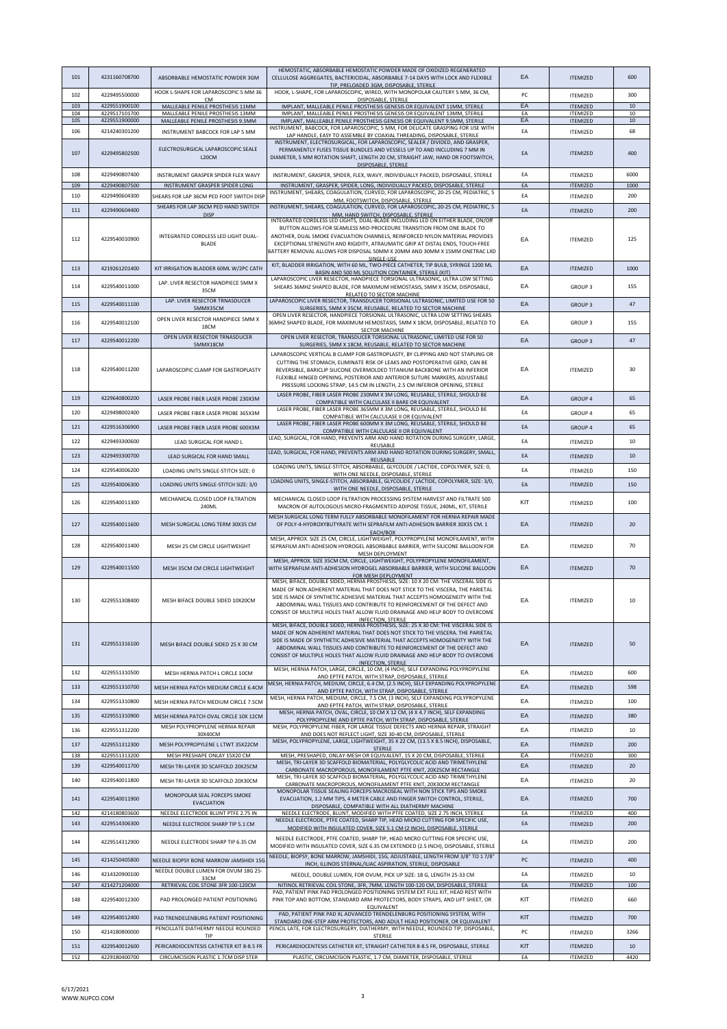| 101 | 4231160708700 | ABSORBABLE HEMOSTATIC POWDER 3GM | HEMOSTATIC, ABSORBABLE HEMOSTATIC POWDER MADE OF OXIDIZED REGENERATED CELLULOSE AGGREGATES, BACTERICIDAL, ABSORBABLE 7-14 DAYS WITH LOCK AND FLEXIBLE TIP, PRELOADED 3GM, DISPOSABLE, STERILE | EA | ITEMIZED | 600 |
|---|---|---|---|---|---|---|
| 102 | 4229495500000 | HOOK L-SHAPE FOR LAPAROSCOPIC 5 MM 36 CM | HOOK, L-SHAPE, FOR LAPAROSCOPIC, WIRED, WITH MONOPOLAR CAUTERY 5 MM, 36 CM, DISPOSABLE, STERILE | PC | ITEMIZED | 300 |
| 103 | 4229551900100 | MALLEABLE PENILE PROSTHESIS 11MM | IMPLANT, MALLEABLE PENILE PROSTHESIS GENESIS OR EQUIVALENT 11MM, STERILE | EA | ITEMIZED | 10 |
| 104 | 4229517101700 | MALLEABLE PENILE PROSTHESIS 13MM | IMPLANT, MALLEABLE PENILE PROSTHESIS GENESIS OR EQUIVALENT 13MM, STERILE | EA | ITEMIZED | 10 |
| 105 | 4229551900000 | MALLEABLE PENILE PROSTHESIS 9.5MM | IMPLANT, MALLEABLE PENILE PROSTHESIS GENESIS OR EQUIVALENT 9.5MM, STERILE | EA | ITEMIZED | 10 |
| 106 | 4214240301200 | INSTRUMENT BABCOCK FOR LAP 5 MM | INSTRUMENT, BABCOCK, FOR LAPAROSCOPIC, 5 MM, FOR DELICATE GRASPING FOR USE WITH LAP HANDLE, EASY TO ASSEMBLE BY COAXIAL THREADING, DISPOSABLE, STERILE | EA | ITEMIZED | 68 |
| 107 | 4229495802500 | ELECTROSURGICAL LAPAROSCOPIC SEALE L20CM | INSTRUMENT, ELECTROSURGICAL, FOR LAPAROSCOPIC, SEALER / DIVIDED, AND GRASPER, PERMANENTLY FUSES TISSUE BUNDLES AND VESSELS UP TO AND INCLUDING 7 MM IN DIAMETER, 5 MM ROTATION SHAFT, LENGTH 20 CM, STRAIGHT JAW, HAND OR FOOTWITCH, DISPOSABLE, STERILE | EA | ITEMIZED | 400 |
| 108 | 4229490807400 | INSTRUMENT GRASPER SPIDER FLEX WAVY | INSTRUMENT, GRASPER, SPIDER, FLEX, WAVY, INDIVIDUALLY PACKED, DISPOSABLE, STERILE | EA | ITEMIZED | 6000 |
| 109 | 4229490807500 | INSTRUMENT GRASPER SPIDER LONG | INSTRUMENT, GRASPER, SPIDER, LONG, INDIVIDUALLY PACKED, DISPOSABLE, STERILE | EA | ITEMIZED | 1000 |
| 110 | 4229490604300 | SHEARS FOR LAP 36CM PED FOOT SWITCH DISP | INSTRUMENT, SHEARS, COAGULATION, CURVED, FOR LAPAROSCOPIC, 20-25 CM, PEDIATRIC, 5 MM, FOOTSWITCH, DISPOSABLE, STERILE | EA | ITEMIZED | 200 |
| 111 | 4229490604400 | SHEARS FOR LAP 36CM PED HAND SWITCH DISP | INSTRUMENT, SHEARS, COAGULATION, CURVED, FOR LAPAROSCOPIC, 20-25 CM, PEDIATRIC, 5 MM, HAND SWITCH, DISPOSABLE, STERILE | EA | ITEMIZED | 200 |
| 112 | 4229540010900 | INTEGRATED CORDLESS LED LIGHT DUAL-BLADE | INTEGRATED CORDLESS LED LIGHTS, DUAL-BLADE INCLUDING LED ON EITHER BLADE, ON/Off BUTTON ALLOWS FOR SEAMLESS MID-PROCEDURE TRANSITION FROM ONE BLADE TO ANOTHER, DUAL SMOKE EVACUATION CHANNELS, REINFORCED NYLON MATERIAL PROVIDES EXCEPTIONAL STRENGTH AND RIGIDITY, ATRAUMATIC GRIP AT DISTAL ENDS, TOUCH-FREE BATTERY REMOVAL ALLOWS FOR DISPOSAL 50MM X 20MM AND 30MM X 15MM ONETRAC LXD SINGLE-USE | EA | ITEMIZED | 125 |
| 113 | 4219261201400 | KIT IRRIGATION BLADDER 60ML W/2PC CATH | KIT, BLADDER IRRIGATION, WITH 60 ML, TWO-PIECE CATHETER, TIP BULB, SYRINGE 1200 ML BASIN AND 500 ML SOLUTION CONTAINER, STERILE (KIT) | EA | ITEMIZED | 1000 |
| 114 | 4229540011000 | LAP. LIVER RESECTOR HANDPIECE 5MM X 35CM | LAPAROSCOPIC LIVER RESECTOR, HANDPIECE TORSIONAL ULTRASONIC, ULTRA LOW SETTING SHEARS 36MHZ SHAPED BLADE, FOR MAXIMUM HEMOSTASIS, 5MM X 35CM, DISPOSABLE, RELATED TO SECTOR MACHINE | EA | GROUP 3 | 155 |
| 115 | 4229540011100 | LAP. LIVER RESECTOR TRNASDUCER 5MMX35CM | LAPAROSCOPIC LIVER RESECTOR, TRANSDUCER TORSIONAL ULTRASONIC, LIMITED USE FOR 50 SURGERIES, 5MM X 35CM, REUSABLE, RELATED TO SECTOR MACHINE | EA | GROUP 3 | 47 |
| 116 | 4229540012100 | OPEN LIVER RESECTOR HANDPIECE 5MM X 18CM | OPEN LIVER RESECTOR, HANDPIECE TORSIONAL ULTRASONIC, ULTRA LOW SETTING SHEARS 36MHZ SHAPED BLADE, FOR MAXIMUM HEMOSTASIS, 5MM X 18CM, DISPOSABLE, RELATED TO SECTOR MACHINE | EA | GROUP 3 | 155 |
| 117 | 4229540012200 | OPEN LIVER RESECTOR TRNASDUCER 5MMX18CM | OPEN LIVER RESECTOR, TRANSDUCER TORSIONAL ULTRASONIC, LIMITED USE FOR 50 SURGERIES, 5MM X 18CM, REUSABLE, RELATED TO SECTOR MACHINE | EA | GROUP 3 | 47 |
| 118 | 4229540011200 | LAPAROSCOPIC CLAMP FOR GASTROPLASTY | LAPAROSCOPIC VERTICAL B CLAMP FOR GASTROPLASTY, BY CLIPPING AND NOT STAPLING OR CUTTING THE STOMACH, ELIMINATE RISK OF LEAKS AND POSTOPERATIVE GERD, CAN BE REVERSIBLE, BARICLIP SILICONE OVERMOLDED TITANIUM BACKBONE WITH AN INFERIOR FLEXIBLE HINGED OPENING, POSTERIOR AND ANTERIOR SUTURE MARKERS, ADJUSTABLE PRESSURE LOCKING STRAP, 14.5 CM IN LENGTH, 2.5 CM INFERIOR OPENING, STERILE | EA | ITEMIZED | 30 |
| 119 | 4229640800200 | LASER PROBE FIBER LASER PROBE 230X3M | LASER PROBE, FIBER LASER PROBE 230MM X 3M LONG, REUSABLE, STERILE, SHOULD BE COMPATIBLE WITH CALCULASE II BARE OR EQUIVALENT | EA | GROUP 4 | 65 |
| 120 | 4229498002400 | LASER PROBE FIBER LASER PROBE 365X3M | LASER PROBE, FIBER LASER PROBE 365MM X 3M LONG, REUSABLE, STERILE, SHOULD BE COMPATIBLE WITH CALCULASE II OR EQUIVALENT | EA | GROUP 4 | 65 |
| 121 | 4229516306900 | LASER PROBE FIBER LASER PROBE 600X3M | LASER PROBE, FIBER LASER PROBE 600MM X 3M LONG, REUSABLE, STERILE, SHOULD BE COMPATIBLE WITH CALCULASE II OR EQUIVALENT | EA | GROUP 4 | 65 |
| 122 | 4229493300600 | LEAD SURGICAL FOR HAND L | LEAD, SURGICAL, FOR HAND, PREVENTS ARM AND HAND ROTATION DURING SURGERY, LARGE, REUSABLE | EA | ITEMIZED | 10 |
| 123 | 4229493300700 | LEAD SURGICAL FOR HAND SMALL | LEAD, SURGICAL, FOR HAND, PREVENTS ARM AND HAND ROTATION DURING SURGERY, SMALL, REUSABLE | EA | ITEMIZED | 10 |
| 124 | 4229540006200 | LOADING UNITS SINGLE-STITCH SIZE: 0 | LOADING UNITS, SINGLE-STITCH, ABSORBABLE, GLYCOLIDE / LACTIDE, COPOLYMER, SIZE: 0, WITH ONE NEEDLE, DISPOSABLE, STERILE | EA | ITEMIZED | 150 |
| 125 | 4229540006300 | LOADING UNITS SINGLE-STITCH SIZE: 3/0 | LOADING UNITS, SINGLE-STITCH, ABSORBABLE, GLYCOLIDE / LACTIDE, COPOLYMER, SIZE: 3/0, WITH ONE NEEDLE, DISPOSABLE, STERILE | EA | ITEMIZED | 150 |
| 126 | 4229540011300 | MECHANICAL CLOSED LOOP FILTRATION 240ML | MECHANICAL CLOSED LOOP FILTRATION PROCESSING SYSTEM HARVEST AND FILTRATE 500 MACRON OF AUTOLOGOUS MICRO-FRAGMENTED ADIPOSE TISSUE, 240ML, KIT, STERILE | KIT | ITEMIZED | 100 |
| 127 | 4229540011600 | MESH SURGICAL LONG TERM 30X35 CM | MESH SURGICAL LONG TERM FULLY ABSORBABLE MONOFILAMENT FOR HERNIA REPAIR MADE OF POLY-4-HYDROXYBUTYRATE WITH SEPRAFILM ANTI-ADHESION BARRIER 30X35 CM. 1 EACH/BOX | EA | ITEMIZED | 20 |
| 128 | 4229540011400 | MESH 25 CM CIRCLE LIGHTWEIGHT | MESH, APPROX. SIZE 25 CM, CIRCLE, LIGHTWEIGHT, POLYPROPYLENE MONOFILAMENT, WITH SEPRAFILM ANTI-ADHESION HYDROGEL ABSORBABLE BARRIER, WITH SILICONE BALLOON FOR MESH DEPLOYMENT | EA | ITEMIZED | 70 |
| 129 | 4229540011500 | MESH 35CM CM CIRCLE LIGHTWEIGHT | MESH, APPROX. SIZE 35CM CM, CIRCLE, LIGHTWEIGHT, POLYPROPYLENE MONOFILAMENT, WITH SEPRAFILM ANTI-ADHESION HYDROGEL ABSORBABLE BARRIER, WITH SILICONE BALLOON FOR MESH DEPLOYMENT | EA | ITEMIZED | 70 |
| 130 | 4229551308400 | MESH BIFACE DOUBLE SIDED 10X20CM | MESH, BIFACE, DOUBLE SIDED, HERNIA PROSTHESIS, SIZE: 10 X 20 CM: THE VISCERAL SIDE IS MADE OF NON ADHERENT MATERIAL THAT DOES NOT STICK TO THE VISCERA, THE PARIETAL SIDE IS MADE OF SYNTHETIC ADHESIVE MATERIAL THAT ACCEPTS HOMOGENEITY WITH THE ABDOMINAL WALL TISSUES AND CONTRIBUTE TO REINFORCEMENT OF THE DEFECT AND CONSIST OF MULTIPLE HOLES THAT ALLOW FLUID DRAINAGE AND HELP BODY TO OVERCOME INFECTION, STERILE | EA | ITEMIZED | 10 |
| 131 | 4229551316100 | MESH BIFACE DOUBLE SIDED 25 X 30 CM | MESH, BIFACE, DOUBLE SIDED, HERNIA PROSTHESIS, SIZE: 25 X 30 CM: THE VISCERAL SIDE IS MADE OF NON ADHERENT MATERIAL THAT DOES NOT STICK TO THE VISCERA. THE PARIETAL SIDE IS MADE OF SYNTHETIC ADHESIVE MATERIAL THAT ACCEPTS HOMOGENEITY WITH THE ABDOMINAL WALL TISSUES AND CONTRIBUTE TO REINFORCEMENT OF THE DEFECT AND CONSIST OF MULTIPLE HOLES THAT ALLOW FLUID DRAINAGE AND HELP BODY TO OVERCOME INFECTION, STERILE | EA | ITEMIZED | 50 |
| 132 | 4229551310500 | MESH HERNIA PATCH L CIRCLE 10CM | MESH, HERNIA PATCH, LARGE, CIRCLE, 10 CM, (4 INCH), SELF EXPANDING POLYPROPYLENE AND EPTFE PATCH, WITH STRAP, DISPOSABLE, STERILE | EA | ITEMIZED | 600 |
| 133 | 4229551310700 | MESH HERNIA PATCH MEDIUM CIRCLE 6.4CM | MESH, HERNIA PATCH, MEDIUM, CIRCLE, 6.4 CM, (2.5 INCH), SELF EXPANDING POLYPROPYLENE AND EPTFE PATCH, WITH STRAP, DISPOSABLE, STERILE | EA | ITEMIZED | 598 |
| 134 | 4229551310800 | MESH HERNIA PATCH MEDIUM CIRCLE 7.5CM | MESH, HERNIA PATCH, MEDIUM, CIRCLE, 7.5 CM, (3 INCH), SELF EXPANDING POLYPROPYLENE AND EPTFE PATCH, WITH STRAP, DISPOSABLE, STERILE | EA | ITEMIZED | 100 |
| 135 | 4229551310900 | MESH HERNIA PATCH OVAL CIRCLE 10X 12CM | MESH, HERNIA PATCH, OVAL, CIRCLE, 10 CM X 12 CM, (4 X 4.7 INCH), SELF EXPANDING POLYPROPYLENE AND EPTFE PATCH, WITH STRAP, DISPOSABLE, STERILE | EA | ITEMIZED | 380 |
| 136 | 4229551312200 | MESH POLYPROPYLENE HERNIA REPAIR 30X40CM | MESH, POLYPROPYLENE FIBER, FOR LARGE TISSUE DEFECTS AND HERNIA REPAIR, STRAIGHT AND DOES NOT REFLECT LIGHT, SIZE 30-40 CM, DISPOSABLE, STERILE | EA | ITEMIZED | 10 |
| 137 | 4229551312300 | MESH POLYPROPYLENE L LTWT 35X22CM | MESH, POLYPROPYLENE, LARGE, LIGHTWEIGHT, 35 X 22 CM, (13.5 X 8.5 INCH), DISPOSABLE, STERILE | EA | ITEMIZED | 200 |
| 138 | 4229551313200 | MESH PRESHAPE ONLAY 15X20 CM | MESH, PRESHAPED, ONLAY-MESH OR EQUIVALENT, 15 X 20 CM, DISPOSABLE, STERILE | EA | ITEMIZED | 300 |
| 139 | 4229540011700 | MESH TRI-LAYER 3D SCAFFOLD 20X25CM | MESH, TRI-LAYER 3D SCAFFOLD BIOMATERIAL, POLYGLYCOLIC ACID AND TRIMETHYLENE CARBONATE MACROPOROUS, MONOFILAMENT PTFE KNIT, 20X25CM RECTANGLE | EA | ITEMIZED | 20 |
| 140 | 4229540011800 | MESH TRI-LAYER 3D SCAFFOLD 20X30CM | MESH, TRI-LAYER 3D SCAFFOLD BIOMATERIAL, POLYGLYCOLIC ACID AND TRIMETHYLENE CARBONATE MACROPOROUS, MONOFILAMENT PTFE KNIT, 20X30CM RECTANGLE | EA | ITEMIZED | 20 |
| 141 | 4229540011900 | MONOPOLAR SEAL FORCEPS SMOKE EVACUATION | MONOPOLAR TISSUE SEALING FORCEPS MACROSEAL WITH NON STICK TIPS AND SMOKE EVACUATION, 1.2 MM TIPS, 4 METER CABLE AND FINGER SWITCH CONTROL, STERILE, DISPOSABLE, COMPATIBLE WITH ALL DIATHERMY MACHINE | EA | ITEMIZED | 700 |
| 142 | 4214180803600 | NEEDLE ELECTRODE BLUNT PTFE 2.75 IN | NEEDLE ELECTRODE, BLUNT, MODIFIED WITH PTFE COATED, SIZE 2.75 INCH, STERILE | EA | ITEMIZED | 400 |
| 143 | 4229514306300 | NEEDLE ELECTRODE SHARP TIP 5.1 CM | NEEDLE ELECTRODE, PTFE COATED, SHARP TIP, HEAD MICRO CUTTING FOR SPECIFIC USE, MODIFIED WITH INSULATED COVER, SIZE 5.1 CM (2 INCH), DISPOSABLE, STERILE | EA | ITEMIZED | 200 |
| 144 | 4229514312900 | NEEDLE ELECTRODE SHARP TIP 6.35 CM | NEEDLE ELECTRODE, PTFE COATED, SHARP TIP, HEAD MICRO CUTTING FOR SPECIFIC USE, MODIFIED WITH INSULATED COVER, SIZE 6.35 CM EXTENDED (2.5 INCH), DISPOSABLE, STERILE | EA | ITEMIZED | 200 |
| 145 | 4214250405800 | NEEDLE BIOPSY BONE MARROW JAMSHIDI 15G | NEEDLE, BIOPSY, BONE MARROW, JAMSHIDI, 15G, ADJUSTABLE, LENGTH FROM 3/8" TO 1 7/8" INCH, ILLINOIS STERNAL/ILIAC ASPIRATION, STERILE, DISPOSABLE | PC | ITEMIZED | 400 |
| 146 | 4214320900100 | NEEDLE DOUBLE LUMEN FOR OVUM 18G 25-33CM | NEEDLE, DOUBLE LUMEN, FOR OVUM, PICK UP SIZE: 18 G, LENGTH 25-33 CM | EA | ITEMIZED | 10 |
| 147 | 4214271204000 | RETRIEVAL COIL STONE 3FR 100-120CM | NITINOL RETRIEVAL COIL STONE, 3FR, 7MM, LENGTH 100-120 CM, DISPOSABLE, STERILE | EA | ITEMIZED | 100 |
| 148 | 4229540012300 | PAD PROLONGED PATIENT POSITIONING | PAD, PATIENT PINK PAD PROLONGED POSITIONING SYSTEM EXT FULL KIT, HEAD REST WITH PINK TOP AND BOTTOM, STANDARD ARM PROTECTORS, BODY STRAPS, AND LIFT SHEET, OR EQUIVALENT | KIT | ITEMIZED | 660 |
| 149 | 4229540012400 | PAD TRENDELENBURG PATIENT POSITIONING | PAD, PATIENT PINK PAD XL ADVANCED TRENDELENBURG POSITIONING SYSTEM, WITH STANDARD ONE-STEP ARM PROTECTORS, AND ADULT HEAD POSITIONER, OR EQUIVALENT | KIT | ITEMIZED | 700 |
| 150 | 4214180800000 | PENCILLATE DIATHERMY NEEDLE ROUNDED TIP | PENCIL LATE, FOR ELECTROSURGERY, DIATHERMY, WITH NEEDLE, ROUNDED TIP, DISPOSABLE, STERILE | PC | ITEMIZED | 3266 |
| 151 | 4229540012600 | PERICARDIOCENTESIS CATHETER KIT 8-8.5 FR | PERICARDIOCENTESIS CATHETER KIT, STRAIGHT CATHETER 8-8.5 FR, DISPOSABLE, STERILE | KIT | ITEMIZED | 10 |
| 152 | 4229180400700 | CIRCUMCISION PLASTIC 1.7CM DISP STER | PLASTIC, CIRCUMCISION PLASTIC, 1.7 CM, DIAMETER, DISPOSABLE, STERILE | EA | ITEMIZED | 4420 |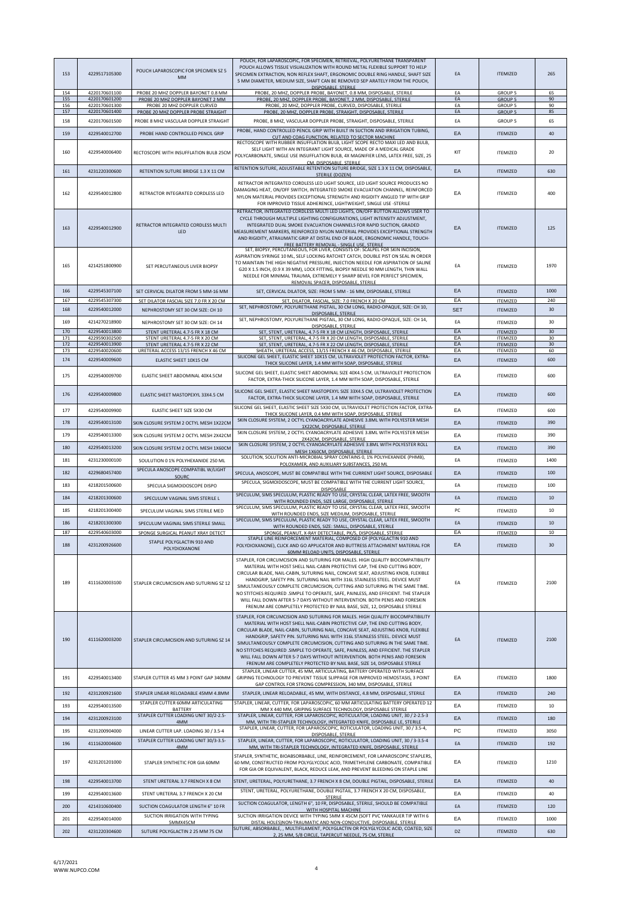| 153 | 4229517105300 | POUCH LAPAROSCOPIC FOR SPECIMEN SZ 5 MM | POUCH, FOR LAPAROSCOPIC, FOR SPECIMEN, RETRIEVAL, POLYURETHANE TRANSPARENT POUCH ALLOWS TISSUE VISUALIZATION WITH ROUND METAL FLEXIBLE SUPPORT TO HELP SPECIMEN EXTRACTION, NON REFLEX SHAFT, ERGONOMIC DOUBLE RING HANDLE, SHAFT SIZE 5 MM DIAMETER, MEDIUM SIZE, SHAFT CAN BE REMOVED SEP ARATELY FROM THE POUCH, DISPOSABLE, STERILE | EA | ITEMIZED | 265 |
|---|---|---|---|---|---|---|
| 154 | 4220170601100 | PROBE 20 MHZ DOPPLER BAYONET 0.8 MM | PROBE, 20 MHZ, DOPPLER PROBE, BAYONET, 0.8 MM, DISPOSABLE, STERILE | EA | GROUP 5 | 65 |
| 155 | 4220170601200 | PROBE 20 MHZ DOPPLER BAYONET 2 MM | PROBE, 20 MHZ, DOPPLER PROBE, BAYONET, 2 MM, DISPOSABLE, STERILE | EA | GROUP 5 | 90 |
| 156 | 4220170601300 | PROBE 20 MHZ DOPPLER CURVED | PROBE, 20 MHZ, DOPPLER PROBE, CURVED, DISPOSABLE, STERILE | EA | GROUP 5 | 90 |
| 157 | 4220170601400 | PROBE 20 MHZ DOPPLER PROBE STRAIGHT | PROBE, 20 MHZ, DOPPLER PROBE, STRAIGHT, DISPOSABLE, STERILE | EA | GROUP 5 | 85 |
| 158 | 4220170601500 | PROBE 8 MHZ VASCULAR DOPPLER STRAIGHT | PROBE, 8 MHZ, VASCULAR DOPPLER PROBE, STRAIGHT, DISPOSABLE, STERILE | EA | GROUP 5 | 65 |
| 159 | 4229540012700 | PROBE HAND CONTROLLED PENCIL GRIP | PROBE, HAND CONTROLLED PENCIL GRIP WITH BUILT IN SUCTION AND IRRIGATION TUBING, CUT AND COAG FUNCTION, RELATED TO SECTOR MACHINE | EA | ITEMIZED | 40 |
| 160 | 4229540006400 | RECTOSCOPE WITH INSUFFLATION BULB 25CM | RECTOSCOPE WITH RUBBER INSUFFLATION BULB, LIGHT SCOPE RECTO MAXI LED AND BULB, SELF LIGHT WITH AN INTEGRANT LIGHT SOURCE, MADE OF A MEDICAL GRADE POLYCARBONATE, SINGLE USE INSUFFLATION BULB, 4X MAGNIFIER LENS, LATEX FREE, SIZE, 25 CM, DISPOSABLE, STERILE | KIT | ITEMIZED | 20 |
| 161 | 4231220300600 | RETENTION SUTURE BRIDGE 1.3 X 11 CM | RETENTION SUTURE, ADJUSTABLE RETENTION SUTURE BRIDGE, SIZE 1.3 X 11 CM, DISPOSABLE, STERILE (DOZEN) | EA | ITEMIZED | 630 |
| 162 | 4229540012800 | RETRACTOR INTEGRATED CORDLESS LED | RETRACTOR INTEGRATED CORDLESS LED LIGHT SOURCE, LED LIGHT SOURCE PRODUCES NO DAMAGING HEAT, ON/OFF SWITCH, INTEGRATED SMOKE EVACUATION CHANNEL, REINFORCED NYLON MATERIAL PROVIDES EXCEPTIONAL STRENGTH AND RIGIDITY ANGLED TIP WITH GRIP FOR IMPROVED TISSUE ADHERENCE, LIGHTWEIGHT, SINGLE USE -STERILE | EA | ITEMIZED | 400 |
| 163 | 4229540012900 | RETRACTOR INTEGRATED CORDLESS MULTI LED | RETRACTOR, INTEGRATED CORDLESS MULTI LED LIGHTS, ON/OFF BUTTON ALLOWS USER TO CYCLE THROUGH MULTIPLE LIGHTING CONFIGURATIONS, LIGHT INTENSITY ADJUSTMENT, INTEGRATED DUAL SMOKE EVACUATION CHANNELS FOR RAPID SUCTION, GRADED MEASUREMENT MARKERS, REINFORCED NYLON MATERIAL PROVIDES EXCEPTIONAL STRENGTH AND RIGIDITY, ATRAUMATIC GRIP AT DISTAL END OF BLADE, ERGONOMIC HANDLE, TOUCH-FREE BATTERY REMOVAL - SINGLE USE, STERILE | EA | ITEMIZED | 125 |
| 165 | 4214251800900 | SET PERCUTANEOUS LIVER BIOPSY | SET, BIOPSY, PERCUTANEOUS, FOR LIVER, CONSISTS OF: SCALPEL FOR SKIN INCISION, ASPIRATION SYRINGE 10 ML, SELF LOCKING RATCHET CATCH, DOUBLE PIST ON SEAL IN ORDER TO MAINTAIN THE HIGH NEGATIVE PRESSURE, INJECTION NEEDLE FOR ASPIRATION OF SALINE G20 X 1.5 INCH, (0.9 X 39 MM), LOCK FITTING, BIOPSY NEEDLE 90 MM LENGTH, THIN WALL NEEDLE FOR MINIMAL TRAUMA, EXTREMELY Y SHARP BEVEL FOR PERFECT SPECIMEN, REMOVAL SPACER, DISPOSABLE, STERILE | EA | ITEMIZED | 1970 |
| 166 | 4229545307100 | SET CERVICAL DILATOR FROM 5 MM-16 MM | SET, CERVICAL DILATOR, SIZE: FROM 5 MM - 16 MM, DISPOSABLE, STERILE | EA | ITEMIZED | 1000 |
| 167 | 4229545307300 | SET DILATOR FASCIAL SIZE 7.0 FR X 20 CM | SET, DILATOR, FASCIAL, SIZE: 7.0 FRENCH X 20 CM | EA | ITEMIZED | 240 |
| 168 | 4229540012000 | NEPHROSTOMY SET 30 CM SIZE: CH 10 | SET, NEPHROSTOMY, POLYURETHANE PIGTAIL, 30 CM LONG, RADIO-OPAQUE, SIZE: CH 10, DISPOSABLE, STERILE | SET | ITEMIZED | 30 |
| 169 | 4214270218900 | NEPHROSTOMY SET 30 CM SIZE: CH 14 | SET, NEPHROSTOMY, POLYURETHANE PIGTAIL, 30 CM LONG, RADIO-OPAQUE, SIZE: CH 14, DISPOSABLE, STERILE | EA | ITEMIZED | 30 |
| 170 | 4229540013800 | STENT URETERAL 4.7-5 FR X 18 CM | SET, STENT, URETERAL, 4.7-5 FR X 18 CM LENGTH, DISPOSABLE, STERILE | EA | ITEMIZED | 30 |
| 171 | 4229590302500 | STENT URETERAL 4.7-5 FR X 20 CM | SET, STENT, URETERAL, 4.7-5 FR X 20 CM LENGTH, DISPOSABLE, STERILE | EA | ITEMIZED | 30 |
| 172 | 4229540013900 | STENT URETERAL 4.7-5 FR X 22 CM | SET, STENT, URETERAL, 4.7-5 FR X 22 CM LENGTH, DISPOSABLE, STERILE | EA | ITEMIZED | 30 |
| 173 | 4229540020600 | URETERAL ACCESS 13/15 FRENCH X 46 CM | SHEATH, URETERAL ACCESS, 13/15 FRENCH X 46 CM, DISPOSABLE, STERILE | EA | ITEMIZED | 60 |
| 174 | 4229540009600 | ELASTIC SHEET 10X15 CM | SILICONE GEL SHEET, ELASTIC SHEET 10X15 CM, ULTRAVIOLET PROTECTION FACTOR, EXTRA-THICK SILICONE LAYER, 1.4 MM WITH SOAP, DISPOSABLE, STERILE | EA | ITEMIZED | 600 |
| 175 | 4229540009700 | ELASTIC SHEET ABDOMINAL 40X4.5CM | SILICONE GEL SHEET, ELASTIC SHEET ABDOMINAL SIZE 40X4.5 CM, ULTRAVIOLET PROTECTION FACTOR, EXTRA-THICK SILICONE LAYER, 1.4 MM WITH SOAP, DISPOSABLE, STERILE | EA | ITEMIZED | 600 |
| 176 | 4229540009800 | ELASTIC SHEET MASTOPEXYL 33X4.5 CM | SILICONE GEL SHEET, ELASTIC SHEET MASTOPEXYL SIZE 33X4.5 CM, ULTRAVIOLET PROTECTION FACTOR, EXTRA-THICK SILICONE LAYER, 1.4 MM WITH SOAP, DISPOSABLE, STERILE | EA | ITEMIZED | 600 |
| 177 | 4229540009900 | ELASTIC SHEET SIZE 5X30 CM | SILICONE GEL SHEET, ELASTIC SHEET SIZE 5X30 CM, ULTRAVIOLET PROTECTION FACTOR, EXTRA-THICK SILICONE LAYER, 0.4 MM WITH SOAP, DISPOSABLE, STERILE | EA | ITEMIZED | 600 |
| 178 | 4229540013100 | SKIN CLOSURE SYSTEM 2 OCTYL MESH 1X22CM | SKIN CLOSURE SYSTEM, 2 OCTYL CYANOACRYLATE ADHESIVE 3.8ML WITH POLYESTER MESH 1X22CM, DISPOSABLE, STERILE | EA | ITEMIZED | 390 |
| 179 | 4229540013300 | SKIN CLOSURE SYSTEM 2 OCTYL MESH 2X42CM | SKIN CLOSURE SYSTEM, 2 OCTYL CYANOACRYLATE ADHESIVE 3.8ML WITH POLYESTER MESH 2X42CM, DISPOSABLE, STERILE | EA | ITEMIZED | 390 |
| 180 | 4229540013200 | SKIN CLOSURE SYSTEM 2 OCTYL MESH 1X60CM | SKIN CLOSURE SYSTEM, 2 OCTYL CYANOACRYLATE ADHESIVE 3.8ML WITH POLYESTER ROLL MESH 1X60CM, DISPOSABLE, STERILE | EA | ITEMIZED | 390 |
| 181 | 4231230000100 | SOULUTION 0 1% POLYHEXANIDE 250 ML | SOLUTION, SOLUTION ANTI-MICROBIAL SPRAY CONTAINS 0, 1% POLYHEXANIDE (PHMB), POLOXAMER, AND AUXILIARY SUBSTANCES, 250 ML | EA | ITEMIZED | 1400 |
| 182 | 4229680457400 | SPECULA ANOSCOPE COMPATIBL W/LIGHT SOURC | SPECULA, ANOSCOPE, MUST BE COMPATIBLE WITH THE CURRENT LIGHT SOURCE, DISPOSABLE | EA | ITEMIZED | 100 |
| 183 | 4218201500600 | SPECULA SIGMOIDOSCOPE DISPO | SPECULA, SIGMOIDOSCOPE, MUST BE COMPATIBLE WITH THE CURRENT LIGHT SOURCE, DISPOSABLE | EA | ITEMIZED | 100 |
| 184 | 4218201300600 | SPECULUM VAGINAL SIMS STERILE L | SPECULUM, SIMS SPECULUM, PLASTIC READY TO USE, CRYSTAL CLEAR, LATEX FREE, SMOOTH WITH ROUNDED ENDS, SIZE LARGE, DISPOSABLE, STERILE | EA | ITEMIZED | 10 |
| 185 | 4218201300400 | SPECULUM VAGINAL SIMS STERILE MED | SPECULUM, SIMS SPECULUM, PLASTIC READY TO USE, CRYSTAL CLEAR, LATEX FREE, SMOOTH WITH ROUNDED ENDS, SIZE MEDIUM, DISPOSABLE, STERILE | PC | ITEMIZED | 10 |
| 186 | 4218201300300 | SPECULUM VAGINAL SIMS STERILE SMALL | SPECULUM, SIMS SPECULUM, PLASTIC READY TO USE, CRYSTAL CLEAR, LATEX FREE, SMOOTH WITH ROUNDED ENDS, SIZE: SMALL, DISPOSABLE, STERILE | EA | ITEMIZED | 10 |
| 187 | 4229540603000 | SPONGE SURGICAL PEANUT XRAY DETECT | SPONGE, PEANUT, X-RAY DETECTABLE, PK/5, DISPOSABLE, STERILE | EA | ITEMIZED | 10 |
| 188 | 4231200926600 | STAPLE POLYGLACTIN 910 AND POLYDIOXANONE | STAPLE LINE REINFORCEMENT MATERIAL, COMPOSED OF (POLYGLACTIN 910 AND POLYDIOXANONE), CLICK AND GO APPLICATOR AND BUTTRESS ATTACHMENT MATERIAL FOR 60MM RELOAD UNITS, DISPOSABLE, STERILE | EA | ITEMIZED | 30 |
| 189 | 4111620003100 | STAPLER CIRCUMCISION AND SUTURING SZ 12 | STAPLER, FOR CIRCUMCISION AND SUTURING FOR MALES. HIGH QUALITY BIOCOMPATIBILITY MATERIAL WITH HOST SHELL NAIL-CABIN PROTECTIVE CAP, THE END CUTTING BODY, CIRCULAR BLADE, NAIL-CABIN, SUTURING NAIL, CONCAVE SEAT, ADJUSTING KNOB, FLEXIBLE HANDGRIP, SAFETY PIN. SUTURING NAIL WITH 316L STAINLESS STEEL. DEVICE MUST SIMULTANEOUSLY COMPLETE CIRCUMCISION, CUTTING AND SUTURING IN THE SAME TIME. NO STITCHES REQUIRED .SIMPLE TO OPERATE, SAFE, PAINLESS, AND EFFICIENT. THE STAPLER WILL FALL DOWN AFTER 5-7 DAYS WITHOUT INTERVENTION. BOTH PENIS AND FORESKIN FRENUM ARE COMPLETELY PROTECTED BY NAIL BASE, SIZE, 12, DISPOSABLE STERILE | EA | ITEMIZED | 2100 |
| 190 | 4111620003200 | STAPLER CIRCUMCISION AND SUTURING SZ 14 | STAPLER, FOR CIRCUMCISION AND SUTURING FOR MALES. HIGH QUALITY BIOCOMPATIBILITY MATERIAL WITH HOST SHELL NAIL-CABIN PROTECTIVE CAP, THE END CUTTING BODY, CIRCULAR BLADE, NAIL-CABIN, SUTURING NAIL, CONCAVE SEAT, ADJUSTING KNOB, FLEXIBLE HANDGRIP, SAFETY PIN. SUTURING NAIL WITH 316L STAINLESS STEEL. DEVICE MUST SIMULTANEOUSLY COMPLETE CIRCUMCISION, CUTTING AND SUTURING IN THE SAME TIME. NO STITCHES REQUIRED .SIMPLE TO OPERATE, SAFE, PAINLESS, AND EFFICIENT. THE STAPLER WILL FALL DOWN AFTER 5-7 DAYS WITHOUT INTERVENTION. BOTH PENIS AND FORESKIN FRENUM ARE COMPLETELY PROTECTED BY NAIL BASE, SIZE, 14, DISPOSABLE STERILE | EA | ITEMIZED | 2100 |
| 191 | 4229540013400 | STAPLER CUTTER 45 MM 3 POINT GAP 340MM | STAPLER, LINEAR CUTTER, 45 MM, ARTICULATING, BATTERY OPERATED WITH SURFACE GRIPING TECHNOLOGY TO PREVENT TISSUE SLIPPAGE FOR IMPROVED HEMOSTASIS, 3 POINT GAP CONTROL FOR STRONG COMPRESSION, 340 MM, DISPOSABLE, STERILE | EA | ITEMIZED | 1800 |
| 192 | 4231200921600 | STAPLER LINEAR RELOADABLE 45MM 4.8MM | STAPLER, LINEAR RELOADABLE, 45 MM, WITH DISTANCE, 4.8 MM, DISPOSABLE, STERILE | EA | ITEMIZED | 240 |
| 193 | 4229540013500 | STAPLER CUTTER 60MM ARTICULATING BATTERY | STAPLER, LINEAR, CUTTER, FOR LAPAROSCOPIC, 60 MM ARTICULATING BATTERY OPERATED 12 MM X 440 MM, GRIPING SURFACE TECHNOLOGY, DISPOSABLE STERILE | EA | ITEMIZED | 10 |
| 194 | 4231200923100 | STAPLER CUTTER LOADING UNIT 30/2-2.5-4MM | STAPLER, LINEAR, CUTTER, FOR LAPAROSCOPIC, ROTICULATOR, LOADING UNIT, 30 / 2-2.5-3 MM, WITH TRI-STAPLER TECHNOLOGY, INTEGRATED KNIFE, DISPOSABLE LE, STERILE | EA | ITEMIZED | 180 |
| 195 | 4231200904000 | LINEAR CUTTER LAP. LOADING 30 / 3.5-4 | STAPLER, LINEAR, CUTTER, FOR LAPAROSCOPIC, ROTICULATOR, LOADING UNIT, 30 / 3.5-4, DISPOSABLE, STERILE | PC | ITEMIZED | 3050 |
| 196 | 4111620004600 | STAPLER CUTTER LOADING UNIT 30/3-3.5-4MM | STAPLER, LINEAR, CUTTER, FOR LAPAROSCOPIC, ROTICULATOR, LOADING UNIT, 30 / 3-3.5-4 MM, WITH TRI-STAPLER TECHNOLOGY, INTEGRATED KNIFE, DISPOSABLE, STERILE | EA | ITEMIZED | 192 |
| 197 | 4231201201000 | STAPLER SYNTHETIC FOR GIA 60MM | STAPLER, SYNTHETIC, BIOABSORBABLE, LINE, REINFORCEMENT, FOR LAPAROSCOPIC STAPLERS, 60 MM, CONSTRUCTED FROM POLYGLYCOLIC ACID, TRIMETHYLENE CARBONATE, COMPATIBLE FOR GIA OR EQUIVALENT, BLACK, REDUCE LEAK, AND PREVENT BLEEDING ON STAPLE LINE | EA | ITEMIZED | 1210 |
| 198 | 4229540013700 | STENT URETERAL 3.7 FRENCH X 8 CM | STENT, URETERAL, POLYURETHANE, 3.7 FRENCH X 8 CM, DOUBLE PIGTAIL, DISPOSABLE, STERILE | EA | ITEMIZED | 40 |
| 199 | 4229540013600 | STENT URETERAL 3.7 FRENCH X 20 CM | STENT, URETERAL, POLYURETHANE, DOUBLE PIGTAIL, 3.7 FRENCH X 20 CM, DISPOSABLE, STERILE | EA | ITEMIZED | 40 |
| 200 | 4214310600400 | SUCTION COAGULATOR LENGTH 6" 10 FR | SUCTION COAGULATOR, LENGTH 6", 10 FR, DISPOSABLE, STERILE, SHOULD BE COMPATIBLE WITH HOSPITAL MACHINE | EA | ITEMIZED | 120 |
| 201 | 4229540014000 | SUCTION IRRIGATION WITH TYPING 5MMX45CM | SUCTION IRRIGATION DEVICE WITH TYPING 5MM X 45CM (SOFT PVC YANKAUER TIP WITH 6 DISTAL HOLES)NON-TRAUMATIC AND NON-CONDUCTIVE, DISPOSABLE, STERILE | EA | ITEMIZED | 1000 |
| 202 | 4231220304600 | SUTURE POLYGLACTIN 2 25 MM 75 CM | SUTURE, ABSORBABLE, , MULTIFILAMENT, POLYGLACTIN OR POLYGLYCOLIC ACID, COATED, SIZE 2, 25 MM, 5/8 CIRCLE, TAPERCUT NEEDLE, 75 CM, STERILE | DZ | ITEMIZED | 630 |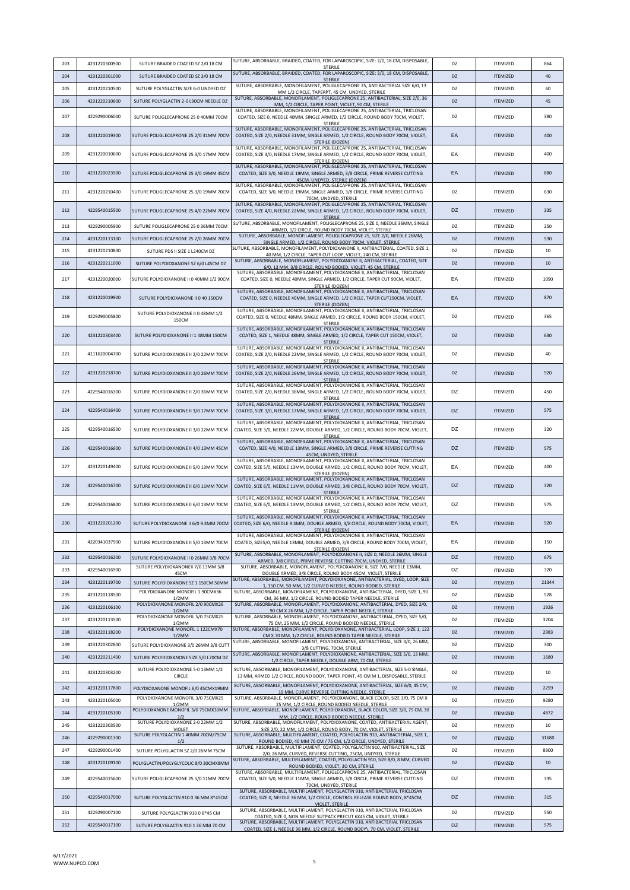| 203 | 4231220300900 | SUTURE BRAIDED COATED SZ 2/0 18 CM | SUTURE, ABSORBABLE, BRAIDED, COATED, FOR LAPAROSCOPIC, SIZE: 2/0, 18 CM, DISPOSABLE, STERILE | DZ | ITEMIZED | 864 |
|---|---|---|---|---|---|---|
| 204 | 4231220301000 | SUTURE BRAIDED COATED SZ 3/0 18 CM | SUTURE, ABSORBABLE, BRAIDED, COATED, FOR LAPAROSCOPIC, SIZE: 3/0, 18 CM, DISPOSABLE, STERILE | DZ | ITEMIZED | 40 |
| 205 | 4231220210500 | SUTURE POLYGLACTIN SIZE 6-0 UNDYED DZ | SUTURE, ABSORBABLE, MONOFILAMENT, POLIGLECAPRONE 25, ANTIBACTERIAL SIZE 6/0, 13 MM 1/2 CIRCLE, TAPERPT, 45 CM, UNDYED, STERILE | DZ | ITEMIZED | 60 |
| 206 | 4231220210600 | SUTURE POLYGLACTIN 2-0 L90CM NEEDLE DZ | SUTURE, ABSORBABLE, MONOFILAMENT, POLIGLECAPRONE 25, ANTIBACTERIAL, SIZE 2/0, 36 MM, 1/2 CIRCLE, TAPER POINT, VIOLET, 90 CM, STERILE | DZ | ITEMIZED | 45 |
| 207 | 4229290006000 | SUTURE POLIGLECAPRONE 25 0 40MM 70CM | SUTURE, ABSORBABLE, MONOFILAMENT, POLIGLECAPRONE 25, ANTIBACTERIAL, TRICLOSAN COATED, SIZE 0, NEEDLE 40MM, SINGLE ARMED, 1/2 CIRCLE, ROUND BODY 70CM, VIOLET, STERILE | DZ | ITEMIZED | 380 |
| 208 | 4231220019300 | SUTURE POLIGLECAPRONE 25 2/0 31MM 70CM | SUTURE, ABSORBABLE, MONOFILAMENT, POLIGLECAPRONE 25, ANTIBACTERIAL, TRICLOSAN COATED, SIZE 2/0, NEEDLE 31MM, SINGLE ARMED, 1/2 CIRCLE, ROUND BODY 70CM, VIOLET, STERILE (DOZEN) | EA | ITEMIZED | 400 |
| 209 | 4231220010600 | SUTURE POLIGLECAPRONE 25 3/0 17MM 70CM | SUTURE, ABSORBABLE, MONOFILAMENT, POLIGLECAPRONE 25, ANTIBACTERIAL, TRICLOSAN COATED, SIZE 3/0, NEEDLE 17MM, SINGLE ARMED, 1/2 CIRCLE, ROUND BODY 70CM, VIOLET, STERILE (DOZEN) | EA | ITEMIZED | 400 |
| 210 | 4231220023900 | SUTURE POLIGLECAPRONE 25 3/0 19MM 45CM | SUTURE, ABSORBABLE, MONOFILAMENT, POLIGLECAPRONE 25, ANTIBACTERIAL, TRICLOSAN COATED, SIZE 3/0, NEEDLE 19MM, SINGLE ARMED, 3/8 CIRCLE, PRIME REVERSE CUTTING 45CM, UNDYED, STERILE (DOZEN) | EA | ITEMIZED | 880 |
| 211 | 4231220210400 | SUTURE POLIGLECAPRONE 25 3/0 19MM 70CM | SUTURE, ABSORBABLE, MONOFILAMENT, POLIGLECAPRONE 25, ANTIBACTERIAL, TRICLOSAN COATED, SIZE 3/0, NEEDLE 19MM, SINGLE ARMED, 3/8 CIRCLE, PRIME REVERSE CUTTING 70CM, UNDYED, STERILE | DZ | ITEMIZED | 630 |
| 212 | 4229540015500 | SUTURE POLIGLECAPRONE 25 4/0 22MM 70CM | SUTURE, ABSORBABLE, MONOFILAMENT, POLIGLECAPRONE 25, ANTIBACTERIAL, TRICLOSAN COATED, SIZE 4/0, NEEDLE 22MM, SINGLE ARMED, 1/2 CIRCLE, ROUND BODY 70CM, VIOLET, STERILE | DZ | ITEMIZED | 335 |
| 213 | 4229290005900 | SUTURE POLIGLECAPRONE 25 0 36MM 70CM | SUTURE, ABSORBABLE, MONOFILAMENT, POLIGLECAPRONE 25, SIZE 0, NEEDLE 36MM, SINGLE ARMED, 1/2 CIRCLE, ROUND BODY 70CM, VIOLET, STERILE | DZ | ITEMIZED | 250 |
| 214 | 4231220113100 | SUTURE POLIGLECAPRONE 25 2/0 26MM 70CM | SUTURE, ABSORBABLE, MONOFILAMENT, POLIGLECAPRONE 25, SIZE 2/0, NEEDLE 26MM, SINGLE ARMED, 1/2 CIRCLE, ROUND BODY 70CM, VIOLET, STERILE | DZ | ITEMIZED | 530 |
| 215 | 4231220210800 | SUTURE PDS II SIZE 1 L240CM DZ | SUTURE, ABSORBABLE, MONOFILAMENT, POLYDIOXANONE II, ANTIBACTERIAL, COATED, SIZE 1, 40 MM, 1/2 CIRCLE, TAPER CUT LOOP, VIOLET, 240 CM, STERILE | DZ | ITEMIZED | 10 |
| 216 | 4231220211000 | SUTURE POLYDIOXANONE SZ 6/0 L45CM DZ | SUTURE, ABSORBABLE, MONOFILAMENT, POLYDIOXANONE II, ANTIBACTERIAL, COATED, SIZE 6/0, 13 MM, 3/8 CIRCLE, ROUND BODIED, VIOLET, 45 CM, STERILE | DZ | ITEMIZED | 10 |
| 217 | 4231220020000 | SUTURE POLYDIOXANONE II 0 40MM 1/2 90CM | SUTURE, ABSORBABLE, MONOFILAMENT, POLYDIOXANONE II, ANTIBACTERIAL, TRICLOSAN COATED, SIZE 0, NEEDLE 40MM, SINGLE ARMED, 1/2 CIRCLE, TAPER CUT 90CM, VIOLET, STERILE (DOZEN) | EA | ITEMIZED | 1090 |
| 218 | 4231220019900 | SUTURE POLYDIOXANONE II 0 40 150CM | SUTURE, ABSORBABLE, MONOFILAMENT, POLYDIOXANONE II, ANTIBACTERIAL, TRICLOSAN COATED, SIZE 0, NEEDLE 40MM, SINGLE ARMED, 1/2 CIRCLE, TAPER CUT150CM, VIOLET, STERILE (DOZEN) | EA | ITEMIZED | 870 |
| 219 | 4229290005800 | SUTURE POLYDIOXANONE II 0 48MM 1/2 150CM | SUTURE, ABSORBABLE, MONOFILAMENT, POLYDIOXANONE II, ANTIBACTERIAL, TRICLOSAN COATED, SIZE 0, NEEDLE 48MM, SINGLE ARMED, 1/2 CIRCLE, ROUND BODY 150CM, VIOLET, STERILE | DZ | ITEMIZED | 365 |
| 220 | 4231220303400 | SUTURE POLYDIOXANONE II 1 48MM 150CM | SUTURE, ABSORBABLE, MONOFILAMENT, POLYDIOXANONE II, ANTIBACTERIAL, TRICLOSAN COATED, SIZE 1, NEEDLE 48MM, SINGLE ARMED, 1/2 CIRCLE, TAPER CUT 150CM, VIOLET, STERILE | DZ | ITEMIZED | 630 |
| 221 | 4111620004700 | SUTURE POLYDIOXANONE II 2/0 22MM 70CM | SUTURE, ABSORBABLE, MONOFILAMENT, POLYDIOXANONE II, ANTIBACTERIAL, TRICLOSAN COATED, SIZE 2/0, NEEDLE 22MM, SINGLE ARMED, 1/2 CIRCLE, ROUND BODY 70CM, VIOLET, STERILE | DZ | ITEMIZED | 40 |
| 222 | 4231220218700 | SUTURE POLYDIOXANONE II 2/0 26MM 70CM | SUTURE, ABSORBABLE, MONOFILAMENT, POLYDIOXANONE II, ANTIBACTERIAL, TRICLOSAN COATED, SIZE 2/0, NEEDLE 26MM, SINGLE ARMED, 1/2 CIRCLE, ROUND BODY 70CM, VIOLET, STERILE | DZ | ITEMIZED | 920 |
| 223 | 4229540016300 | SUTURE POLYDIOXANONE II 2/0 36MM 70CM | SUTURE, ABSORBABLE, MONOFILAMENT, POLYDIOXANONE II, ANTIBACTERIAL, TRICLOSAN COATED, SIZE 2/0, NEEDLE 36MM, SINGLE ARMED, 1/2 CIRCLE, ROUND BODY 70CM, VIOLET, STERILE | DZ | ITEMIZED | 450 |
| 224 | 4229540016400 | SUTURE POLYDIOXANONE II 3/0 17MM 70CM | SUTURE, ABSORBABLE, MONOFILAMENT, POLYDIOXANONE II, ANTIBACTERIAL, TRICLOSAN COATED, SIZE 3/0, NEEDLE 17MM, SINGLE ARMED, 1/2 CIRCLE, ROUND BODY 70CM, VIOLET, STERILE | DZ | ITEMIZED | 575 |
| 225 | 4229540016500 | SUTURE POLYDIOXANONE II 3/0 22MM 70CM | SUTURE, ABSORBABLE, MONOFILAMENT, POLYDIOXANONE II, ANTIBACTERIAL, TRICLOSAN COATED, SIZE 3/0, NEEDLE 22MM, DOUBLE ARMED, 1/2 CIRCLE, ROUND BODY 70CM, VIOLET, STERILE | DZ | ITEMIZED | 320 |
| 226 | 4229540016600 | SUTURE POLYDIOXANONE II 4/0 13MM 45CM | SUTURE, ABSORBABLE, MONOFILAMENT, POLYDIOXANONE II, ANTIBACTERIAL, TRICLOSAN COATED, SIZE 4/0, NEEDLE 13MM, SINGLE ARMED, 3/8 CIRCLE, PRIME REVERSE CUTTING 45CM, UNDYED, STERILE | DZ | ITEMIZED | 575 |
| 227 | 4231220149400 | SUTURE POLYDIOXANONE II 5/0 13MM 70CM | SUTURE, ABSORBABLE, MONOFILAMENT, POLYDIOXANONE II, ANTIBACTERIAL, TRICLOSAN COATED, SIZE 5/0, NEEDLE 13MM, DOUBLE ARMED, 1/2 CIRCLE, ROUND BODY 70CM, VIOLET, STERILE (DOZEN) | EA | ITEMIZED | 400 |
| 228 | 4229540016700 | SUTURE POLYDIOXANONE II 6/0 11MM 70CM | SUTURE, ABSORBABLE, MONOFILAMENT, POLYDIOXANONE II, ANTIBACTERIAL, TRICLOSAN COATED, SIZE 6/0, NEEDLE 11MM, DOUBLE ARMED, 3/8 CIRCLE, ROUND BODY 70CM, VIOLET, STERILE | DZ | ITEMIZED | 320 |
| 229 | 4229540016800 | SUTURE POLYDIOXANONE II 6/0 13MM 70CM | SUTURE, ABSORBABLE, MONOFILAMENT, POLYDIOXANONE II, ANTIBACTERIAL, TRICLOSAN COATED, SIZE 6/0, NEEDLE 13MM, DOUBLE ARMED, 1/2 CIRCLE, ROUND BODY 70CM, VIOLET, STERILE | DZ | ITEMIZED | 575 |
| 230 | 4231220201200 | SUTURE POLYDIOXANONE II 6/0 9.3MM 70CM | SUTURE, ABSORBABLE, MONOFILAMENT, POLYDIOXANONE II, ANTIBACTERIAL, TRICLOSAN COATED, SIZE 6/0, NEEDLE 9.3MM, DOUBLE ARMED, 3/8 CIRCLE, ROUND BODY 70CM, VIOLET, STERILE (DOZEN) | EA | ITEMIZED | 920 |
| 231 | 4220341037900 | SUTURE POLYDIOXANONE II 5/0 13MM 70CM | SUTURE, ABSORBABLE, MONOFILAMENT, POLYDIOXANONE II, ANTIBACTERIAL, TRICLOSAN COATED, SIZE5/0, NEEDLE 13MM, DOUBLE ARMED, 3/8 CIRCLE, ROUND BODY 70CM, VIOLET, STERILE (DOZEN) | EA | ITEMIZED | 150 |
| 232 | 4229540016200 | SUTURE POLYDIOXANONE II 0 26MM 3/8 70CM | SUTURE, ABSORBABLE, MONOFILAMENT, POLYDIOXANONE II, SIZE 0, NEEDLE 26MM, SINGLE ARMED, 3/8 CIRCLE, PRIME REVERSE CUTTING 70CM, UNDYED, STERILE | DZ | ITEMIZED | 675 |
| 233 | 4229540016900 | SUTURE POLYDIOXANONEII 7/0 13MM 3/8 45CM | SUTURE, ABSORBABLE, MONOFILAMENT, POLYDIOXANONE II, SIZE 7/0, NEEDLE 13MM, DOUBLE ARMED, 3/8 CIRCLE, ROUND BODY 45CM, VIOLET, STERILE | DZ | ITEMIZED | 320 |
| 234 | 4231220119700 | SUTURE POLYDIOXANONE SZ 1 150CM 50MM | SUTURE, ABSORBABLE, MONOFILAMENT, POLYDIOXANONE, ANTIBACTERIAL, DYED, LOOP, SIZE 1, 150 CM, 50 MM, 1/2 CURVED NEEDLE, ROUND BODIED, STERILE | DZ | ITEMIZED | 21344 |
| 235 | 4231220118500 | POLYDIOXANONE MONOFIL 1 90CMX36 1/2MM | SUTURE, ABSORBABLE, MONOFILAMENT, POLYDIOXANONE, ANTIBACTERIAL, DYED, SIZE 1, 90 CM, 36 MM, 1/2 CIRCLE, ROUND BODIED TAPER NEEDLE, STERILE | DZ | ITEMIZED | 528 |
| 236 | 4231220106100 | POLYDIOXANONE MONOFIL 2/0 90CMX26 1/2MM | SUTURE, ABSORBABLE, MONOFILAMENT, POLYDIOXANONE, ANTIBACTERIAL, DYED, SIZE 2/0, 90 CM X 26 MM, 1/2 CIRCLE, TAPER POINT NEEDLE, STERILE | DZ | ITEMIZED | 1926 |
| 237 | 4231220113500 | POLYDIOXANONE MONOFIL 5/0 75CMX25 1/2MM | SUTURE, ABSORBABLE, MONOFILAMENT, POLYDIOXANONE, ANTIBACTERIAL, DYED, SIZE 5/0, 75 CM, 25 MM, 1/2 CIRCLE, ROUND BODIED NEEDLE, STERILE | DZ | ITEMIZED | 3204 |
| 238 | 4231220118200 | POLYDIOXANONE MONOFIL 1 122CMX70 1/2MM | SUTURE, ABSORBABLE, MONOFILAMENT, POLYDIOXANONE, ANTIBACTERIAL, LOOP, SIZE 1, 122 CM X 70 MM, 1/2 CIRCLE, ROUND BODIED TAPER NEEDLE, STERILE | DZ | ITEMIZED | 2983 |
| 239 | 4231220302800 | SUTURE POLYDIOXANONE 3/0 26MM 3/8 CUTT | SUTURE, ABSORBABLE, MONOFILAMENT, POLYDIOXANONE, ANTIBACTERIAL, SIZE 3/0, 26 MM, 3/8 CUTTING, 70CM, STERILE | DZ | ITEMIZED | 300 |
| 240 | 4231220211400 | SUTURE POLYDIOXANONE SIZE 5/0 L70CM DZ | SUTURE, ABSORBABLE, MONOFILAMENT, POLYDIOXANONE, ANTIBACTERIAL, SIZE 5/0, 13 MM, 1/2 CIRCLE, TAPER NEEDLE, DOUBLE ARM, 70 CM, STERILE | DZ | ITEMIZED | 1680 |
| 241 | 4231220303200 | SUTURE POLYDIOXANONE 5-0 13MM 1/2 CIRCLE | SUTURE, ABSORBABLE, MONOFILAMENT, POLYDIOXANONE, ANTIBACTERIAL, SIZE 5-0 SINGLE, 13 MM, ARMED 1/2 CIRCLE, ROUND BODY, TAPER POINT, 45 CM M 1, DISPOSABLE, STERILE | DZ | ITEMIZED | 10 |
| 242 | 4231220117800 | POLYDIOXANONE MONOFIL 6/0 45CMX19MM | SUTURE, ABSORBABLE, MONOFILAMENT, POLYDIOXANONE, ANTIBACTERIAL, SIZE 6/0, 45 CM, 19 MM, CURVE REVERSE CUTTING NEEDLE, STERILE | DZ | ITEMIZED | 2259 |
| 243 | 4231220105000 | POLYDIOXANONE MONOFIL 3/0 75CMX25 1/2MM | SUTURE, ABSORBABLE, MONOFILAMENT, POLYDIOXANONE, BLACK COLOR, SIZE 3/0, 75 CM X 25 MM, 1/2 CIRCLE, ROUND BODIED NEEDLE, STERILE | DZ | ITEMIZED | 9280 |
| 244 | 4231220105100 | POLYDIOXANONE MONOFIL 3/0 75CMX30MM 1/2 | SUTURE, ABSORBABLE, MONOFILAMENT, POLYDIOXANONE, BLACK COLOR, SIZE 3/0, 75 CM, 30 MM, 1/2 CIRCLE, ROUND BODIED NEEDLE, STERILE | DZ | ITEMIZED | 4872 |
| 245 | 4231220303500 | SUTURE POLYDIOXANONE 2-0 22MM 1/2 VIOLET | SUTURE, ABSORBABLE, MONOFILAMENT, POLYDIOXANONE, COATED, ANTIBACTERIAL AGENT, SIZE 2/0, 22 MM, 1/2 CIRCLE, ROUND BODY, 70 CM, VIOLET, STERILE | DZ | ITEMIZED | 10 |
| 246 | 4229290001300 | SUTURE POLYGLACTIN 1 40MM 70CM/75CM 1/2 | SUTURE, ABSORBABLE, MULTIFILAMENT, COATED, POLYGLACTIN 910, ANTIBACTERIAL, SIZE 1, ROUND BODIED, 40 MM 70 CM / 75 CM, 1/2 CIRCLE, UNDYED, STERILE | DZ | ITEMIZED | 31680 |
| 247 | 4229290001400 | SUTURE POLYGLACTIN SZ 2/0 26MM 75CM | SUTURE, ABSORBABLE, MULTIFILAMENT, COATED, POLYGLACTIN 910, ANTIBACTERIAL, SIZE 2/0, 26 MM, CURVED, REVERSE CUTTING, 75CM, UNDYED, STERILE | DZ | ITEMIZED | 8900 |
| 248 | 4231220109100 | POLYGLACTIN/POLYGLYCOLIC 8/0 30CMX8MM | SUTURE, ABSORBABLE, MULTIFILAMENT, COATED, POLYGLACTIN 910, SIZE 8/0, 8 MM, CURVED ROUND BODIED, VIOLET, 30 CM, STERILE | DZ | ITEMIZED | 10 |
| 249 | 4229540015600 | SUTURE POLIGLECAPRONE 25 5/0 11MM 70CM | SUTURE, ABSORBABLE, MULTIFILAMENT, POLIGLECAPRONE 25, ANTIBACTERIAL, TRICLOSAN COATED, SIZE 5/0, NEEDLE 11MM, SINGLE ARMED, 3/8 CIRCLE, PRIME REVERSE CUTTING 70CM, UNDYED, STERILE | DZ | ITEMIZED | 335 |
| 250 | 4229540017000 | SUTURE POLYGLACTIN 910 0 36 MM 8*45CM | SUTURE, ABSORBABLE, MULTIFILAMENT, POLYGLACTIN 910, ANTIBACTERIAL TRICLOSAN COATED, SIZE 0, NEEDLE 36 MM, 1/2 CIRCLE, CONTROL RELEASE ROUND BODY, 8*45CM, VIOLET, STERILE | DZ | ITEMIZED | 315 |
| 251 | 4229290007100 | SUTURE POLYGLACTIN 910 0 6*45 CM | SUTURE, ABSORBABLE, MULTIFILAMENT, POLYGLACTIN 910, ANTIBACTERIAL TRICLOSAN COATED, SIZE 0, NON NEEDLE SUTPACK PRECUT 6X45 CM, VIOLET, STERILE | DZ | ITEMIZED | 550 |
| 252 | 4229540017100 | SUTURE POLYGLACTIN 910 1 36 MM 70 CM | SUTURE, ABSORBABLE, MULTIFILAMENT, POLYGLACTIN 910, ANTIBACTERIAL TRICLOSAN COATED, SIZE 1, NEEDLE 36 MM, 1/2 CIRCLE, ROUND BODY\, 70 CM, VIOLET, STERILE | DZ | ITEMIZED | 575 |

6/17/2021
WWW.NUPCO.COM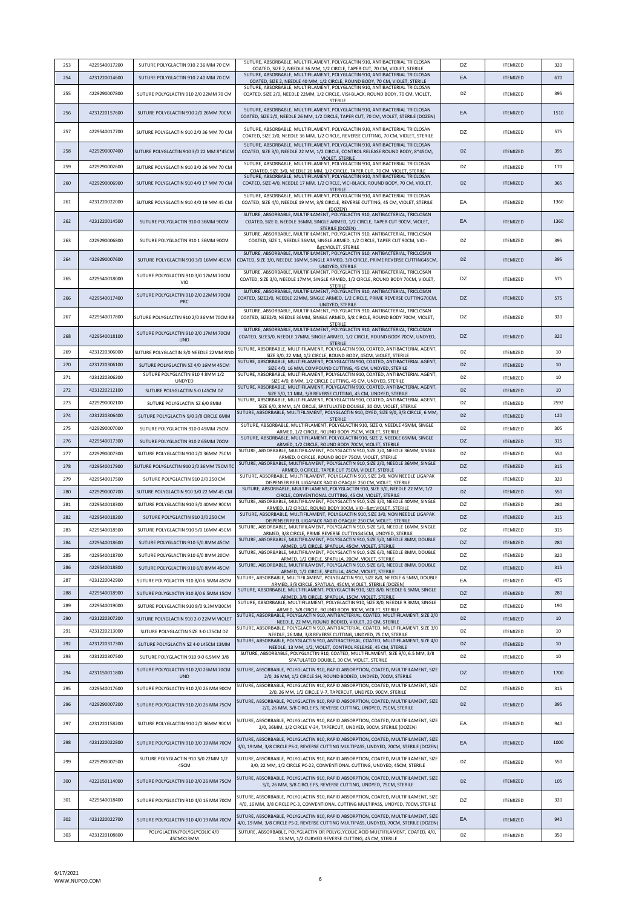| 253 | 4229540017200 | SUTURE POLYGLACTIN 910 2 36 MM 70 CM | SUTURE, ABSORBABLE, MULTIFILAMENT, POLYGLACTIN 910, ANTIBACTERIAL TRICLOSAN COATED, SIZE 2, NEEDLE 36 MM, 1/2 CIRCLE, TAPER CUT, 70 CM, VIOLET, STERILE | DZ | ITEMIZED | 320 |
|---|---|---|---|---|---|---|
| 254 | 4231220014600 | SUTURE POLYGLACTIN 910 2 40 MM 70 CM | SUTURE, ABSORBABLE, MULTIFILAMENT, POLYGLACTIN 910, ANTIBACTERIAL TRICLOSAN COATED, SIZE 2, NEEDLE 40 MM, 1/2 CIRCLE, ROUND BODY, 70 CM, VIOLET, STERILE | EA | ITEMIZED | 670 |
| 255 | 4229290007800 | SUTURE POLYGLACTIN 910 2/0 22MM 70 CM | SUTURE, ABSORBABLE, MULTIFILAMENT, POLYGLACTIN 910, ANTIBACTERIAL TRICLOSAN COATED, SIZE 2/0, NEEDLE 22MM, 1/2 CIRCLE, VISI-BLACK, ROUND BODY, 70 CM, VIOLET, STERILE | DZ | ITEMIZED | 395 |
| 256 | 4231220157600 | SUTURE POLYGLACTIN 910 2/0 26MM 70CM | SUTURE, ABSORBABLE, MULTIFILAMENT, POLYGLACTIN 910, ANTIBACTERIAL TRICLOSAN COATED, SIZE 2/0, NEEDLE 26 MM, 1/2 CIRCLE, TAPER CUT, 70 CM, VIOLET, STERILE (DOZEN) | EA | ITEMIZED | 1510 |
| 257 | 4229540017700 | SUTURE POLYGLACTIN 910 2/0 36 MM 70 CM | SUTURE, ABSORBABLE, MULTIFILAMENT, POLYGLACTIN 910, ANTIBACTERIAL TRICLOSAN COATED, SIZE 2/0, NEEDLE 36 MM, 1/2 CIRCLE, REVERSE CUTTING, 70 CM, VIOLET, STERILE | DZ | ITEMIZED | 575 |
| 258 | 4229290007400 | SUTURE POLYGLACTIN 910 3/0 22 MM 8*45CM | SUTURE, ABSORBABLE, MULTIFILAMENT, POLYGLACTIN 910, ANTIBACTERIAL TRICLOSAN COATED, SIZE 3/0, NEEDLE 22 MM, 1/2 CIRCLE, CONTROL RELEASE ROUND BODY, 8*45CM, VIOLET, STERILE | DZ | ITEMIZED | 395 |
| 259 | 4229290002600 | SUTURE POLYGLACTIN 910 3/0 26 MM 70 CM | SUTURE, ABSORBABLE, MULTIFILAMENT, POLYGLACTIN 910, ANTIBACTERIAL TRICLOSAN COATED, SIZE 3/0, NEEDLE 26 MM, 1/2 CIRCLE, TAPER CUT, 70 CM, VIOLET, STERILE | DZ | ITEMIZED | 170 |
| 260 | 4229290006900 | SUTURE POLYGLACTIN 910 4/0 17 MM 70 CM | SUTURE, ABSORBABLE, MULTIFILAMENT, POLYGLACTIN 910, ANTIBACTERIAL TRICLOSAN COATED, SIZE 4/0, NEEDLE 17 MM, 1/2 CIRCLE, VICI-BLACK, ROUND BODY, 70 CM, VIOLET, STERILE | DZ | ITEMIZED | 365 |
| 261 | 4231220022000 | SUTURE POLYGLACTIN 910 4/0 19 MM 45 CM | SUTURE, ABSORBABLE, MULTIFILAMENT, POLYGLACTIN 910, ANTIBACTERIAL TRICLOSAN COATED, SIZE 4/0, NEEDLE 19 MM, 3/8 CIRCLE, REVERSE CUTTING, 45 CM, VIOLET, STERILE (DOZEN) | EA | ITEMIZED | 1360 |
| 262 | 4231220014500 | SUTURE POLYGLACTIN 910 0 36MM 90CM | SUTURE, ABSORBABLE, MULTIFILAMENT, POLYGLACTIN 910, ANTIBACTERIAL, TRICLOSAN COATED, SIZE 0, NEEDLE 36MM, SINGLE ARMED, 1/2 CIRCLE, TAPER CUT 90CM, VIOLET, STERILE (DOZEN) | EA | ITEMIZED | 1360 |
| 263 | 4229290006800 | SUTURE POLYGLACTIN 910 1 36MM 90CM | SUTURE, ABSORBABLE, MULTIFILAMENT, POLYGLACTIN 910, ANTIBACTERIAL, TRICLOSAN COATED, SIZE 1, NEEDLE 36MM, SINGLE ARMED, 1/2 CIRCLE, TAPER CUT 90CM, VIO--&gt;VIOLET, STERILE | DZ | ITEMIZED | 395 |
| 264 | 4229290007600 | SUTURE POLYGLACTIN 910 3/0 16MM 45CM | SUTURE, ABSORBABLE, MULTIFILAMENT, POLYGLACTIN 910, ANTIBACTERIAL, TRICLOSAN COATED, SIZE 3/0, NEEDLE 16MM, SINGLE ARMED, 3/8 CIRCLE, PRIME REVERSE CUTTING45CM, UNDYED, STERILE | DZ | ITEMIZED | 395 |
| 265 | 4229540018000 | SUTURE POLYGLACTIN 910 3/0 17MM 70CM VIO | SUTURE, ABSORBABLE, MULTIFILAMENT, POLYGLACTIN 910, ANTIBACTERIAL, TRICLOSAN COATED, SIZE 3/0, NEEDLE 17MM, SINGLE ARMED, 1/2 CIRCLE, ROUND BODY 70CM, VIOLET, STERILE | DZ | ITEMIZED | 575 |
| 266 | 4229540017400 | SUTURE POLYGLACTIN 910 2/0 22MM 70CM PRC | SUTURE, ABSORBABLE, MULTIFILAMENT, POLYGLACTIN 910, ANTIBACTERIAL, TRICLOSAN COATED, SIZE2/0, NEEDLE 22MM, SINGLE ARMED, 1/2 CIRCLE, PRIME REVERSE CUTTING70CM, UNDYED, STERILE | DZ | ITEMIZED | 575 |
| 267 | 4229540017800 | SUTURE POLYGLACTIN 910 2/0 36MM 70CM RB | SUTURE, ABSORBABLE, MULTIFILAMENT, POLYGLACTIN 910, ANTIBACTERIAL, TRICLOSAN COATED, SIZE2/0, NEEDLE 36MM, SINGLE ARMED, 5/8 CIRCLE, ROUND BODY 70CM, VIOLET, STERILE | DZ | ITEMIZED | 320 |
| 268 | 4229540018100 | SUTURE POLYGLACTIN 910 3/0 17MM 70CM UND | SUTURE, ABSORBABLE, MULTIFILAMENT, POLYGLACTIN 910, ANTIBACTERIAL, TRICLOSAN COATED, SIZE3/0, NEEDLE 17MM, SINGLE ARMED, 1/2 CIRCLE, ROUND BODY 70CM, UNDYED, STERILE | DZ | ITEMIZED | 320 |
| 269 | 4231220306000 | SUTURE POLYGLACTIN 3/0 NEEDLE 22MM RND | SUTURE, ABSORBABLE, MULTIFILAMENT, POLYGLACTIN 910, COATED, ANTIBACTERIAL AGENT, SIZE 3/0, 22 MM, 1/2 CIRCLE, ROUND BODY, 45CM, VIOLET, STERILE | DZ | ITEMIZED | 10 |
| 270 | 4231220306100 | SUTURE POLYGLACTIN SZ 4/0 16MM 45CM | SUTURE, ABSORBABLE, MULTIFILAMENT, POLYGLACTIN 910, COATED, ANTIBACTERIAL AGENT, SIZE 4/0, 16 MM, COMPOUND CUTTING, 45 CM, UNDYED, STERILE | DZ | ITEMIZED | 10 |
| 271 | 4231220306200 | SUTURE POLYGLACTIN 910 4 8MM 1/2 UNDYED | SUTURE, ABSORBABLE, MULTIFILAMENT, POLYGLACTIN 910, COATED, ANTIBACTERIAL AGENT, SIZE 4/0, 8 MM, 1/2 CIRCLE CUTTING, 45 CM, UNDYED, STERILE | DZ | ITEMIZED | 10 |
| 272 | 4231220212100 | SUTURE POLYGLACTIN 5-0 L45CM DZ | SUTURE, ABSORBABLE, MULTIFILAMENT, POLYGLACTIN 910, COATED, ANTIBACTERIAL AGENT, SIZE 5/0, 11 MM, 3/8 REVERSE CUTTING, 45 CM, UNDYED, STERILE | DZ | ITEMIZED | 10 |
| 273 | 4229290002100 | SUTURE POLYGLACTIN SZ 6/0 8MM | SUTURE, ABSORBABLE, MULTIFILAMENT, POLYGLACTIN 910, COATED, ANTIBACTERIAL AGENT, SIZE 6/0, 8 MM, 1/4 CIRCLE, SPATULATED DOUBLE, 30 CM, VIOLET, STERILE | DZ | ITEMIZED | 2592 |
| 274 | 4231220306400 | SUTURE POLYGLACTIN 9/0 3/8 CIRCLE 6MM | SUTURE, ABSORBABLE, MULTIFILAMENT, POLYGLACTIN 910, DYED, SIZE 9/0, 3/8 CIRCLE, 6 MM, STERILE | DZ | ITEMIZED | 120 |
| 275 | 4229290007000 | SUTURE POLYGLACTIN 910 0 45MM 75CM | SUTURE, ABSORBABLE, MULTIFILAMENT, POLYGLACTIN 910, SIZE 0, NEEDLE 45MM, SINGLE ARMED, 1/2 CIRCLE, ROUND BODY 75CM, VIOLET, STERILE | DZ | ITEMIZED | 305 |
| 276 | 4229540017300 | SUTURE POLYGLACTIN 910 2 65MM 70CM | SUTURE, ABSORBABLE, MULTIFILAMENT, POLYGLACTIN 910, SIZE 2, NEEDLE 65MM, SINGLE ARMED, 1/2 CIRCLE, ROUND BODY 70CM, VIOLET, STERILE | DZ | ITEMIZED | 315 |
| 277 | 4229290007300 | SUTURE POLYGLACTIN 910 2/0 36MM 75CM | SUTURE, ABSORBABLE, MULTIFILAMENT, POLYGLACTIN 910, SIZE 2/0, NEEDLE 36MM, SINGLE ARMED, 0 CIRCLE, ROUND BODY 75CM, VIOLET, STERILE | DZ | ITEMIZED | 550 |
| 278 | 4229540017900 | SUTURE POLYGLACTIN 910 2/0 36MM 75CM TC | SUTURE, ABSORBABLE, MULTIFILAMENT, POLYGLACTIN 910, SIZE 2/0, NEEDLE 36MM, SINGLE ARMED, 0 CIRCLE, TAPER CUT 75CM, VIOLET, STERILE | DZ | ITEMIZED | 315 |
| 279 | 4229540017500 | SUTURE POLYGLACTIN 910 2/0 250 CM | SUTURE, ABSORBABLE, MULTIFILAMENT, POLYGLACTIN 910, SIZE 2/0, NON NEEDLE LIGAPAK DISPENSER REEL LIGAPACK RADIO OPAQUE 250 CM, VIOLET, STERILE | DZ | ITEMIZED | 320 |
| 280 | 4229290007700 | SUTURE POLYGLACTIN 910 3/0 22 MM 45 CM | SUTURE, ABSORBABLE, MULTIFILAMENT, POLYGLACTIN 910, SIZE 3/0, NEEDLE 22 MM, 1/2 CIRCLE, CONVENTIONAL CUTTING, 45 CM, VIOLET, STERILE | DZ | ITEMIZED | 550 |
| 281 | 4229540018300 | SUTURE POLYGLACTIN 910 3/0 40MM 90CM | SUTURE, ABSORBABLE, MULTIFILAMENT, POLYGLACTIN 910, SIZE 3/0, NEEDLE 40MM, SINGLE ARMED, 1/2 CIRCLE, ROUND BODY 90CM, VIO--&gt;VIOLET, STERILE | DZ | ITEMIZED | 280 |
| 282 | 4229540018200 | SUTURE POLYGLACTIN 910 3/0 250 CM | SUTURE, ABSORBABLE, MULTIFILAMENT, POLYGLACTIN 910, SIZE 3/0, NON NEEDLE LIGAPAK DISPENSER REEL LIGAPACK RADIO OPAQUE 250 CM, VIOLET, STERILE | DZ | ITEMIZED | 315 |
| 283 | 4229540018500 | SUTURE POLYGLACTIN 910 5/0 16MM 45CM | SUTURE, ABSORBABLE, MULTIFILAMENT, POLYGLACTIN 910, SIZE 5/0, NEEDLE 16MM, SINGLE ARMED, 3/8 CIRCLE, PRIME REVERSE CUTTING45CM, UNDYED, STERILE | DZ | ITEMIZED | 315 |
| 284 | 4229540018600 | SUTURE POLYGLACTIN 910 5/0 8MM 45CM | SUTURE, ABSORBABLE, MULTIFILAMENT, POLYGLACTIN 910, SIZE 5/0, NEEDLE 8MM, DOUBLE ARMED, 1/2 CIRCLE, SPATULA, 45CM, VIOLET, STERILE | DZ | ITEMIZED | 280 |
| 285 | 4229540018700 | SUTURE POLYGLACTIN 910 6/0 8MM 20CM | SUTURE, ABSORBABLE, MULTIFILAMENT, POLYGLACTIN 910, SIZE 6/0, NEEDLE 8MM, DOUBLE ARMED, 1/2 CIRCLE, SPATULA, 20CM, VIOLET, STERILE | DZ | ITEMIZED | 320 |
| 286 | 4229540018800 | SUTURE POLYGLACTIN 910 6/0 8MM 45CM | SUTURE, ABSORBABLE, MULTIFILAMENT, POLYGLACTIN 910, SIZE 6/0, NEEDLE 8MM, DOUBLE ARMED, 1/2 CIRCLE, SPATULA, 45CM, VIOLET, STERILE | DZ | ITEMIZED | 315 |
| 287 | 4231220042900 | SUTURE POLYGLACTIN 910 8/0 6.5MM 45CM | SUTURE, ABSORBABLE, MULTIFILAMENT, POLYGLACTIN 910, SIZE 8/0, NEEDLE 6.5MM, DOUBLE ARMED, 3/8 CIRCLE, SPATULA, 45CM, VIOLET, STERILE (DOZEN) | EA | ITEMIZED | 475 |
| 288 | 4229540018900 | SUTURE POLYGLACTIN 910 8/0 6.5MM 15CM | SUTURE, ABSORBABLE, MULTIFILAMENT, POLYGLACTIN 910, SIZE 8/0, NEEDLE 6.5MM, SINGLE ARMED, 3/8 CIRCLE, SPATULA, 15CM, VIOLET, STERILE | DZ | ITEMIZED | 280 |
| 289 | 4229540019000 | SUTURE POLYGLACTIN 910 8/0 9.3MM30CM | SUTURE, ABSORBABLE, MULTIFILAMENT, POLYGLACTIN 910, SIZE 8/0, NEEDLE 9.3MM, SINGLE ARMED, 3/8 CIRCLE, ROUND BODY 30CM, VIOLET, STERILE | DZ | ITEMIZED | 190 |
| 290 | 4231220307200 | SUTURE POLYGLACTIN 910 2-0 22MM VIOLET | SUTURE, ABSORBABLE, POLYGLACTIN 910, ANTIBACTERIAL, COATED, MULTIFILAMENT, SIZE 2/0 NEEDLE, 22 MM, ROUND BODIED, VIOLET, 20 CM, STERILE | DZ | ITEMIZED | 10 |
| 291 | 4231220213000 | SUTURE POLYGLACTIN SIZE 3-0 L75CM DZ | SUTURE, ABSORBABLE, POLYGLACTIN 910, ANTIBACTERIAL, COATED, MULTIFILAMENT, SIZE 3/0 NEEDLE, 26 MM, 3/8 REVERSE CUTTING, UNDYED, 75 CM, STERILE | DZ | ITEMIZED | 10 |
| 292 | 4231220317300 | SUTURE POLYGLACTIN SZ 4-0 L45CM 13MM | SUTURE, ABSORBABLE, POLYGLACTIN 910, ANTIBACTERIAL, COATED, MULTIFILAMENT, SIZE 4/0 NEEDLE, 13 MM, 1/2, VIOLET, CONTROL RELEASE, 45 CM, STERILE | DZ | ITEMIZED | 10 |
| 293 | 4231220307500 | SUTURE POLYGLACTIN 910 9-0 6.5MM 3/8 | SUTURE, ABSORBABLE, POLYGLACTIN 910, COATED, MULTIFILAMENT, SIZE 9/0, 6.5 MM, 3/8 SPATULATED DOUBLE, 30 CM, VIOLET, STERILE | DZ | ITEMIZED | 10 |
| 294 | 4231150011800 | SUTURE POLYGLACTIN 910 2/0 26MM 70CM UND | SUTURE, ABSORBABLE, POLYGLACTIN 910, RAPID ABSORPTION, COATED, MULTIFILAMENT, SIZE 2/0, 26 MM, 1/2 CIRCLE SH, ROUND BODIED, UNDYED, 70CM, STERILE | DZ | ITEMIZED | 1700 |
| 295 | 4229540017600 | SUTURE POLYGLACTIN 910 2/0 26 MM 90CM | SUTURE, ABSORBABLE, POLYGLACTIN 910, RAPID ABSORPTION, COATED, MULTIFILAMENT, SIZE 2/0, 26 MM, 1/2 CIRCLE V-7, TAPERCUT, UNDYED, 90CM, STERILE | DZ | ITEMIZED | 315 |
| 296 | 4229290007200 | SUTURE POLYGLACTIN 910 2/0 26 MM 75CM | SUTURE, ABSORBABLE, POLYGLACTIN 910, RAPID ABSORPTION, COATED, MULTIFILAMENT, SIZE 2/0, 26 MM, 3/8 CIRCLE FS, REVERSE CUTTING, UNDYED, 75CM, STERILE | DZ | ITEMIZED | 395 |
| 297 | 4231220158200 | SUTURE POLYGLACTIN 910 2/0 36MM 90CM | SUTURE, ABSORBABLE, POLYGLACTIN 910, RAPID ABSORPTION, COATED, MULTIFILAMENT, SIZE 2/0, 36MM, 1/2 CIRCLE V-34, TAPERCUT, UNDYED, 90CM, STERILE (DOZEN) | EA | ITEMIZED | 940 |
| 298 | 4231220022800 | SUTURE POLYGLACTIN 910 3/0 19 MM 70CM | SUTURE, ABSORBABLE, POLYGLACTIN 910, RAPID ABSORPTION, COATED, MULTIFILAMENT, SIZE 3/0, 19 MM, 3/8 CIRCLE PS-2, REVERSE CUTTING MULTIPASS, UNDYED, 70CM, STERILE (DOZEN) | EA | ITEMIZED | 1000 |
| 299 | 4229290007500 | SUTURE POLYGLACTIN 910 3/0 22MM 1/2 45CM | SUTURE, ABSORBABLE, POLYGLACTIN 910, RAPID ABSORPTION, COATED, MULTIFILAMENT, SIZE 3/0, 22 MM, 1/2 CIRCLE PC-22, CONVENTIONAL CUTTING, UNDYED, 45CM, STERILE | DZ | ITEMIZED | 550 |
| 300 | 4222150114000 | SUTURE POLYGLACTIN 910 3/0 26 MM 75CM | SUTURE, ABSORBABLE, POLYGLACTIN 910, RAPID ABSORPTION, COATED, MULTIFILAMENT, SIZE 3/0, 26 MM, 3/8 CIRCLE FS, REVERSE CUTTING, UNDYED, 75CM, STERILE | DZ | ITEMIZED | 105 |
| 301 | 4229540018400 | SUTURE POLYGLACTIN 910 4/0 16 MM 70CM | SUTURE, ABSORBABLE, POLYGLACTIN 910, RAPID ABSORPTION, COATED, MULTIFILAMENT, SIZE 4/0, 16 MM, 3/8 CIRCLE PC-3, CONVENTIONAL CUTTING MULTIPASS, UNDYED, 70CM, STERILE | DZ | ITEMIZED | 320 |
| 302 | 4231220022700 | SUTURE POLYGLACTIN 910 4/0 19 MM 70CM | SUTURE, ABSORBABLE, POLYGLACTIN 910, RAPID ABSORPTION, COATED, MULTIFILAMENT, SIZE 4/0, 19 MM, 3/8 CIRCLE PS-2, REVERSE CUTTING MULTIPASS, UNDYED, 70CM, STERILE (DOZEN) | EA | ITEMIZED | 940 |
| 303 | 4231220108800 | POLYGLACTIN/POLYGLYCOLIC 4/0 45CMX13MM | SUTURE, ABSORBABLE, POLYGLACTIN OR POLYGLYCOLIC ACID MULTIFILAMENT, COATED, 4/0, 13 MM, 1/2 CURVED REVERSE CUTTING, 45 CM, STERILE | DZ | ITEMIZED | 350 |

6/17/2021
WWW.NUPCO.COM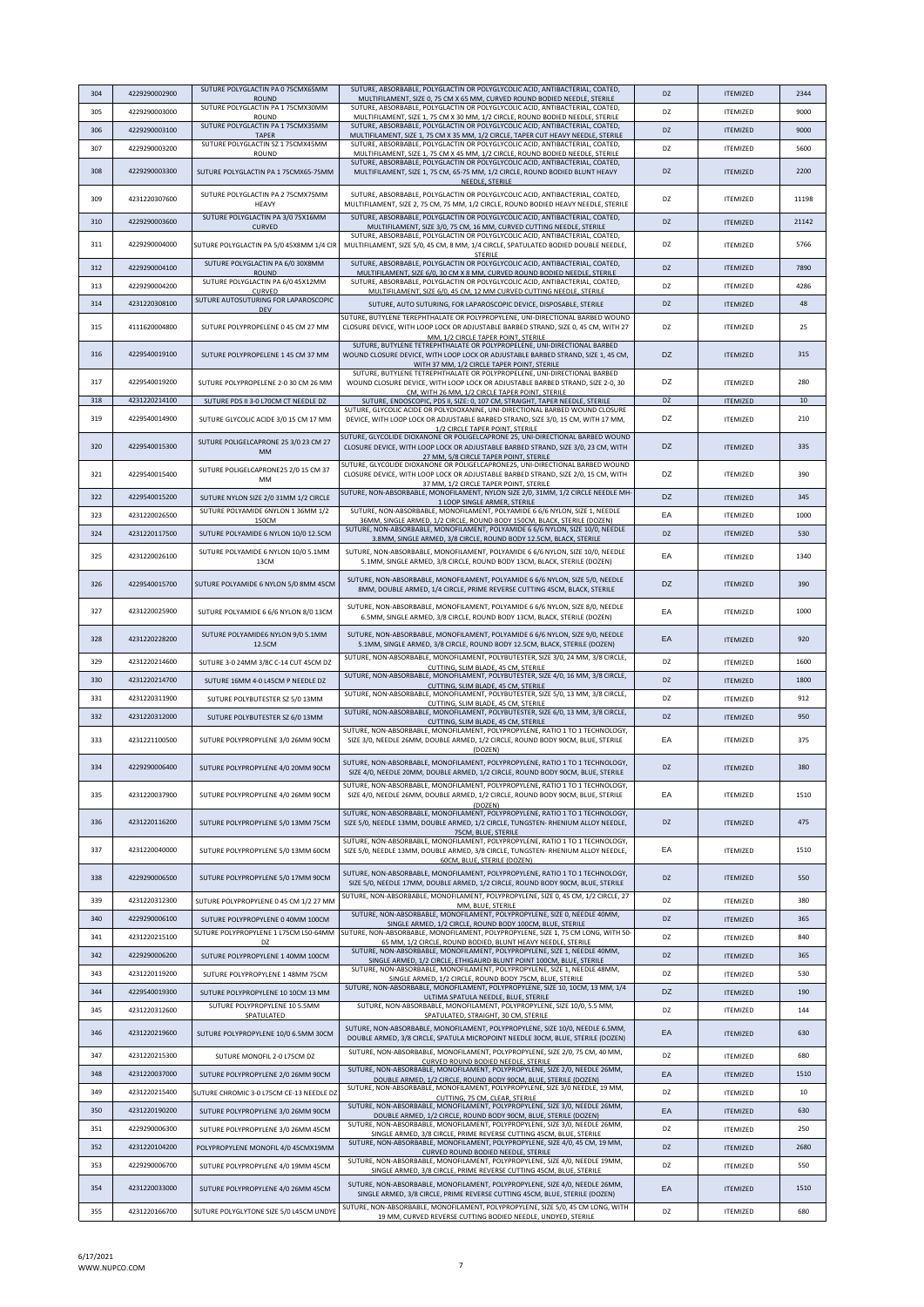| 304 | 4229290002900 | SUTURE POLYGLACTIN PA 0 75CMX65MM ROUND | SUTURE, ABSORBABLE, POLYGLACTIN OR POLYGLYCOLIC ACID, ANTIBACTERIAL, COATED, MULTIFILAMENT, SIZE 0, 75 CM X 65 MM, CURVED ROUND BODIED NEEDLE, STERILE | DZ | ITEMIZED | 2344 |
|---|---|---|---|---|---|---|
| 305 | 4229290003000 | SUTURE POLYGLACTIN PA 1 75CMX30MM ROUND | SUTURE, ABSORBABLE, POLYGLACTIN OR POLYGLYCOLIC ACID, ANTIBACTERIAL, COATED, MULTIFILAMENT, SIZE 1, 75 CM X 30 MM, 1/2 CIRCLE, ROUND BODIED NEEDLE, STERILE | DZ | ITEMIZED | 9000 |
| 306 | 4229290003100 | SUTURE POLYGLACTIN PA 1 75CMX35MM TAPER | SUTURE, ABSORBABLE, POLYGLACTIN OR POLYGLYCOLIC ACID, ANTIBACTERIAL, COATED, MULTIFILAMENT, SIZE 1, 75 CM X 35 MM, 1/2 CIRCLE, TAPER CUT HEAVY NEEDLE, STERILE | DZ | ITEMIZED | 9000 |
| 307 | 4229290003200 | SUTURE POLYGLACTIN SZ 1 75CMX45MM ROUND | SUTURE, ABSORBABLE, POLYGLACTIN OR POLYGLYCOLIC ACID, ANTIBACTERIAL, COATED, MULTIFILAMENT, SIZE 1, 75 CM X 45 MM, 1/2 CIRCLE, ROUND BODIED NEEDLE, STERILE | DZ | ITEMIZED | 5600 |
| 308 | 4229290003300 | SUTURE POLYGLACTIN PA 1 75CMX65-75MM | SUTURE, ABSORBABLE, POLYGLACTIN OR POLYGLYCOLIC ACID, ANTIBACTERIAL, COATED, MULTIFILAMENT, SIZE 1, 75 CM, 65-75 MM, 1/2 CIRCLE, ROUND BODIED BLUNT HEAVY NEEDLE, STERILE | DZ | ITEMIZED | 2200 |
| 309 | 4231220307600 | SUTURE POLYGLACTIN PA 2 75CMX75MM HEAVY | SUTURE, ABSORBABLE, POLYGLACTIN OR POLYGLYCOLIC ACID, ANTIBACTERIAL, COATED, MULTIFILAMENT, SIZE 2, 75 CM, 75 MM, 1/2 CIRCLE, ROUND BODIED HEAVY NEEDLE, STERILE | DZ | ITEMIZED | 11198 |
| 310 | 4229290003600 | SUTURE POLYGLACTIN PA 3/0 75X16MM CURVED | SUTURE, ABSORBABLE, POLYGLACTIN OR POLYGLYCOLIC ACID, ANTIBACTERIAL, COATED, MULTIFILAMENT, SIZE 3/0, 75 CM, 16 MM, CURVED CUTTING NEEDLE, STERILE | DZ | ITEMIZED | 21142 |
| 311 | 4229290004000 | SUTURE POLYGLACTIN PA 5/0 45X8MM 1/4 CIR | SUTURE, ABSORBABLE, POLYGLACTIN OR POLYGLYCOLIC ACID, ANTIBACTERIAL, COATED, MULTIFILAMENT, SIZE 5/0, 45 CM, 8 MM, 1/4 CIRCLE, SPATULATED BODIED DOUBLE NEEDLE, STERILE | DZ | ITEMIZED | 5766 |
| 312 | 4229290004100 | SUTURE POLYGLACTIN PA 6/0 30X8MM ROUND | SUTURE, ABSORBABLE, POLYGLACTIN OR POLYGLYCOLIC ACID, ANTIBACTERIAL, COATED, MULTIFILAMENT, SIZE 6/0, 30 CM X 8 MM, CURVED ROUND BODIED NEEDLE, STERILE | DZ | ITEMIZED | 7890 |
| 313 | 4229290004200 | SUTURE POLYGLACTIN PA 6/0 45X12MM CURVED | SUTURE, ABSORBABLE, POLYGLACTIN OR POLYGLYCOLIC ACID, ANTIBACTERIAL, COATED, MULTIFILAMENT, SIZE 6/0, 45 CM, 12 MM CURVED CUTTING NEEDLE, STERILE | DZ | ITEMIZED | 4286 |
| 314 | 4231220308100 | SUTURE AUTOSUTURING FOR LAPAROSCOPIC DEV | SUTURE, AUTO SUTURING, FOR LAPAROSCOPIC DEVICE, DISPOSABLE, STERILE | DZ | ITEMIZED | 48 |
| 315 | 4111620004800 | SUTURE POLYPROPELENE 0 45 CM 27 MM | SUTURE, BUTYLENE TEREPHTHALATE OR POLYPROPYLENE, UNI-DIRECTIONAL BARBED WOUND CLOSURE DEVICE, WITH LOOP LOCK OR ADJUSTABLE BARBED STRAND, SIZE 0, 45 CM, WITH 27 MM, 1/2 CIRCLE TAPER POINT, STERILE | DZ | ITEMIZED | 25 |
| 316 | 4229540019100 | SUTURE POLYPROPELENE 1 45 CM 37 MM | SUTURE, BUTYLENE TETREPHTHALATE OR POLYPROPELENE, UNI-DIRECTIONAL BARBED WOUND CLOSURE DEVICE, WITH LOOP LOCK OR ADJUSTABLE BARBED STRAND, SIZE 1, 45 CM, WITH 37 MM, 1/2 CIRCLE TAPER POINT, STERILE | DZ | ITEMIZED | 315 |
| 317 | 4229540019200 | SUTURE POLYPROPELENE 2-0 30 CM 26 MM | SUTURE, BUTYLENE TETREPHTHALATE OR POLYPROPELENE, UNI-DIRECTIONAL BARBED WOUND CLOSURE DEVICE, WITH LOOP LOCK OR ADJUSTABLE BARBED STRAND, SIZE 2-0, 30 CM, WITH 26 MM, 1/2 CIRCLE TAPER POINT, STERILE | DZ | ITEMIZED | 280 |
| 318 | 4231220214100 | SUTURE PDS II 3-0 L70CM CT NEEDLE DZ | SUTURE, ENDOSCOPIC, PDS II, SIZE: 0, 107 CM, STRAIGHT, TAPER NEEDLE, STERILE | DZ | ITEMIZED | 10 |
| 319 | 4229540014900 | SUTURE GLYCOLIC ACIDE 3/0 15 CM 17 MM | SUTURE, GLYCOLIC ACIDE OR POLYDIOXANINE, UNI-DIRECTIONAL BARBED WOUND CLOSURE DEVICE, WITH LOOP LOCK OR ADJUSTABLE BARBED STRAND, SIZE 3/0, 15 CM, WITH 17 MM, 1/2 CIRCLE TAPER POINT, STERILE | DZ | ITEMIZED | 210 |
| 320 | 4229540015300 | SUTURE POLIGELCAPRONE 25 3/0 23 CM 27 MM | SUTURE, GLYCOLIDE DIOXANONE OR POLIGELCAPRONE 25, UNI-DIRECTIONAL BARBED WOUND CLOSURE DEVICE, WITH LOOP LOCK OR ADJUSTABLE BARBED STRAND, SIZE 3/0, 23 CM, WITH 27 MM, 5/8 CIRCLE TAPER POINT, STERILE | DZ | ITEMIZED | 335 |
| 321 | 4229540015400 | SUTURE POLIGELCAPRONE25 2/0 15 CM 37 MM | SUTURE, GLYCOLIDE DIOXANONE OR POLIGELCAPRONE25, UNI-DIRECTIONAL BARBED WOUND CLOSURE DEVICE, WITH LOOP LOCK OR ADJUSTABLE BARBED STRAND, SIZE 2/0, 15 CM, WITH 37 MM, 1/2 CIRCLE TAPER POINT, STERILE | DZ | ITEMIZED | 390 |
| 322 | 4229540015200 | SUTURE NYLON SIZE 2/0 31MM 1/2 CIRCLE | SUTURE, NON-ABSORBABLE, MONOFILAMENT, NYLON SIZE 2/0, 31MM, 1/2 CIRCLE NEEDLE MH-1 LOOP SINGLE ARMER, STERILE | DZ | ITEMIZED | 345 |
| 323 | 4231220026500 | SUTURE POLYAMIDE 6NYLON 1 36MM 1/2 150CM | SUTURE, NON-ABSORBABLE, MONOFILAMENT, POLYAMIDE 6 6/6 NYLON, SIZE 1, NEEDLE 36MM, SINGLE ARMED, 1/2 CIRCLE, ROUND BODY 150CM, BLACK, STERILE (DOZEN) | EA | ITEMIZED | 1000 |
| 324 | 4231220117500 | SUTURE POLYAMIDE 6 NYLON 10/0 12.5CM | SUTURE, NON-ABSORBABLE, MONOFILAMENT, POLYAMIDE 6 6/6 NYLON, SIZE 10/0, NEEDLE 3.8MM, SINGLE ARMED, 3/8 CIRCLE, ROUND BODY 12.5CM, BLACK, STERILE | DZ | ITEMIZED | 530 |
| 325 | 4231220026100 | SUTURE POLYAMIDE 6 NYLON 10/0 5.1MM 13CM | SUTURE, NON-ABSORBABLE, MONOFILAMENT, POLYAMIDE 6 6/6 NYLON, SIZE 10/0, NEEDLE 5.1MM, SINGLE ARMED, 3/8 CIRCLE, ROUND BODY 13CM, BLACK, STERILE (DOZEN) | EA | ITEMIZED | 1340 |
| 326 | 4229540015700 | SUTURE POLYAMIDE 6 NYLON 5/0 8MM 45CM | SUTURE, NON-ABSORBABLE, MONOFILAMENT, POLYAMIDE 6 6/6 NYLON, SIZE 5/0, NEEDLE 8MM, DOUBLE ARMED, 1/4 CIRCLE, PRIME REVERSE CUTTING 45CM, BLACK, STERILE | DZ | ITEMIZED | 390 |
| 327 | 4231220025900 | SUTURE POLYAMIDE 6 6/6 NYLON 8/0 13CM | SUTURE, NON-ABSORBABLE, MONOFILAMENT, POLYAMIDE 6 6/6 NYLON, SIZE 8/0, NEEDLE 6.5MM, SINGLE ARMED, 3/8 CIRCLE, ROUND BODY 13CM, BLACK, STERILE (DOZEN) | EA | ITEMIZED | 1000 |
| 328 | 4231220228200 | SUTURE POLYAMIDE6 NYLON 9/0 5.1MM 12.5CM | SUTURE, NON-ABSORBABLE, MONOFILAMENT, POLYAMIDE 6 6/6 NYLON, SIZE 9/0, NEEDLE 5.1MM, SINGLE ARMED, 3/8 CIRCLE, ROUND BODY 12.5CM, BLACK, STERILE (DOZEN) | EA | ITEMIZED | 920 |
| 329 | 4231220214600 | SUTURE 3-0 24MM 3/8C C-14 CUT 45CM DZ | SUTURE, NON-ABSORBABLE, MONOFILAMENT, POLYBUTESTER, SIZE 3/0, 24 MM, 3/8 CIRCLE, CUTTING, SLIM BLADE, 45 CM, STERILE | DZ | ITEMIZED | 1600 |
| 330 | 4231220214700 | SUTURE 16MM 4-0 L45CM P NEEDLE DZ | SUTURE, NON-ABSORBABLE, MONOFILAMENT, POLYBUTESTER, SIZE 4/0, 16 MM, 3/8 CIRCLE, CUTTING, SLIM BLADE, 45 CM, STERILE | DZ | ITEMIZED | 1800 |
| 331 | 4231220311900 | SUTURE POLYBUTESTER SZ 5/0 13MM | SUTURE, NON-ABSORBABLE, MONOFILAMENT, POLYBUTESTER, SIZE 5/0, 13 MM, 3/8 CIRCLE, CUTTING, SLIM BLADE, 45 CM, STERILE | DZ | ITEMIZED | 912 |
| 332 | 4231220312000 | SUTURE POLYBUTESTER SZ 6/0 13MM | SUTURE, NON-ABSORBABLE, MONOFILAMENT, POLYBUTESTER, SIZE 6/0, 13 MM, 3/8 CIRCLE, CUTTING, SLIM BLADE, 45 CM, STERILE | DZ | ITEMIZED | 950 |
| 333 | 4231221100500 | SUTURE POLYPROPYLENE 3/0 26MM 90CM | SUTURE, NON-ABSORBABLE, MONOFILAMENT, POLYPROPYLENE, RATIO 1 TO 1 TECHNOLOGY, SIZE 3/0, NEEDLE 26MM, DOUBLE ARMED, 1/2 CIRCLE, ROUND BODY 90CM, BLUE, STERILE (DOZEN) | EA | ITEMIZED | 375 |
| 334 | 4229290006400 | SUTURE POLYPROPYLENE 4/0 20MM 90CM | SUTURE, NON-ABSORBABLE, MONOFILAMENT, POLYPROPYLENE, RATIO 1 TO 1 TECHNOLOGY, SIZE 4/0, NEEDLE 20MM, DOUBLE ARMED, 1/2 CIRCLE, ROUND BODY 90CM, BLUE, STERILE | DZ | ITEMIZED | 380 |
| 335 | 4231220037900 | SUTURE POLYPROPYLENE 4/0 26MM 90CM | SUTURE, NON-ABSORBABLE, MONOFILAMENT, POLYPROPYLENE, RATIO 1 TO 1 TECHNOLOGY, SIZE 4/0, NEEDLE 26MM, DOUBLE ARMED, 1/2 CIRCLE, ROUND BODY 90CM, BLUE, STERILE (DOZEN) | EA | ITEMIZED | 1510 |
| 336 | 4231220116200 | SUTURE POLYPROPYLENE 5/0 13MM 75CM | SUTURE, NON-ABSORBABLE, MONOFILAMENT, POLYPROPYLENE, RATIO 1 TO 1 TECHNOLOGY, SIZE 5/0, NEEDLE 13MM, DOUBLE ARMED, 1/2 CIRCLE, TUNGSTEN- RHENIUM ALLOY NEEDLE, 75CM, BLUE, STERILE | DZ | ITEMIZED | 475 |
| 337 | 4231220040000 | SUTURE POLYPROPYLENE 5/0 13MM 60CM | SUTURE, NON-ABSORBABLE, MONOFILAMENT, POLYPROPYLENE, RATIO 1 TO 1 TECHNOLOGY, SIZE 5/0, NEEDLE 13MM, DOUBLE ARMED, 3/8 CIRCLE, TUNGSTEN- RHENIUM ALLOY NEEDLE, 60CM, BLUE, STERILE (DOZEN) | EA | ITEMIZED | 1510 |
| 338 | 4229290006500 | SUTURE POLYPROPYLENE 5/0 17MM 90CM | SUTURE, NON-ABSORBABLE, MONOFILAMENT, POLYPROPYLENE, RATIO 1 TO 1 TECHNOLOGY, SIZE 5/0, NEEDLE 17MM, DOUBLE ARMED, 1/2 CIRCLE, ROUND BODY 90CM, BLUE, STERILE | DZ | ITEMIZED | 550 |
| 339 | 4231220312300 | SUTURE POLYPROPYLENE 0 45 CM 1/2 27 MM | SUTURE, NON-ABSORBABLE, MONOFILAMENT, POLYPROPYLENE, SIZE 0, 45 CM, 1/2 CIRCLE, 27 MM, BLUE, STERILE | DZ | ITEMIZED | 380 |
| 340 | 4229290006100 | SUTURE POLYPROPYLENE 0 40MM 100CM | SUTURE, NON-ABSORBABLE, MONOFILAMENT, POLYPROPYLENE, SIZE 0, NEEDLE 40MM, SINGLE ARMED, 1/2 CIRCLE, ROUND BODY 100CM, BLUE, STERILE | DZ | ITEMIZED | 365 |
| 341 | 4231220215100 | SUTURE POLYPROPYLENE 1 L75CM L50-64MM DZ | SUTURE, NON-ABSORBABLE, MONOFILAMENT, POLYPROPYLENE, SIZE 1, 75 CM LONG, WITH 50-65 MM, 1/2 CIRCLE, ROUND BODIED, BLUNT HEAVY NEEDLE, STERILE | DZ | ITEMIZED | 840 |
| 342 | 4229290006200 | SUTURE POLYPROPYLENE 1 40MM 100CM | SUTURE, NON-ABSORBABLE, MONOFILAMENT, POLYPROPYLENE, SIZE 1, NEEDLE 40MM, SINGLE ARMED, 1/2 CIRCLE, ETHIGAURD BLUNT POINT 100CM, BLUE, STERILE | DZ | ITEMIZED | 365 |
| 343 | 4231220119200 | SUTURE POLYPROPYLENE 1 48MM 75CM | SUTURE, NON-ABSORBABLE, MONOFILAMENT, POLYPROPYLENE, SIZE 1, NEEDLE 48MM, SINGLE ARMED, 1/2 CIRCLE, ROUND BODY 75CM, BLUE, STERILE | DZ | ITEMIZED | 530 |
| 344 | 4229540019300 | SUTURE POLYPROPYLENE 10 10CM 13 MM | SUTURE, NON-ABSORBABLE, MONOFILAMENT, POLYPROPYLENE, SIZE 10, 10CM, 13 MM, 1/4 ULTIMA SPATULA NEEDLE, BLUE, STERILE | DZ | ITEMIZED | 190 |
| 345 | 4231220312600 | SUTURE POLYPROPYLENE 10 5.5MM SPATULATED | SUTURE, NON-ABSORBABLE, MONOFILAMENT, POLYPROPYLENE, SIZE 10/0, 5.5 MM, SPATULATED, STRAIGHT, 30 CM, STERILE | DZ | ITEMIZED | 144 |
| 346 | 4231220219600 | SUTURE POLYPROPYLENE 10/0 6.5MM 30CM | SUTURE, NON-ABSORBABLE, MONOFILAMENT, POLYPROPYLENE, SIZE 10/0, NEEDLE 6.5MM, DOUBLE ARMED, 3/8 CIRCLE, SPATULA MICROPOINT NEEDLE 30CM, BLUE, STERILE (DOZEN) | EA | ITEMIZED | 630 |
| 347 | 4231220215300 | SUTURE MONOFIL 2-0 L75CM DZ | SUTURE, NON-ABSORBABLE, MONOFILAMENT, POLYPROPYLENE, SIZE 2/0, 75 CM, 40 MM, CURVED ROUND BODIED NEEDLE, STERILE | DZ | ITEMIZED | 680 |
| 348 | 4231220037000 | SUTURE POLYPROPYLENE 2/0 26MM 90CM | SUTURE, NON-ABSORBABLE, MONOFILAMENT, POLYPROPYLENE, SIZE 2/0, NEEDLE 26MM, DOUBLE ARMED, 1/2 CIRCLE, ROUND BODY 90CM, BLUE, STERILE (DOZEN) | EA | ITEMIZED | 1510 |
| 349 | 4231220215400 | SUTURE CHROMIC 3-0 L75CM CE-13 NEEDLE DZ | SUTURE, NON-ABSORBABLE, MONOFILAMENT, POLYPROPYLENE, SIZE 3/0 NEEDLE, 19 MM, CUTTING, 75 CM, CLEAR, STERILE | DZ | ITEMIZED | 10 |
| 350 | 4231220190200 | SUTURE POLYPROPYLENE 3/0 26MM 90CM | SUTURE, NON-ABSORBABLE, MONOFILAMENT, POLYPROPYLENE, SIZE 3/0, NEEDLE 26MM, DOUBLE ARMED, 1/2 CIRCLE, ROUND BODY 90CM, BLUE, STERILE (DOZEN) | EA | ITEMIZED | 630 |
| 351 | 4229290006300 | SUTURE POLYPROPYLENE 3/0 26MM 45CM | SUTURE, NON-ABSORBABLE, MONOFILAMENT, POLYPROPYLENE, SIZE 3/0, NEEDLE 26MM, SINGLE ARMED, 3/8 CIRCLE, PRIME REVERSE CUTTING 45CM, BLUE, STERILE | DZ | ITEMIZED | 250 |
| 352 | 4231220104200 | POLYPROPYLENE MONOFIL 4/0 45CMX19MM | SUTURE, NON-ABSORBABLE, MONOFILAMENT, POLYPROPYLENE, SIZE 4/0, 45 CM, 19 MM, CURVED ROUND BODIED NEEDLE, STERILE | DZ | ITEMIZED | 2680 |
| 353 | 4229290006700 | SUTURE POLYPROPYLENE 4/0 19MM 45CM | SUTURE, NON-ABSORBABLE, MONOFILAMENT, POLYPROPYLENE, SIZE 4/0, NEEDLE 19MM, SINGLE ARMED, 3/8 CIRCLE, PRIME REVERSE CUTTING 45CM, BLUE, STERILE | DZ | ITEMIZED | 550 |
| 354 | 4231220033000 | SUTURE POLYPROPYLENE 4/0 26MM 45CM | SUTURE, NON-ABSORBABLE, MONOFILAMENT, POLYPROPYLENE, SIZE 4/0, NEEDLE 26MM, SINGLE ARMED, 3/8 CIRCLE, PRIME REVERSE CUTTING 45CM, BLUE, STERILE (DOZEN) | EA | ITEMIZED | 1510 |
| 355 | 4231220166700 | SUTURE POLYGLYTONE SIZE 5/0 L45CM UNDYE | SUTURE, NON-ABSORBABLE, MONOFILAMENT, POLYPROPYLENE, SIZE 5/0, 45 CM LONG, WITH 19 MM, CURVED REVERSE CUTTING BODIED NEEDLE, UNDYED, STERILE | DZ | ITEMIZED | 680 |

6/17/2021
WWW.NUPCO.COM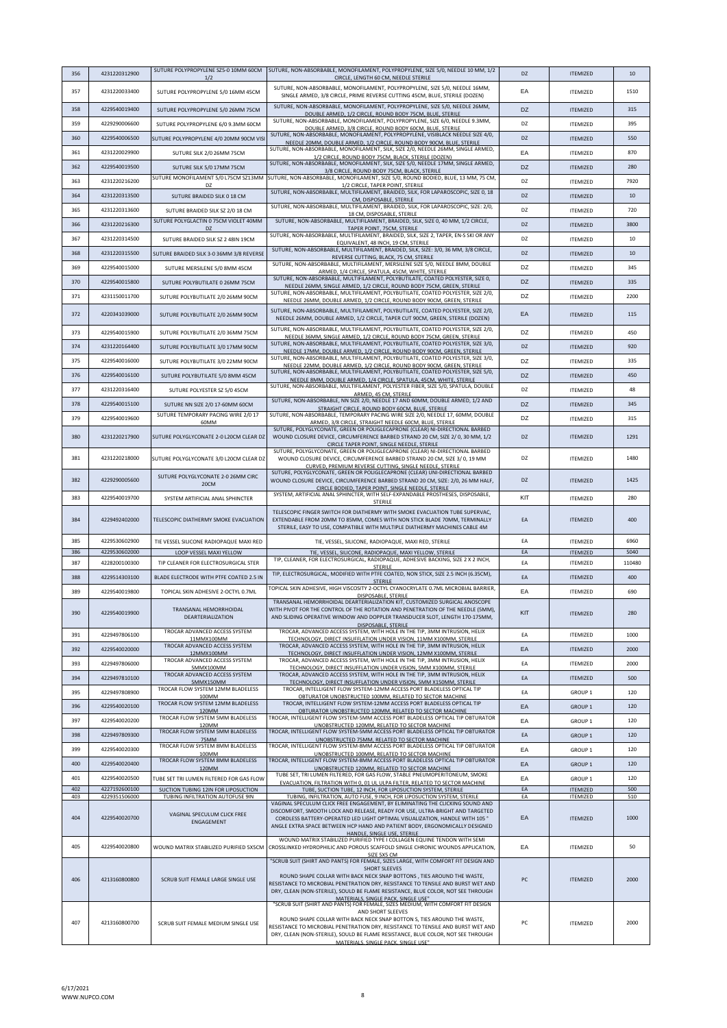| 356 | 4231220312900 | SUTURE POLYPROPYLENE SZ5-0 10MM 60CM 1/2 | SUTURE, NON-ABSORBABLE, MONOFILAMENT, POLYPROPYLENE, SIZE 5/0, NEEDLE 10 MM, 1/2 CIRCLE, LENGTH 60 CM, NEEDLE STERILE | DZ | ITEMIZED | 10 |
|---|---|---|---|---|---|---|
| 357 | 4231220033400 | SUTURE POLYPROPYLENE 5/0 16MM 45CM | SUTURE, NON-ABSORBABLE, MONOFILAMENT, POLYPROPYLENE, SIZE 5/0, NEEDLE 16MM, SINGLE ARMED, 3/8 CIRCLE, PRIME REVERSE CUTTING 45CM, BLUE, STERILE (DOZEN) | EA | ITEMIZED | 1510 |
| 358 | 4229540019400 | SUTURE POLYPROPYLENE 5/0 26MM 75CM | SUTURE, NON-ABSORBABLE, MONOFILAMENT, POLYPROPYLENE, SIZE 5/0, NEEDLE 26MM, DOUBLE ARMED, 1/2 CIRCLE, ROUND BODY 75CM, BLUE, STERILE | DZ | ITEMIZED | 315 |
| 359 | 4229290006600 | SUTURE POLYPROPYLENE 6/0 9.3MM 60CM | SUTURE, NON-ABSORBABLE, MONOFILAMENT, POLYPROPYLENE, SIZE 6/0, NEEDLE 9.3MM, DOUBLE ARMED, 3/8 CIRCLE, ROUND BODY 60CM, BLUE, STERILE | DZ | ITEMIZED | 395 |
| 360 | 4229540006500 | SUTURE POLYPROPYLENE 4/0 20MM 90CM VISI | SUTURE, NON-ABSORBABLE, MONOFILAMENT, POLYPROPYLENE, VISIBLACK NEEDLE SIZE 4/0, NEEDLE 20MM, DOUBLE ARMED, 1/2 CIRCLE, ROUND BODY 90CM, BLUE, STERILE | DZ | ITEMIZED | 550 |
| 361 | 4231220029900 | SUTURE SILK 2/0 26MM 75CM | SUTURE, NON-ABSORBABLE, MONOFILAMENT, SILK, SIZE 2/0, NEEDLE 26MM, SINGLE ARMED, 1/2 CIRCLE, ROUND BODY 75CM, BLACK, STERILE (DOZEN) | EA | ITEMIZED | 870 |
| 362 | 4229540019500 | SUTURE SILK 5/0 17MM 75CM | SUTURE, NON-ABSORBABLE, MONOFILAMENT, SILK, SIZE 5/0, NEEDLE 17MM, SINGLE ARMED, 3/8 CIRCLE, ROUND BODY 75CM, BLACK, STERILE | DZ | ITEMIZED | 280 |
| 363 | 4231220216200 | SUTURE MONOFILAMENT 5/0 L75CM SZ13MM DZ | SUTURE, NON-ABSORBABLE, MONOFILAMENT, SIZE 5/0, ROUND BODIED, BLUE, 13 MM, 75 CM, 1/2 CIRCLE, TAPER POINT, STERILE | DZ | ITEMIZED | 7920 |
| 364 | 4231220313500 | SUTURE BRAIDED SILK 0 18 CM | SUTURE, NON-ABSORBABLE, MULTIFILAMENT, BRAIDED, SILK, FOR LAPAROSCOPIC, SIZE 0, 18 CM, DISPOSABLE, STERILE | DZ | ITEMIZED | 10 |
| 365 | 4231220313600 | SUTURE BRAIDED SILK SZ 2/0 18 CM | SUTURE, NON-ABSORBABLE, MULTIFILAMENT, BRAIDED, SILK, FOR LAPAROSCOPIC, SIZE: 2/0, 18 CM, DISPOSABLE, STERILE | DZ | ITEMIZED | 720 |
| 366 | 4231220216300 | SUTURE POLYGLACTIN 0 75CM VIOLET 40MM DZ | SUTURE, NON-ABSORBABLE, MULTIFILAMENT, BRAIDED, SILK, SIZE 0, 40 MM, 1/2 CIRCLE, TAPER POINT, 75CM, STERILE | DZ | ITEMIZED | 3800 |
| 367 | 4231220314500 | SUTURE BRAIDED SILK SZ 2 48IN 19CM | SUTURE, NON-ABSORBABLE, MULTIFILAMENT, BRAIDED, SILK, SIZE 2, TAPER, EN-S SKI OR ANY EQUIVALENT, 48 INCH, 19 CM, STERILE | DZ | ITEMIZED | 10 |
| 368 | 4231220315500 | SUTURE BRAIDED SILK 3-0 36MM 3/8 REVERSE | SUTURE, NON-ABSORBABLE, MULTIFILAMENT, BRAIDED, SILK, SIZE: 3/0, 36 MM, 3/8 CIRCLE, REVERSE CUTTING, BLACK, 75 CM, STERILE | DZ | ITEMIZED | 10 |
| 369 | 4229540015000 | SUTURE MERSILENE 5/0 8MM 45CM | SUTURE, NON-ABSORBABLE, MULTIFILAMENT, MERSILENE SIZE 5/0, NEEDLE 8MM, DOUBLE ARMED, 1/4 CIRCLE, SPATULA, 45CM, WHITE, STERILE | DZ | ITEMIZED | 345 |
| 370 | 4229540015800 | SUTURE POLYBUTILATE 0 26MM 75CM | SUTURE, NON-ABSORBABLE, MULTIFILAMENT, POLYBUTILATE, COATED POLYESTER, SIZE 0, NEEDLE 26MM, SINGLE ARMED, 1/2 CIRCLE, ROUND BODY 75CM, GREEN, STERILE | DZ | ITEMIZED | 335 |
| 371 | 4231150011700 | SUTURE POLYBUTILATE 2/0 26MM 90CM | SUTURE, NON-ABSORBABLE, MULTIFILAMENT, POLYBUTILATE, COATED POLYESTER, SIZE 2/0, NEEDLE 26MM, DOUBLE ARMED, 1/2 CIRCLE, ROUND BODY 90CM, GREEN, STERILE | DZ | ITEMIZED | 2200 |
| 372 | 4220341039000 | SUTURE POLYBUTILATE 2/0 26MM 90CM | SUTURE, NON-ABSORBABLE, MULTIFILAMENT, POLYBUTILATE, COATED POLYESTER, SIZE 2/0, NEEDLE 26MM, DOUBLE ARMED, 1/2 CIRCLE, TAPER CUT 90CM, GREEN, STERILE (DOZEN) | EA | ITEMIZED | 115 |
| 373 | 4229540015900 | SUTURE POLYBUTILATE 2/0 36MM 75CM | SUTURE, NON-ABSORBABLE, MULTIFILAMENT, POLYBUTILATE, COATED POLYESTER, SIZE 2/0, NEEDLE 36MM, SINGLE ARMED, 1/2 CIRCLE, ROUND BODY 75CM, GREEN, STERILE | DZ | ITEMIZED | 450 |
| 374 | 4231220164400 | SUTURE POLYBUTILATE 3/0 17MM 90CM | SUTURE, NON-ABSORBABLE, MULTIFILAMENT, POLYBUTILATE, COATED POLYESTER, SIZE 3/0, NEEDLE 17MM, DOUBLE ARMED, 1/2 CIRCLE, ROUND BODY 90CM, GREEN, STERILE | DZ | ITEMIZED | 920 |
| 375 | 4229540016000 | SUTURE POLYBUTILATE 3/0 22MM 90CM | SUTURE, NON-ABSORBABLE, MULTIFILAMENT, POLYBUTILATE, COATED POLYESTER, SIZE 3/0, NEEDLE 22MM, DOUBLE ARMED, 1/2 CIRCLE, ROUND BODY 90CM, GREEN, STERILE | DZ | ITEMIZED | 335 |
| 376 | 4229540016100 | SUTURE POLYBUTILATE 5/0 8MM 45CM | SUTURE, NON-ABSORBABLE, MULTIFILAMENT, POLYBUTILATE, COATED POLYESTER, SIZE 5/0, NEEDLE 8MM, DOUBLE ARMED, 1/4 CIRCLE, SPATULA, 45CM, WHITE, STERILE | DZ | ITEMIZED | 450 |
| 377 | 4231220316400 | SUTURE POLYESTER SZ 5/0 45CM | SUTURE, NON-ABSORBABLE, MULTIFILAMENT, POLYESTER FIBER, SIZE 5/0, SPATULA, DOUBLE ARMED, 45 CM, STERILE | DZ | ITEMIZED | 48 |
| 378 | 4229540015100 | SUTURE NN SIZE 2/0 17-60MM 60CM | SUTURE, NON-ABSORBABLE, NN SIZE 2/0, NEEDLE 17 AND 60MM, DOUBLE ARMED, 1/2 AND STRAIGHT CIRCLE, ROUND BODY 60CM, BLUE, STERILE | DZ | ITEMIZED | 345 |
| 379 | 4229540019600 | SUTURE TEMPORARY PACING WIRE 2/0 17 60MM | SUTURE, NON-ABSORBABLE, TEMPORARY PACING WIRE SIZE 2/0, NEEDLE 17, 60MM, DOUBLE ARMED, 3/8 CIRCLE, STRAIGHT NEEDLE 60CM, BLUE, STERILE | DZ | ITEMIZED | 315 |
| 380 | 4231220217900 | SUTURE POLYGLYCONATE 2-0 L20CM CLEAR DZ | SUTURE, POLYGLYCONATE, GREEN OR POLIGLECAPRONE (CLEAR) NI-DIRECTIONAL BARBED WOUND CLOSURE DEVICE, CIRCUMFERENCE BARBED STRAND 20 CM, SIZE 2/ 0, 30 MM, 1/2 CIRCLE TAPER POINT, SINGLE NEEDLE, STERILE | DZ | ITEMIZED | 1291 |
| 381 | 4231220218000 | SUTURE POLYGLYCONATE 3/0 L20CM CLEAR DZ | SUTURE, POLYGLYCONATE, GREEN OR POLIGLECAPRONE (CLEAR) NI-DIRECTIONAL BARBED WOUND CLOSURE DEVICE, CIRCUMFERENCE BARBED STRAND 20 CM, SIZE 3/ 0, 19 MM CURVED, PREMIUM REVERSE CUTTING, SINGLE NEEDLE, STERILE | DZ | ITEMIZED | 1480 |
| 382 | 4229290005600 | SUTURE POLYGLYCONATE 2-0 26MM CIRC 20CM | SUTURE, POLYGLYCONATE, GREEN OR POLIGLECAPRONE (CLEAR) UNI-DIRECTIONAL BARBED WOUND CLOSURE DEVICE, CIRCUMFERENCE BARBED STRAND 20 CM, SIZE: 2/0, 26 MM HALF, CIRCLE BODIED, TAPER POINT, SINGLE NEEDLE, STERILE | DZ | ITEMIZED | 1425 |
| 383 | 4229540019700 | SYSTEM ARTIFICIAL ANAL SPHINCTER | SYSTEM, ARTIFICIAL ANAL SPHINCTER, WITH SELF-EXPANDABLE PROSTHESES, DISPOSABLE, STERILE | KIT | ITEMIZED | 280 |
| 384 | 4229492402000 | TELESCOPIC DIATHERMY SMOKE EVACUATION | TELESCOPIC FINGER SWITCH FOR DIATHERMY WITH SMOKE EVACUATION TUBE SUPERVAC, EXTENDABLE FROM 20MM TO 85MM, COMES WITH NON STICK BLADE 70MM, TERMINALLY STERILE, EASY TO USE, COMPATIBLE WITH MULTIPLE DIATHERMY MACHINES CABLE 4M | EA | ITEMIZED | 400 |
| 385 | 4229530602900 | TIE VESSEL SILICONE RADIOPAQUE MAXI RED | TIE, VESSEL, SILICONE, RADIOPAQUE, MAXI RED, STERILE | EA | ITEMIZED | 6960 |
| 386 | 4229530602000 | LOOP VESSEL MAXI YELLOW | TIE, VESSEL, SILICONE, RADIOPAQUE, MAXI YELLOW, STERILE | EA | ITEMIZED | 5040 |
| 387 | 4228200100300 | TIP CLEANER FOR ELECTROSURGICAL STER | TIP, CLEANER, FOR ELECTROSURGICAL, RADIOPAQUE, ADHESIVE BACKING, SIZE 2 X 2 INCH, STERILE | EA | ITEMIZED | 110480 |
| 388 | 4229514303100 | BLADE ELECTRODE WITH PTFE COATED 2.5 IN | TIP, ELECTROSURGICAL, MODIFIED WITH PTFE COATED, NON STICK, SIZE 2.5 INCH (6.35CM), STERILE | EA | ITEMIZED | 400 |
| 389 | 4229540019800 | TOPICAL SKIN ADHESIVE 2-OCTYL 0.7ML | TOPICAL SKIN ADHESIVE, HIGH VISCOSITY 2-OCTYL CYANOCRYLATE 0.7ML MICROBIAL BARRIER, DISPOSABLE, STERILE | EA | ITEMIZED | 690 |
| 390 | 4229540019900 | TRANSANAL HEMORRHOIDAL DEARTERIALIZATION | TRANSANAL HEMORRHOIDAL DEARTERIALIZATION KIT, CUSTOMIZED SURGICAL ANOSCOPE WITH PIVOT FOR THE CONTROL OF THE ROTATION AND PENETRATION OF THE NEEDLE (5MM), AND SLIDING OPERATIVE WINDOW AND DOPPLER TRANSDUCER SLOT, LENGTH 170-175MM, DISPOSABLE, STERILE | KIT | ITEMIZED | 280 |
| 391 | 4229497806100 | TROCAR ADVANCED ACCESS SYSTEM 11MMX100MM | TROCAR, ADVANCED ACCESS SYSTEM, WITH HOLE IN THE TIP, 3MM INTRUSION, HELIX TECHNOLOGY, DIRECT INSUFFLATION UNDER VISION, 11MM X100MM, STERILE | EA | ITEMIZED | 1000 |
| 392 | 4229540020000 | TROCAR ADVANCED ACCESS SYSTEM 12MMX100MM | TROCAR, ADVANCED ACCESS SYSTEM, WITH HOLE IN THE TIP, 3MM INTRUSION, HELIX TECHNOLOGY, DIRECT INSUFFLATION UNDER VISION, 12MM X100MM, STERILE | EA | ITEMIZED | 2000 |
| 393 | 4229497806000 | TROCAR ADVANCED ACCESS SYSTEM 5MMX100MM | TROCAR, ADVANCED ACCESS SYSTEM, WITH HOLE IN THE TIP, 3MM INTRUSION, HELIX TECHNOLOGY, DIRECT INSUFFLATION UNDER VISION, 5MM X100MM, STERILE | EA | ITEMIZED | 2000 |
| 394 | 4229497810100 | TROCAR ADVANCED ACCESS SYSTEM 5MMX150MM | TROCAR, ADVANCED ACCESS SYSTEM, WITH HOLE IN THE TIP, 3MM INTRUSION, HELIX TECHNOLOGY, DIRECT INSUFFLATION UNDER VISION, 5MM X150MM, STERILE | EA | ITEMIZED | 500 |
| 395 | 4229497808900 | TROCAR FLOW SYSTEM 12MM BLADELESS 100MM | TROCAR, INTELLIGENT FLOW SYSTEM-12MM ACCESS PORT BLADELESS OPTICAL TIP OBTURATOR UNOBSTRUCTED 100MM, RELATED TO SECTOR MACHINE | EA | GROUP 1 | 120 |
| 396 | 4229540020100 | TROCAR FLOW SYSTEM 12MM BLADELESS 120MM | TROCAR, INTELLIGENT FLOW SYSTEM-12MM ACCESS PORT BLADELESS OPTICAL TIP OBTURATOR UNOBSTRUCTED 120MM, RELATED TO SECTOR MACHINE | EA | GROUP 1 | 120 |
| 397 | 4229540020200 | TROCAR FLOW SYSTEM 5MM BLADELESS 120MM | TROCAR, INTELLIGENT FLOW SYSTEM-5MM ACCESS PORT BLADELESS OPTICAL TIP OBTURATOR UNOBSTRUCTED 120MM, RELATED TO SECTOR MACHINE | EA | GROUP 1 | 120 |
| 398 | 4229497809300 | TROCAR FLOW SYSTEM 5MM BLADELESS 75MM | TROCAR, INTELLIGENT FLOW SYSTEM-5MM ACCESS PORT BLADELESS OPTICAL TIP OBTURATOR UNOBSTRUCTED 75MM, RELATED TO SECTOR MACHINE | EA | GROUP 1 | 120 |
| 399 | 4229540020300 | TROCAR FLOW SYSTEM 8MM BLADELESS 100MM | TROCAR, INTELLIGENT FLOW SYSTEM-8MM ACCESS PORT BLADELESS OPTICAL TIP OBTURATOR UNOBSTRUCTED 100MM, RELATED TO SECTOR MACHINE | EA | GROUP 1 | 120 |
| 400 | 4229540020400 | TROCAR FLOW SYSTEM 8MM BLADELESS 120MM | TROCAR, INTELLIGENT FLOW SYSTEM-8MM ACCESS PORT BLADELESS OPTICAL TIP OBTURATOR UNOBSTRUCTED 120MM, RELATED TO SECTOR MACHINE | EA | GROUP 1 | 120 |
| 401 | 4229540020500 | TUBE SET TRI LUMEN FILTERED FOR GAS FLOW | TUBE SET, TRI LUMEN FILTERED, FOR GAS FLOW, STABLE PNEUMOPERITONEUM, SMOKE EVACUATION, FILTRATION WITH 0, 01 UL ULPA FILTER, RELATED TO SECTOR MACHINE | EA | GROUP 1 | 120 |
| 402 | 4227192600100 | SUCTION TUBING 12IN FOR LIPOSUCTION | TUBE, SUCTION TUBE, 12 INCH, FOR LIPOSUCTION SYSTEM, STERILE | EA | ITEMIZED | 500 |
| 403 | 4229351506000 | TUBING INFILTRATION AUTOFUSE 9IN | TUBING, INFILTRATION, AUTO FUSE, 9 INCH, FOR LIPOSUCTION SYSTEM, STERILE | EA | ITEMIZED | 510 |
| 404 | 4229540020700 | VAGINAL SPECULUM CLICK FREE ENGAGEMENT | VAGINAL SPECULUM CLICK FREE ENGAGEMENT, BY ELIMINATING THE CLICKING SOUND AND DISCOMFORT, SMOOTH LOCK AND RELEASE, READY FOR USE, ULTRA-BRIGHT AND TARGETED CORDLESS BATTERY-OPERATED LED LIGHT OPTIMAL VISUALIZATION, HANDLE WITH 105 ° ANGLE EXTRA SPACE BETWEEN HCP HAND AND PATIENT BODY, ERGONOMICALLY DESIGNED HANDLE, SINGLE USE, STERILE | EA | ITEMIZED | 1000 |
| 405 | 4229540020800 | WOUND MATRIX STABILIZED PURIFIED 5X5CM | WOUND MATRIX STABILIZED PURIFIED TYPE I COLLAGEN EQUINE TENDON WITH SEMI CROSSLINKED HYDROPHILIC AND POROUS SCAFFOLD SINGLE CHRONIC WOUNDS APPLICATION, SIZE 5X5 CM | EA | ITEMIZED | 50 |
| 406 | 4213160800800 | SCRUB SUIT FEMALE LARGE SINGLE USE | "SCRUB SUIT (SHIRT AND PANTS) FOR FEMALE, SIZES LARGE, WITH COMFORT FIT DESIGN AND SHORT SLEEVES ROUND SHAPE COLLAR WITH BACK NECK SNAP BOTTONS , TIES AROUND THE WASTE, RESISTANCE TO MICROBIAL PENETRATION DRY, RESISTANCE TO TENSILE AND BURST WET AND DRY, CLEAN (NON-STERILE), SOULD BE FLAME RESISTANCE, BLUE COLOR, NOT SEE THROUGH MATERIALS, SINGLE PACK, SINGLE USE" | PC | ITEMIZED | 2000 |
| 407 | 4213160800700 | SCRUB SUIT FEMALE MEDIUM SINGLE USE | "SCRUB SUIT (SHIRT AND PANTS) FOR FEMALE, SIZES MEDIUM, WITH COMFORT FIT DESIGN AND SHORT SLEEVES ROUND SHAPE COLLAR WITH BACK NECK SNAP BOTTON S, TIES AROUND THE WASTE, RESISTANCE TO MICROBIAL PENETRATION DRY, RESISTANCE TO TENSILE AND BURST WET AND DRY, CLEAN (NON-STERILE), SOULD BE FLAME RESISTANCE, BLUE COLOR, NOT SEE THROUGH MATERIALS, SINGLE PACK, SINGLE USE" | PC | ITEMIZED | 2000 |

6/17/2021
WWW.NUPCO.COM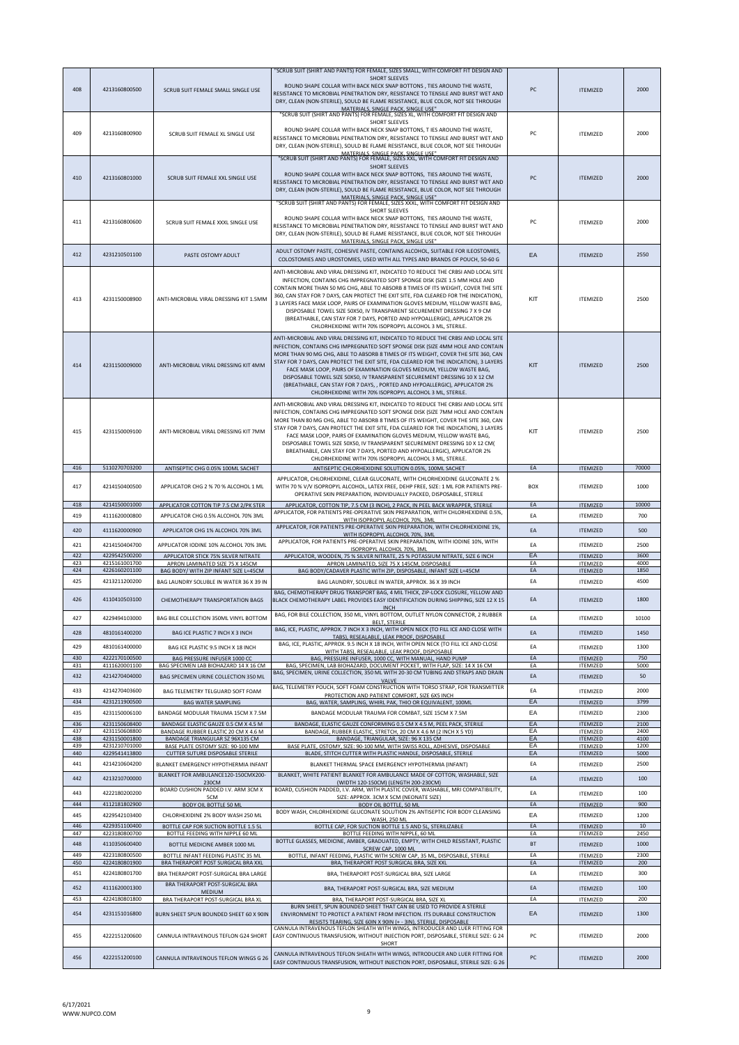| 408 | 4213160800500 | SCRUB SUIT FEMALE SMALL SINGLE USE | "SCRUB SUIT (SHIRT AND PANTS) FOR FEMALE, SIZES SMALL, WITH COMFORT FIT DESIGN AND SHORT SLEEVES ROUND SHAPE COLLAR WITH BACK NECK SNAP BOTTONS , TIES AROUND THE WASTE, RESISTANCE TO MICROBIAL PENETRATION DRY, RESISTANCE TO TENSILE AND BURST WET AND DRY, CLEAN (NON-STERILE), SOULD BE FLAME RESISTANCE, BLUE COLOR, NOT SEE THROUGH MATERIALS, SINGLE PACK, SINGLE USE" | PC | ITEMIZED | 2000 |
|---|---|---|---|---|---|---|
| 409 | 4213160800900 | SCRUB SUIT FEMALE XL SINGLE USE | "SCRUB SUIT (SHIRT AND PANTS) FOR FEMALE, SIZES XL, WITH COMFORT FIT DESIGN AND SHORT SLEEVES ROUND SHAPE COLLAR WITH BACK NECK SNAP BOTTONS, T IES AROUND THE WASTE, RESISTANCE TO MICROBIAL PENETRATION DRY, RESISTANCE TO TENSILE AND BURST WET AND DRY, CLEAN (NON-STERILE), SOULD BE FLAME RESISTANCE, BLUE COLOR, NOT SEE THROUGH MATERIALS, SINGLE PACK, SINGLE USE" | PC | ITEMIZED | 2000 |
| 410 | 4213160801000 | SCRUB SUIT FEMALE XXL SINGLE USE | "SCRUB SUIT (SHIRT AND PANTS) FOR FEMALE, SIZES XXL, WITH COMFORT FIT DESIGN AND SHORT SLEEVES ROUND SHAPE COLLAR WITH BACK NECK SNAP BOTTONS, TIES AROUND THE WASTE, RESISTANCE TO MICROBIAL PENETRATION DRY, RESISTANCE TO TENSILE AND BURST WET AND DRY, CLEAN (NON-STERILE), SOULD BE FLAME RESISTANCE, BLUE COLOR, NOT SEE THROUGH MATERIALS, SINGLE PACK, SINGLE USE" | PC | ITEMIZED | 2000 |
| 411 | 4213160800600 | SCRUB SUIT FEMALE XXXL SINGLE USE | "SCRUB SUIT (SHIRT AND PANTS) FOR FEMALE, SIZES XXXL, WITH COMFORT FIT DESIGN AND SHORT SLEEVES ROUND SHAPE COLLAR WITH BACK NECK SNAP BOTTONS, TIES AROUND THE WASTE, RESISTANCE TO MICROBIAL PENETRATION DRY, RESISTANCE TO TENSILE AND BURST WET AND DRY, CLEAN (NON-STERILE), SOULD BE FLAME RESISTANCE, BLUE COLOR, NOT SEE THROUGH MATERIALS, SINGLE PACK, SINGLE USE" | PC | ITEMIZED | 2000 |
| 412 | 4231210501100 | PASTE OSTOMY ADULT | ADULT OSTOMY PASTE, COHESIVE PASTE, CONTAINS ALCOHOL, SUITABLE FOR ILEOSTOMIES, COLOSTOMIES AND UROSTOMIES, USED WITH ALL TYPES AND BRANDS OF POUCH, 50-60 G | EA | ITEMIZED | 2550 |
| 413 | 4231150008900 | ANTI-MICROBIAL VIRAL DRESSING KIT 1.5MM | ANTI-MICROBIAL AND VIRAL DRESSING KIT, INDICATED TO REDUCE THE CRBSI AND LOCAL SITE INFECTION, CONTAINS CHG IMPREGNATED SOFT SPONGE DISK (SIZE 1.5 MM HOLE AND CONTAIN MORE THAN 50 MG CHG, ABLE TO ABSORB 8 TIMES OF ITS WEIGHT, COVER THE SITE 360, CAN STAY FOR 7 DAYS, CAN PROTECT THE EXIT SITE, FDA CLEARED FOR THE INDICATION), 3 LAYERS FACE MASK LOOP, PAIRS OF EXAMINATION GLOVES MEDIUM, YELLOW WASTE BAG, DISPOSABLE TOWEL SIZE 50X50, IV TRANSPARENT SECUREMENT DRESSING 7 X 9 CM (BREATHABLE, CAN STAY FOR 7 DAYS, PORTED AND HYPOALLERGIC), APPLICATOR 2% CHLORHEXIDINE WITH 70% ISOPROPYL ALCOHOL 3 ML, STERILE. | KIT | ITEMIZED | 2500 |
| 414 | 4231150009000 | ANTI-MICROBIAL VIRAL DRESSING KIT 4MM | ANTI-MICROBIAL AND VIRAL DRESSING KIT, INDICATED TO REDUCE THE CRBSI AND LOCAL SITE INFECTION, CONTAINS CHG IMPREGNATED SOFT SPONGE DISK (SIZE 4MM HOLE AND CONTAIN MORE THAN 90 MG CHG, ABLE TO ABSORB 8 TIMES OF ITS WEIGHT, COVER THE SITE 360, CAN STAY FOR 7 DAYS, CAN PROTECT THE EXIT SITE, FDA CLEARED FOR THE INDICATION), 3 LAYERS FACE MASK LOOP, PAIRS OF EXAMINATION GLOVES MEDIUM, YELLOW WASTE BAG, DISPOSABLE TOWEL SIZE 50X50, IV TRANSPARENT SECUREMENT DRESSING 10 X 12 CM (BREATHABLE, CAN STAY FOR 7 DAYS, , PORTED AND HYPOALLERGIC), APPLICATOR 2% CHLORHEXIDINE WITH 70% ISOPROPYL ALCOHOL 3 ML, STERILE. | KIT | ITEMIZED | 2500 |
| 415 | 4231150009100 | ANTI-MICROBIAL VIRAL DRESSING KIT 7MM | ANTI-MICROBIAL AND VIRAL DRESSING KIT, INDICATED TO REDUCE THE CRBSI AND LOCAL SITE INFECTION, CONTAINS CHG IMPREGNATED SOFT SPONGE DISK (SIZE 7MM HOLE AND CONTAIN MORE THAN 80 MG CHG, ABLE TO ABSORB 8 TIMES OF ITS WEIGHT, COVER THE SITE 360, CAN STAY FOR 7 DAYS, CAN PROTECT THE EXIT SITE, FDA CLEARED FOR THE INDICATION), 3 LAYERS FACE MASK LOOP, PAIRS OF EXAMINATION GLOVES MEDIUM, YELLOW WASTE BAG, DISPOSABLE TOWEL SIZE 50X50, IV TRANSPARENT SECUREMENT DRESSING 10 X 12 CM( BREATHABLE, CAN STAY FOR 7 DAYS, PORTED AND HYPOALLERGIC), APPLICATOR 2% CHLORHEXIDINE WITH 70% ISOPROPYL ALCOHOL 3 ML, STERILE. | KIT | ITEMIZED | 2500 |
| 416 | 5110270703200 | ANTISEPTIC CHG 0.05% 100ML SACHET | ANTISEPTIC CHLORHEXIDINE SOLUTION 0.05%, 100ML SACHET | EA | ITEMIZED | 70000 |
| 417 | 4214150400500 | APPLICATOR CHG 2 % 70 % ALCOHOL 1 ML | APPLICATOR, CHLORHEXIDINE, CLEAR GLUCONATE, WITH CHLORHEXIDINE GLUCONATE 2 % WITH 70 % V/V ISOPROPYL ALCOHOL, LATEX FREE, DEHP FREE, SIZE : 1 ML FOR PATIENTS PRE-OPERATIVE SKIN PREPARATION, INDIVIDUALLY PACKED, DISPOSABLE, STERILE | BOX | ITEMIZED | 1000 |
| 418 | 4214150001000 | APPLICATOR COTTON TIP 7.5 CM 2/PK STER | APPLICATOR, COTTON TIP, 7.5 CM (3 INCH), 2 PACK, IN PEEL BACK WRAPPER, STERILE | EA | ITEMIZED | 10000 |
| 419 | 4111620000800 | APPLICATOR CHG 0.5% ALCOHOL 70% 3ML | APPLICATOR, FOR PATIENTS PRE-OPERATIVE SKIN PREPARATION, WITH CHLORHEXIDINE 0.5%, WITH ISOPROPYL ALCOHOL 70%, 3ML | EA | ITEMIZED | 700 |
| 420 | 4111620000900 | APPLICATOR CHG 1% ALCOHOL 70% 3ML | APPLICATOR, FOR PATIENTS PRE-OPERATIVE SKIN PREPARATION, WITH CHLORHEXIDINE 1%, WITH ISOPROPYL ALCOHOL 70%, 3ML | EA | ITEMIZED | 500 |
| 421 | 4214150404700 | APPLICATOR IODINE 10% ALCOHOL 70% 3ML | APPLICATOR, FOR PATIENTS PRE-OPERATIVE SKIN PREPARATION, WITH IODINE 10%, WITH ISOPROPYL ALCOHOL 70%, 3ML | EA | ITEMIZED | 2500 |
| 422 | 4229542500200 | APPLICATOR STICK 75% SILVER NITRATE | APPLICATOR, WOODEN, 75 % SILVER NITRATE, 25 % POTASSIUM NITRATE, SIZE 6 INCH | EA | ITEMIZED | 3600 |
| 423 | 4215161001700 | APRON LAMINATED SIZE 75 X 145CM | APRON LAMINATED, SIZE 75 X 145CM, DISPOSABLE | EA | ITEMIZED | 4000 |
| 424 | 4226160201100 | BAG BODY/ WITH ZIP INFANT SIZE L=45CM | BAG BODY/CADAVER PLASTIC WITH ZIP, DISPOSABLE, INFANT SIZE L=45CM | EA | ITEMIZED | 1850 |
| 425 | 4213211200200 | BAG LAUNDRY SOLUBLE IN WATER 36 X 39 IN | BAG LAUNDRY, SOLUBLE IN WATER, APPROX. 36 X 39 INCH | EA | ITEMIZED | 4500 |
| 426 | 4110410503100 | CHEMOTHERAPY TRANSPORTATION BAGS | BAG, CHEMOTHERAPY DRUG TRANSPORT BAG, 4 MIL THICK, ZIP-LOCK CLOSURE, YELLOW AND BLACK CHEMOTHERAPY LABEL PROVIDES EASY IDENTIFICATION DURING SHIPPING, SIZE 12 X 15 INCH | EA | ITEMIZED | 1800 |
| 427 | 4229494103000 | BAG BILE COLLECTION 350ML VINYL BOTTOM | BAG, FOR BILE COLLECTION, 350 ML, VINYL BOTTOM, OUTLET NYLON CONNECTOR, 2 RUBBER BELT, STERILE | EA | ITEMIZED | 10100 |
| 428 | 4810161400200 | BAG ICE PLASTIC 7 INCH X 3 INCH | BAG, ICE, PLASTIC, APPROX. 7 INCH X 3 INCH, WITH OPEN NECK (TO FILL ICE AND CLOSE WITH TABS), RESEALABLE, LEAK PROOF, DISPOSABLE | EA | ITEMIZED | 1450 |
| 429 | 4810161400000 | BAG ICE PLASTIC 9.5 INCH X 18 INCH | BAG, ICE, PLASTIC, APPROX. 9.5 INCH X 18 INCH, WITH OPEN NECK (TO FILL ICE AND CLOSE WITH TABS), RESEALABLE, LEAK PROOF, DISPOSABLE | EA | ITEMIZED | 1300 |
| 430 | 4222170100500 | BAG PRESSURE INFUSER 1000 CC | BAG, PRESSURE INFUSER, 1000 CC, WITH MANUAL, HAND PUMP | EA | ITEMIZED | 750 |
| 431 | 4111620001100 | BAG SPECIMEN LAB BIOHAZARD 14 X 16 CM | BAG, SPECIMEN, LAB BIOHAZARD, DOCUMENT POCKET, WITH FLAP, SIZE: 14 X 16 CM | EA | ITEMIZED | 5000 |
| 432 | 4214270404000 | BAG SPECIMEN URINE COLLECTION 350 ML | BAG, SPECIMEN, URINE COLLECTION, 350 ML WITH 20-30 CM TUBING AND STRAPS AND DRAIN VALVE | EA | ITEMIZED | 50 |
| 433 | 4214270403600 | BAG TELEMETRY TELGUARD SOFT FOAM | BAG, TELEMETRY POUCH, SOFT FOAM CONSTRUCTION WITH TORSO STRAP, FOR TRANSMITTER PROTECTION AND PATIENT COMFORT, SIZE 6X5 INCH | EA | ITEMIZED | 2000 |
| 434 | 4231211900500 | BAG WATER SAMPLING | BAG, WATER, SAMPLING, WHIRL PAK, THIO OR EQUIVALENT, 100ML | EA | ITEMIZED | 3799 |
| 435 | 4231150006100 | BANDAGE MODULAR TRAUMA 15CM X 7.5M | BANDAGE MODULAR TRAUMA FOR COMBAT, SIZE 15CM X 7.5M | EA | ITEMIZED | 2300 |
| 436 | 4231150608400 | BANDAGE ELASTIC GAUZE 0.5 CM X 4.5 M | BANDAGE, ELASTIC GAUZE CONFORMING 0.5 CM X 4.5 M, PEEL PACK, STERILE | EA | ITEMIZED | 2100 |
| 437 | 4231150608800 | BANDAGE RUBBER ELASTIC 20 CM X 4.6 M | BANDAGE, RUBBER ELASTIC, STRETCH, 20 CM X 4.6 M (2 INCH X 5 YD) | EA | ITEMIZED | 2400 |
| 438 | 4231150001800 | BANDAGE TRIANGULAR SZ 96X135 CM | BANDAGE, TRIANGULAR, SIZE: 96 X 135 CM | EA | ITEMIZED | 4100 |
| 439 | 4231210701000 | BASE PLATE OSTOMY SIZE: 90-100 MM | BASE PLATE, OSTOMY, SIZE: 90-100 MM, WITH SWISS ROLL, ADHESIVE, DISPOSABLE | EA | ITEMIZED | 1200 |
| 440 | 4229541413800 | CUTTER SUTURE DISPOSABLE STERILE | BLADE, STITCH CUTTER WITH PLASTIC HANDLE, DISPOSABLE, STERILE | EA | ITEMIZED | 5000 |
| 441 | 4214210604200 | BLANKET EMERGENCY HYPOTHERMIA INFANT | BLANKET THERMAL SPACE EMERGENCY HYPOTHERMIA (INFANT) | EA | ITEMIZED | 2500 |
| 442 | 4213210700000 | BLANKET FOR AMBULANCE120-150CMX200-230CM | BLANKET, WHITE PATIENT BLANKET FOR AMBULANCE MADE OF COTTON, WASHABLE, SIZE (WIDTH 120-150CM) (LENGTH 200-230CM) | EA | ITEMIZED | 100 |
| 443 | 4222180200200 | BOARD CUSHION PADDED I.V. ARM 3CM X 5CM | BOARD, CUSHION PADDED, I.V. ARM, WITH PLASTIC COVER, WASHABLE, MRI COMPATIBILITY, SIZE: APPROX. 3CM X 5CM (NEONATE SIZE) | EA | ITEMIZED | 100 |
| 444 | 4112181802900 | BODY OIL BOTTLE 50 ML | BODY OIL BOTTLE 50 ML | EA | ITEMIZED | 900 |
| 445 | 4229542103400 | CHLORHEXIDINE 2% BODY WASH 250 ML | BODY WASH, CHLORHEXIDINE GLUCONATE SOLUTION 2% ANTISEPTIC FOR BODY CLEANSING WASH, 250 ML | EA | ITEMIZED | 1200 |
| 446 | 4229351100400 | BOTTLE CAP FOR SUCTION BOTTLE 1.5 5L | BOTTLE CAP, FOR SUCTION BOTTLE 1.5 AND 5L, STERILIZABLE | EA | ITEMIZED | 10 |
| 447 | 4223180800700 | BOTTLE FEEDING WITH NIPPLE 60 ML | BOTTLE FEEDING WITH NIPPLE, 60 ML | EA | ITEMIZED | 2450 |
| 448 | 4110350600400 | BOTTLE MEDICINE AMBER 1000 ML | BOTTLE GLASSES, MEDICINE, AMBER, GRADUATED, EMPTY, WITH CHILD RESISTANT, PLASTIC SCREW CAP, 1000 ML | BT | ITEMIZED | 1000 |
| 449 | 4223180800500 | BOTTLE INFANT FEEDING PLASTIC 35 ML | BOTTLE, INFANT FEEDING, PLASTIC WITH SCREW CAP, 35 ML, DISPOSABLE, STERILE | EA | ITEMIZED | 2300 |
| 450 | 4224180801900 | BRA THERAPORT POST-SURGICAL BRA XXL | BRA, THERAPORT POST SURGICAL BRA, SIZE XXL | EA | ITEMIZED | 200 |
| 451 | 4224180801700 | BRA THERAPORT POST-SURGICAL BRA LARGE | BRA, THERAPORT POST-SURGICAL BRA, SIZE LARGE | EA | ITEMIZED | 300 |
| 452 | 4111620001300 | BRA THERAPORT POST-SURGICAL BRA MEDIUM | BRA, THERAPORT POST-SURGICAL BRA, SIZE MEDIUM | EA | ITEMIZED | 100 |
| 453 | 4224180801800 | BRA THERAPORT POST-SURGICAL BRA XL | BRA, THERAPORT POST-SURGICAL BRA, SIZE XL | EA | ITEMIZED | 200 |
| 454 | 4231151016800 | BURN SHEET SPUN BOUNDED SHEET 60 X 90IN | BURN SHEET, SPUN BOUNDED SHEET THAT CAN BE USED TO PROVIDE A STERILE ENVIRONMENT TO PROTECT A PATIENT FROM INFECTION. ITS DURABLE CONSTRUCTION RESISTS TEARING, SIZE 60IN X 90IN (+ - 3IN), STERILE, DISPOSABLE | EA | ITEMIZED | 1300 |
| 455 | 4222151200600 | CANNULA INTRAVENOUS TEFLON G24 SHORT | CANNULA INTRAVENOUS TEFLON SHEATH WITH WINGS, INTRODUCER AND LUER FITTING FOR EASY CONTINUOUS TRANSFUSION, WITHOUT INJECTION PORT, DISPOSABLE, STERILE SIZE: G 24 SHORT | PC | ITEMIZED | 2000 |
| 456 | 4222151200100 | CANNULA INTRAVENOUS TEFLON WINGS G 26 | CANNULA INTRAVENOUS TEFLON SHEATH WITH WINGS, INTRODUCER AND LUER FITTING FOR EASY CONTINUOUS TRANSFUSION, WITHOUT INJECTION PORT, DISPOSABLE, STERILE SIZE: G 26 | PC | ITEMIZED | 2000 |

6/17/2021
WWW.NUPCO.COM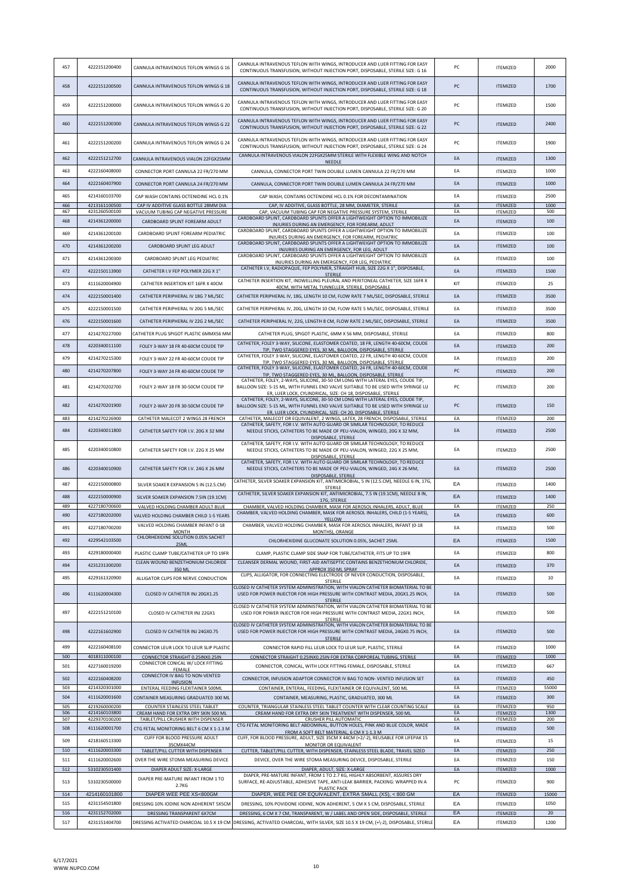| 457 | 4222151200400 | CANNULA INTRAVENOUS TEFLON WINGS G 16 | CANNULA INTRAVENOUS TEFLON WITH WINGS, INTRODUCER AND LUER FITTING FOR EASY CONTINUOUS TRANSFUSION, WITHOUT INJECTION PORT, DISPOSABLE, STERILE SIZE: G 16 | PC | ITEMIZED | 2000 |
|---|---|---|---|---|---|---|
| 458 | 4222151200500 | CANNULA INTRAVENOUS TEFLON WINGS G 18 | CANNULA INTRAVENOUS TEFLON WITH WINGS, INTRODUCER AND LUER FITTING FOR EASY CONTINUOUS TRANSFUSION, WITHOUT INJECTION PORT, DISPOSABLE, STERILE SIZE: G 18 | PC | ITEMIZED | 1700 |
| 459 | 4222151200000 | CANNULA INTRAVENOUS TEFLON WINGS G 20 | CANNULA INTRAVENOUS TEFLON WITH WINGS, INTRODUCER AND LUER FITTING FOR EASY CONTINUOUS TRANSFUSION, WITHOUT INJECTION PORT, DISPOSABLE, STERILE SIZE: G 20 | PC | ITEMIZED | 1500 |
| 460 | 4222151200300 | CANNULA INTRAVENOUS TEFLON WINGS G 22 | CANNULA INTRAVENOUS TEFLON WITH WINGS, INTRODUCER AND LUER FITTING FOR EASY CONTINUOUS TRANSFUSION, WITHOUT INJECTION PORT, DISPOSABLE, STERILE SIZE: G 22 | PC | ITEMIZED | 2400 |
| 461 | 4222151200200 | CANNULA INTRAVENOUS TEFLON WINGS G 24 | CANNULA INTRAVENOUS TEFLON WITH WINGS, INTRODUCER AND LUER FITTING FOR EASY CONTINUOUS TRANSFUSION, WITHOUT INJECTION PORT, DISPOSABLE, STERILE SIZE: G 24 | PC | ITEMIZED | 1900 |
| 462 | 4222151212700 | CANNULA INTRAVENOUS VIALON 22FGX25MM | CANNULA INTRAVENOUS VIALON 22FGX25MM STERILE WITH FLEXIBLE WING AND NOTCH NEEDLE | EA | ITEMIZED | 1300 |
| 463 | 4222160408000 | CONNECTOR PORT CANNULA 22 FR/270 MM | CANNULA, CONNECTOR PORT TWIN DOUBLE LUMEN CANNULA 22 FR/270 MM | EA | ITEMIZED | 1000 |
| 464 | 4222160407900 | CONNECTOR PORT CANNULA 24 FR/270 MM | CANNULA, CONNECTOR PORT TWIN DOUBLE LUMEN CANNULA 24 FR/270 MM | EA | ITEMIZED | 1000 |
| 465 | 4214160103700 | CAP WASH CONTAINS OCTENIDINE HCL 0.1% | CAP WASH, CONTAINS OCTENIDINE HCL 0.1% FOR DECONTAMINATION | EA | ITEMIZED | 2500 |
| 466 | 4213161100500 | CAP IV ADDITIVE GLASS BOTTLE 28MM DIA | CAP, IV ADDITIVE, GLASS BOTTLE, 28 MM, DIAMETER, STERILE | EA | ITEMIZED | 1000 |
| 467 | 4231260500100 | VACUUM TUBING CAP NEGATIVE PRESSURE | CAP, VACUUM TUBING CAP FOR NEGATIVE PRESSURE SYSTEM, STERILE | EA | ITEMIZED | 500 |
| 468 | 4214361200000 | CARDBOARD SPLINT FOREARM ADULT | CARDBOARD SPLINT, CARDBOARD SPLINTS OFFER A LIGHTWEIGHT OPTION TO IMMOBILIZE INJURIES DURING AN EMERGENCY, FOR FOREARM, ADULT | EA | ITEMIZED | 100 |
| 469 | 4214361200100 | CARDBOARD SPLINT FOREARM PEDIATRIC | CARDBOARD SPLINT, CARDBOARD SPLINTS OFFER A LIGHTWEIGHT OPTION TO IMMOBILIZE INJURIES DURING AN EMERGENCY, FOR FOREARM, PEDIATRIC | EA | ITEMIZED | 100 |
| 470 | 4214361200200 | CARDBOARD SPLINT LEG ADULT | CARDBOARD SPLINT, CARDBOARD SPLINTS OFFER A LIGHTWEIGHT OPTION TO IMMOBILIZE INJURIES DURING AN EMERGENCY, FOR LEG, ADULT | EA | ITEMIZED | 100 |
| 471 | 4214361200300 | CARDBOARD SPLINT LEG PEDIATRIC | CARDBOARD SPLINT, CARDBOARD SPLINTS OFFER A LIGHTWEIGHT OPTION TO IMMOBILIZE INJURIES DURING AN EMERGENCY, FOR LEG, PEDIATRIC | EA | ITEMIZED | 100 |
| 472 | 4222150113900 | CATHETER I.V FEP POLYMER 22G X 1" | CATHETER I.V, RADIOPAQUE, FEP POLYMER, STRAIGHT HUB, SIZE 22G X 1", DISPOSABLE, STERILE | EA | ITEMIZED | 1500 |
| 473 | 4111620004900 | CATHETER INSERTION KIT 16FR X 40CM | CATHETER INSERTION KIT, INDWELLING PLEURAL AND PERITONEAL CATHETER, SIZE 16FR X 40CM, WITH METAL TUNNELLER, STERILE, DISPOSABLE | KIT | ITEMIZED | 25 |
| 474 | 4222150001400 | CATHETER PERIPHERAL IV 18G 7 ML/SEC | CATHETER PERIPHERAL IV, 18G, LENGTH 10 CM, FLOW RATE 7 ML/SEC, DISPOSABLE, STERILE | EA | ITEMIZED | 3500 |
| 475 | 4222150001500 | CATHETER PERIPHERAL IV 20G 5 ML/SEC | CATHETER PERIPHERAL IV, 20G, LENGTH 10 CM, FLOW RATE 5 ML/SEC, DISPOSABLE, STERILE | EA | ITEMIZED | 3500 |
| 476 | 4222150001600 | CATHETER PERIPHERAL IV 22G 2 ML/SEC | CATHETER PERIPHERAL IV, 22G, LENGTH 8 CM, FLOW RATE 2 ML/SEC, DISPOSABLE, STERILE | EA | ITEMIZED | 3500 |
| 477 | 4214270227000 | CATHETER PLUG SPIGOT PLASTIC 6MMX56 MM | CATHETER PLUG, SPIGOT PLASTIC, 6MM X 56 MM, DISPOSABLE, STERILE | EA | ITEMIZED | 800 |
| 478 | 4220340011100 | FOLEY 3-WAY 18 FR 40-60CM COUDE TIP | CATHETER, FOLEY 3-WAY, SILICONE, ELASTOMER COATED, 18 FR, LENGTH 40-60CM, COUDE TIP, TWO STAGGERED EYES, 30 ML, BALLOON, DISPOSABLE, STERILE | EA | ITEMIZED | 200 |
| 479 | 4214270215300 | FOLEY 3-WAY 22 FR 40-60CM COUDE TIP | CATHETER, FOLEY 3-WAY, SILICONE, ELASTOMER COATED, 22 FR, LENGTH 40-60CM, COUDE TIP, TWO STAGGERED EYES, 30 ML, BALLOON, DISPOSABLE, STERILE | EA | ITEMIZED | 200 |
| 480 | 4214270207800 | FOLEY 3-WAY 24 FR 40-60CM COUDE TIP | CATHETER, FOLEY 3-WAY, SILICONE, ELASTOMER COATED, 24 FR, LENGTH 40-60CM, COUDE TIP, TWO STAGGERED EYES, 30 ML, BALLOON, DISPOSABLE, STERILE | PC | ITEMIZED | 200 |
| 481 | 4214270202700 | FOLEY 2-WAY 18 FR 30-50CM COUDE TIP | CATHETER, FOLEY, 2-WAYS, SILICONE, 30-50 CM LONG WITH LATERAL EYES, COUDE TIP, BALLOON SIZE: 5-15 ML, WITH FUNNEL END VALVE SUITABLE TO BE USED WITH SYRINGE LU ER, LUER LOCK, CYLINDRICAL, SIZE: CH 18, DISPOSABLE, STERILE | PC | ITEMIZED | 200 |
| 482 | 4214270201900 | FOLEY 2-WAY 20 FR 30-50CM COUDE TIP | CATHETER, FOLEY, 2-WAYS, SILICONE, 30-50 CM LONG WITH LATERAL EYES, COUDE TIP, BALLOON SIZE: 5-15 ML, WITH FUNNEL END VALVE SUITABLE TO BE USED WITH SYRINGE LU ER, LUER LOCK, CYLINDRICAL, SIZE: CH 20, DISPOSABLE, STERILE | PC | ITEMIZED | 150 |
| 483 | 4214270226900 | CATHETER MALECOT 2 WINGS 28 FRENCH | CATHETER, MALECOT OR EQUIVALENT, 2 WINGS, LATEX, 28 FRENCH, DISPOSABLE, STERILE | EA | ITEMIZED | 200 |
| 484 | 4220340011800 | CATHETER SAFETY FOR I.V. 20G X 32 MM | CATHETER, SAFETY, FOR I.V. WITH AUTO GUARD OR SIMILAR TECHNOLOGY, TO REDUCE NEEDLE STICKS, CATHETERS TO BE MADE OF PEU-VIALON, WINGED, 20G X 32 MM, DISPOSABLE, STERILE | EA | ITEMIZED | 2500 |
| 485 | 4220340010800 | CATHETER SAFETY FOR I.V. 22G X 25 MM | CATHETER, SAFETY, FOR I.V. WITH AUTO GUARD OR SIMILAR TECHNOLOGY, TO REDUCE NEEDLE STICKS, CATHETERS TO BE MADE OF PEU-VIALON, WINGED, 22G X 25 MM, DISPOSABLE, STERILE | EA | ITEMIZED | 2500 |
| 486 | 4220340010900 | CATHETER SAFETY FOR I.V. 24G X 26 MM | CATHETER, SAFETY, FOR I.V. WITH AUTO GUARD OR SIMILAR TECHNOLOGY, TO REDUCE NEEDLE STICKS, CATHETERS TO BE MADE OF PEU-VIALON, WINGED, 24G X 26 MM, DISPOSABLE, STERILE | EA | ITEMIZED | 2500 |
| 487 | 4222150000800 | SILVER SOAKER EXPANSION 5 IN (12.5.CM) | CATHETER, SILVER SOAKER EXPANSION KIT, ANTIMICROBIAL, 5 IN (12.5.CM), NEEDLE 6 IN, 17G, STERILE | EA | ITEMIZED | 1400 |
| 488 | 4222150000900 | SILVER SOAKER EXPANSION 7.5IN (19.1CM) | CATHETER, SILVER SOAKER EXPANSION KIT, ANTIMICROBIAL, 7.5 IN (19.1CM), NEEDLE 8 IN, 17G, STERILE | EA | ITEMIZED | 1400 |
| 489 | 4227180700600 | VALVED HOLDING CHAMBER ADULT BLUE | CHAMBER, VALVED HOLDING CHAMBER, MASK FOR AEROSOL INHALERS, ADULT, BLUE | EA | ITEMIZED | 250 |
| 490 | 4227180202000 | VALVED HOLDING CHAMBER CHILD 1-5 YEARS | CHAMBER, VALVED HOLDING CHAMBER, MASK FOR AEROSOL INHALERS, CHILD (1-5 YEARS), YELLOW | EA | ITEMIZED | 600 |
| 491 | 4227180700200 | VALVED HOLDING CHAMBER INFANT 0-18 MONTH | CHAMBER, VALVED HOLDING CHAMBER, MASK FOR AEROSOL INHALERS, INFANT (0-18 MONTHS), ORANGE | EA | ITEMIZED | 500 |
| 492 | 4229542103500 | CHLORHEXIDINE SOLUTION 0.05% SACHET 25ML | CHLORHEXIDINE GLUCONATE SOLUTION 0.05%, SACHET 25ML | EA | ITEMIZED | 1500 |
| 493 | 4229180000400 | PLASTIC CLAMP TUBE/CATHETER UP TO 19FR | CLAMP, PLASTIC CLAMP SIDE SNAP FOR TUBE/CATHETER, FITS UP TO 19FR | EA | ITEMIZED | 800 |
| 494 | 4231231300200 | CLEAN WOUND BENZETHONIUM CHLORIDE 350 ML | CLEANSER DERMAL WOUND, FIRST-AID ANTISEPTIC CONTAINS BENZETHONIUM CHLORIDE, APPROX 350 ML SPRAY | EA | ITEMIZED | 370 |
| 495 | 4229161320900 | ALLIGATOR CLIPS FOR NERVE CONDUCTION | CLIPS, ALLIGATOR, FOR CONNECTING ELECTRODE OF NEVER CONDUCTION, DISPOSABLE, STERILE | EA | ITEMIZED | 10 |
| 496 | 4111620004300 | CLOSED IV CATHETER INJ 20GX1.25 | CLOSED IV CATHETER SYSTEM ADMINISTRATION, WITH VIALON CATHETER BIOMATERIAL TO BE USED FOR POWER INJECTOR FOR HIGH PRESSURE WITH CONTRAST MEDIA, 20GX1.25 INCH, STERILE | EA | ITEMIZED | 500 |
| 497 | 4222151210100 | CLOSED IV CATHETER INJ 22GX1 | CLOSED IV CATHETER SYSTEM ADMINISTRATION, WITH VIALON CATHETER BIOMATERIAL TO BE USED FOR POWER INJECTOR FOR HIGH PRESSURE WITH CONTRAST MEDIA, 22GX1 INCH, STERILE | EA | ITEMIZED | 500 |
| 498 | 4222161602900 | CLOSED IV CATHETER INJ 24GX0.75 | CLOSED IV CATHETER SYSTEM ADMINISTRATION, WITH VIALON CATHETER BIOMATERIAL TO BE USED FOR POWER INJECTOR FOR HIGH PRESSURE WITH CONTRAST MEDIA, 24GX0.75 INCH, STERILE | EA | ITEMIZED | 500 |
| 499 | 4222160408100 | CONNECTOR LEUR LOCK TO LEUR SLIP PLASTIC | CONNECTOR RAPID FILL LEUR LOCK TO LEUR SLIP, PLASTIC, STERILE | EA | ITEMIZED | 1000 |
| 500 | 4018311000100 | CONNECTOR STRAIGHT 0.25INX0.25IN | CONNECTOR STRAIGHT 0.25INX0.25IN FOR EXTRA CORPOREAL TUBING, STERILE | EA | ITEMIZED | 1000 |
| 501 | 4227160019200 | CONNECTOR CONICAL W/ LOCK FITTING FEMALE | CONNECTOR, CONICAL, WITH LOCK FITTING FEMALE, DISPOSABLE, STERILE | EA | ITEMIZED | 667 |
| 502 | 4222160408200 | CONNECTOR IV BAG TO NON-VENTED INFUSION | CONNECTOR, INFUSION ADAPTOR CONNECTOR IV BAG TO NON- VENTED INFUSION SET | EA | ITEMIZED | 450 |
| 503 | 4214320301000 | ENTERAL FEEDING FLEXITAINER 500ML | CONTAINER, ENTERAL, FEEDING, FLEXITAINER OR EQUIVALENT, 500 ML | EA | ITEMIZED | 55000 |
| 504 | 4111620001600 | CONTAINER MEASURING GRADUATED 300 ML | CONTAINER, MEASURING, PLASTIC, GRADUATED, 300 ML | EA | ITEMIZED | 300 |
| 505 | 4219260000200 | COUNTER STAINLESS STEEL TABLET | COUNTER, TRIANGULAR STAINLESS STEEL TABLET COUNTER WITH CLEAR COUNTING SCALE | EA | ITEMIZED | 950 |
| 506 | 4214160103800 | CREAM HAND FOR EXTRA DRY SKIN 500 ML | CREAM HAND FOR EXTRA DRY SKIN TREATMENT WITH DISPENSER, 500 ML | EA | ITEMIZED | 1300 |
| 507 | 4229370100200 | TABLET/PILL CRUSHER WITH DISPENSER | CRUSHER PILL AUTOMATIC | EA | ITEMIZED | 200 |
| 508 | 4111620001700 | CTG FETAL MONITORING BELT 6 CM X 1-1.3 M | CTG FETAL MONITORING BELT ABDOMINAL, BUTTON HOLES, PINK AND BLUE COLOR, MADE FROM A SOFT BELT MATERIAL, 6 CM X 1-1.3 M | EA | ITEMIZED | 500 |
| 509 | 4218160513300 | CUFF FOR BLOOD PRESSURE ADULT 35CMX44CM | CUFF, FOR BLOOD PRESSURE, ADULT, SIZE 35CM X 44CM (+2/-2), REUSABLE FOR LIFEPAK 15 MONITOR OR EQUIVALENT | EA | ITEMIZED | 15 |
| 510 | 4111620003300 | TABLET/PILL CUTTER WITH DISPENSER | CUTTER, TABLET/PILL CUTTER, WITH DISPENSER, STAINLESS STEEL BLADE, TRAVEL SIZED | EA | ITEMIZED | 250 |
| 511 | 4111620002600 | OVER THE WIRE STOMA MEASURING DEVICE | DEVICE, OVER THE WIRE STOMA MEASURING DEVICE, DISPOSABLE, STERILE | EA | ITEMIZED | 150 |
| 512 | 5310230501400 | DIAPER ADULT SIZE: X-LARGE | DIAPER, ADULT, SIZE: X-LARGE | EA | ITEMIZED | 1000 |
| 513 | 5310230500000 | DIAPER PRE-MATURE INFANT FROM 1 TO 2.7KG | DIAPER, PRE-MATURE INFANT, FROM 1 TO 2.7 KG, HIGHLY ABSORBENT, ASSURES DRY SURFACE, RE-ADJUSTABLE, ADHESIVE TAPE, ANTI-LEAK BARRIER, PACKING: WRAPPED IN A PLASTIC PACK | PC | ITEMIZED | 900 |
| 514 | 4214160101800 | DIAPER WEE PEE XS<800GM | DIAPER, WEE PEE OR EQUIVALENT, EXTRA SMALL (XS), < 800 GM | EA | ITEMIZED | 15000 |
| 515 | 4231154501800 | DRESSING 10% IODINE NON ADHERENT 5X5CM | DRESSING, 10% POVIDONE IODINE, NON ADHERENT, 5 CM X 5 CM, DISPOSABLE, STERILE | EA | ITEMIZED | 1050 |
| 516 | 4231152702000 | DRESSING TRANSPARENT 6X7CM | DRESSING, 6 CM X 7 CM, TRANSPARENT, W / LABEL AND OPEN SIDE, DISPOSABLE, STERILE | EA | ITEMIZED | 20 |
| 517 | 4231151404700 | DRESSING ACTIVATED CHARCOAL 10.5 X 19 CM | DRESSING, ACTIVATED CHARCOAL, WITH SILVER, SIZE 10.5 X 19 CM, (+\-2), DISPOSABLE, STERILE | EA | ITEMIZED | 1200 |

6/17/2021
WWW.NUPCO.COM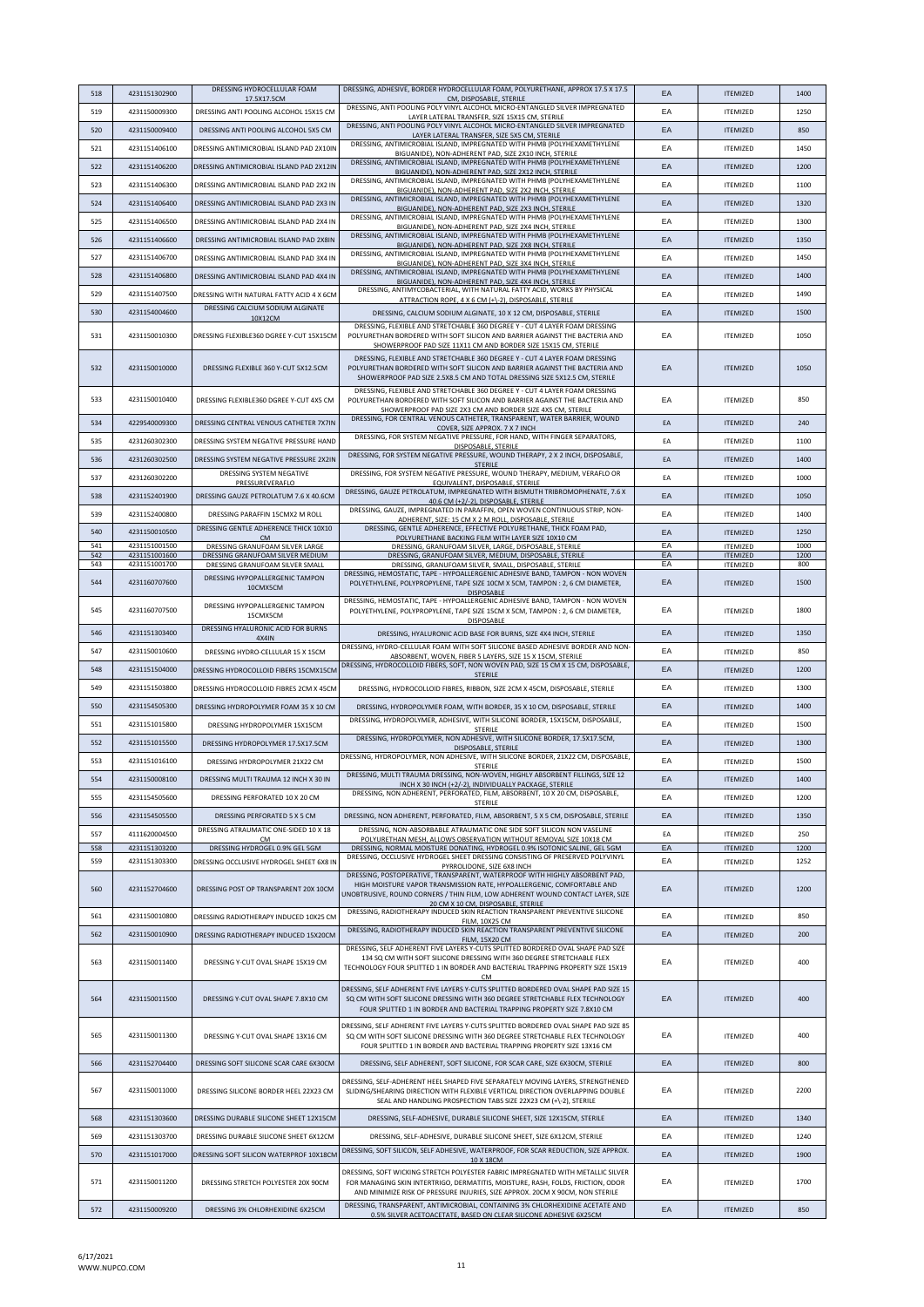| 518 | 4231151302900 | DRESSING HYDROCELLULAR FOAM 17.5X17.5CM | DRESSING, ADHESIVE, BORDER HYDROCELLULAR FOAM, POLYURETHANE, APPROX 17.5 X 17.5 CM, DISPOSABLE, STERILE | EA | ITEMIZED | 1400 |
|---|---|---|---|---|---|---|
| 519 | 4231150009300 | DRESSING ANTI POOLING ALCOHOL 15X15 CM | DRESSING, ANTI POOLING POLY VINYL ALCOHOL MICRO-ENTANGLED SILVER IMPREGNATED LAYER LATERAL TRANSFER, SIZE 15X15 CM, STERILE | EA | ITEMIZED | 1250 |
| 520 | 4231150009400 | DRESSING ANTI POOLING ALCOHOL 5X5 CM | DRESSING, ANTI POOLING POLY VINYL ALCOHOL MICRO-ENTANGLED SILVER IMPREGNATED LAYER LATERAL TRANSFER, SIZE 5X5 CM, STERILE | EA | ITEMIZED | 850 |
| 521 | 4231151406100 | DRESSING ANTIMICROBIAL ISLAND PAD 2X10IN | DRESSING, ANTIMICROBIAL ISLAND, IMPREGNATED WITH PHMB (POLYHEXAMETHYLENE BIGUANIDE), NON-ADHERENT PAD, SIZE 2X10 INCH, STERILE | EA | ITEMIZED | 1450 |
| 522 | 4231151406200 | DRESSING ANTIMICROBIAL ISLAND PAD 2X12IN | DRESSING, ANTIMICROBIAL ISLAND, IMPREGNATED WITH PHMB (POLYHEXAMETHYLENE BIGUANIDE), NON-ADHERENT PAD, SIZE 2X12 INCH, STERILE | EA | ITEMIZED | 1200 |
| 523 | 4231151406300 | DRESSING ANTIMICROBIAL ISLAND PAD 2X2 IN | DRESSING, ANTIMICROBIAL ISLAND, IMPREGNATED WITH PHMB (POLYHEXAMETHYLENE BIGUANIDE), NON-ADHERENT PAD, SIZE 2X2 INCH, STERILE | EA | ITEMIZED | 1100 |
| 524 | 4231151406400 | DRESSING ANTIMICROBIAL ISLAND PAD 2X3 IN | DRESSING, ANTIMICROBIAL ISLAND, IMPREGNATED WITH PHMB (POLYHEXAMETHYLENE BIGUANIDE), NON-ADHERENT PAD, SIZE 2X3 INCH, STERILE | EA | ITEMIZED | 1320 |
| 525 | 4231151406500 | DRESSING ANTIMICROBIAL ISLAND PAD 2X4 IN | DRESSING, ANTIMICROBIAL ISLAND, IMPREGNATED WITH PHMB (POLYHEXAMETHYLENE BIGUANIDE), NON-ADHERENT PAD, SIZE 2X4 INCH, STERILE | EA | ITEMIZED | 1300 |
| 526 | 4231151406600 | DRESSING ANTIMICROBIAL ISLAND PAD 2X8IN | DRESSING, ANTIMICROBIAL ISLAND, IMPREGNATED WITH PHMB (POLYHEXAMETHYLENE BIGUANIDE), NON-ADHERENT PAD, SIZE 2X8 INCH, STERILE | EA | ITEMIZED | 1350 |
| 527 | 4231151406700 | DRESSING ANTIMICROBIAL ISLAND PAD 3X4 IN | DRESSING, ANTIMICROBIAL ISLAND, IMPREGNATED WITH PHMB (POLYHEXAMETHYLENE BIGUANIDE), NON-ADHERENT PAD, SIZE 3X4 INCH, STERILE | EA | ITEMIZED | 1450 |
| 528 | 4231151406800 | DRESSING ANTIMICROBIAL ISLAND PAD 4X4 IN | DRESSING, ANTIMICROBIAL ISLAND, IMPREGNATED WITH PHMB (POLYHEXAMETHYLENE BIGUANIDE), NON-ADHERENT PAD, SIZE 4X4 INCH, STERILE | EA | ITEMIZED | 1400 |
| 529 | 4231151407500 | DRESSING WITH NATURAL FATTY ACID 4 X 6CM | DRESSING, ANTIMYCOBACTERIAL, WITH NATURAL FATTY ACID, WORKS BY PHYSICAL ATTRACTION ROPE, 4 X 6 CM (+\-2), DISPOSABLE, STERILE | EA | ITEMIZED | 1490 |
| 530 | 4231154004600 | DRESSING CALCIUM SODIUM ALGINATE 10X12CM | DRESSING, CALCIUM SODIUM ALGINATE, 10 X 12 CM, DISPOSABLE, STERILE | EA | ITEMIZED | 1500 |
| 531 | 4231150010300 | DRESSING FLEXIBLE360 DGREE Y-CUT 15X15CM | DRESSING, FLEXIBLE AND STRETCHABLE 360 DEGREE Y - CUT 4 LAYER FOAM DRESSING POLYURETHAN BORDERED WITH SOFT SILICON AND BARRIER AGAINST THE BACTERIA AND SHOWERPROOF PAD SIZE 11X11 CM AND BORDER SIZE 15X15 CM, STERILE | EA | ITEMIZED | 1050 |
| 532 | 4231150010000 | DRESSING FLEXIBLE 360 Y-CUT 5X12.5CM | DRESSING, FLEXIBLE AND STRETCHABLE 360 DEGREE Y - CUT 4 LAYER FOAM DRESSING POLYURETHAN BORDERED WITH SOFT SILICON AND BARRIER AGAINST THE BACTERIA AND SHOWERPROOF PAD SIZE 2.5X8.5 CM AND TOTAL DRESSING SIZE 5X12.5 CM, STERILE | EA | ITEMIZED | 1050 |
| 533 | 4231150010400 | DRESSING FLEXIBLE360 DGREE Y-CUT 4X5 CM | DRESSING, FLEXIBLE AND STRETCHABLE 360 DEGREE Y - CUT 4 LAYER FOAM DRESSING POLYURETHAN BORDERED WITH SOFT SILICON AND BARRIER AGAINST THE BACTERIA AND SHOWERPROOF PAD SIZE 2X3 CM AND BORDER SIZE 4X5 CM, STERILE | EA | ITEMIZED | 850 |
| 534 | 4229540009300 | DRESSING CENTRAL VENOUS CATHETER 7X7IN | DRESSING, FOR CENTRAL VENOUS CATHETER, TRANSPARENT, WATER BARRIER, WOUND COVER, SIZE APPROX. 7 X 7 INCH | EA | ITEMIZED | 240 |
| 535 | 4231260302300 | DRESSING SYSTEM NEGATIVE PRESSURE HAND | DRESSING, FOR SYSTEM NEGATIVE PRESSURE, FOR HAND, WITH FINGER SEPARATORS, DISPOSABLE, STERILE | EA | ITEMIZED | 1100 |
| 536 | 4231260302500 | DRESSING SYSTEM NEGATIVE PRESSURE 2X2IN | DRESSING, FOR SYSTEM NEGATIVE PRESSURE, WOUND THERAPY, 2 X 2 INCH, DISPOSABLE, STERILE | EA | ITEMIZED | 1400 |
| 537 | 4231260302200 | DRESSING SYSTEM NEGATIVE PRESSUREVERAFLO | DRESSING, FOR SYSTEM NEGATIVE PRESSURE, WOUND THERAPY, MEDIUM, VERAFLO OR EQUIVALENT, DISPOSABLE, STERILE | EA | ITEMIZED | 1000 |
| 538 | 4231152401900 | DRESSING GAUZE PETROLATUM 7.6 X 40.6CM | DRESSING, GAUZE PETROLATUM, IMPREGNATED WITH BISMUTH TRIBROMOPHENATE, 7.6 X 40.6 CM (+2/-2), DISPOSABLE, STERILE | EA | ITEMIZED | 1050 |
| 539 | 4231152400800 | DRESSING PARAFFIN 15CMX2 M ROLL | DRESSING, GAUZE, IMPREGNATED IN PARAFFIN, OPEN WOVEN CONTINUOUS STRIP, NON-ADHERENT, SIZE: 15 CM X 2 M ROLL, DISPOSABLE, STERILE | EA | ITEMIZED | 1400 |
| 540 | 4231150010500 | DRESSING GENTLE ADHERENCE THICK 10X10 CM | DRESSING, GENTLE ADHERENCE, EFFECTIVE POLYURETHANE, THICK FOAM PAD, POLYURETHANE BACKING FILM WITH LAYER SIZE 10X10 CM | EA | ITEMIZED | 1250 |
| 541 | 4231151001500 | DRESSING GRANUFOAM SILVER LARGE | DRESSING, GRANUFOAM SILVER, LARGE, DISPOSABLE, STERILE | EA | ITEMIZED | 1000 |
| 542 | 4231151001600 | DRESSING GRANUFOAM SILVER MEDIUM | DRESSING, GRANUFOAM SILVER, MEDIUM, DISPOSABLE, STERILE | EA | ITEMIZED | 1200 |
| 543 | 4231151001700 | DRESSING GRANUFOAM SILVER SMALL | DRESSING, GRANUFOAM SILVER, SMALL, DISPOSABLE, STERILE | EA | ITEMIZED | 800 |
| 544 | 4231160707600 | DRESSING HYPOPALLERGENIC TAMPON 10CMX5CM | DRESSING, HEMOSTATIC, TAPE - HYPOALLERGENIC ADHESIVE BAND, TAMPON - NON WOVEN POLYETHYLENE, POLYPROPYLENE, TAPE SIZE 10CM X 5CM, TAMPON : 2, 6 CM DIAMETER, DISPOSABLE | EA | ITEMIZED | 1500 |
| 545 | 4231160707500 | DRESSING HYPOPALLERGENIC TAMPON 15CMX5CM | DRESSING, HEMOSTATIC, TAPE - HYPOALLERGENIC ADHESIVE BAND, TAMPON - NON WOVEN POLYETHYLENE, POLYPROPYLENE, TAPE SIZE 15CM X 5CM, TAMPON : 2, 6 CM DIAMETER, DISPOSABLE | EA | ITEMIZED | 1800 |
| 546 | 4231151303400 | DRESSING HYALURONIC ACID FOR BURNS 4X4IN | DRESSING, HYALURONIC ACID BASE FOR BURNS, SIZE 4X4 INCH, STERILE | EA | ITEMIZED | 1350 |
| 547 | 4231150010600 | DRESSING HYDRO-CELLULAR 15 X 15CM | DRESSING, HYDRO-CELLULAR FOAM WITH SOFT SILICONE BASED ADHESIVE BORDER AND NON-ABSORBENT, WOVEN, FIBER 5 LAYERS, SIZE 15 X 15CM, STERILE | EA | ITEMIZED | 850 |
| 548 | 4231151504000 | DRESSING HYDROCOLLOID FIBERS 15CMX15CM | DRESSING, HYDROCOLLOID FIBERS, SOFT, NON WOVEN PAD, SIZE 15 CM X 15 CM, DISPOSABLE, STERILE | EA | ITEMIZED | 1200 |
| 549 | 4231151503800 | DRESSING HYDROCOLLOID FIBRES 2CM X 45CM | DRESSING, HYDROCOLLOID FIBRES, RIBBON, SIZE 2CM X 45CM, DISPOSABLE, STERILE | EA | ITEMIZED | 1300 |
| 550 | 4231154505300 | DRESSING HYDROPOLYMER FOAM 35 X 10 CM | DRESSING, HYDROPOLYMER FOAM, WITH BORDER, 35 X 10 CM, DISPOSABLE, STERILE | EA | ITEMIZED | 1400 |
| 551 | 4231151015800 | DRESSING HYDROPOLYMER 15X15CM | DRESSING, HYDROPOLYMER, ADHESIVE, WITH SILICONE BORDER, 15X15CM, DISPOSABLE, STERILE | EA | ITEMIZED | 1500 |
| 552 | 4231151015500 | DRESSING HYDROPOLYMER 17.5X17.5CM | DRESSING, HYDROPOLYMER, NON ADHESIVE, WITH SILICONE BORDER, 17.5X17.5CM, DISPOSABLE, STERILE | EA | ITEMIZED | 1300 |
| 553 | 4231151016100 | DRESSING HYDROPOLYMER 21X22 CM | DRESSING, HYDROPOLYMER, NON ADHESIVE, WITH SILICONE BORDER, 21X22 CM, DISPOSABLE, STERILE | EA | ITEMIZED | 1500 |
| 554 | 4231150008100 | DRESSING MULTI TRAUMA 12 INCH X 30 IN | DRESSING, MULTI TRAUMA DRESSING, NON-WOVEN, HIGHLY ABSORBENT FILLINGS, SIZE 12 INCH X 30 INCH (+2/-2), INDIVIDUALLY PACKAGE, STERILE | EA | ITEMIZED | 1400 |
| 555 | 4231154505600 | DRESSING PERFORATED 10 X 20 CM | DRESSING, NON ADHERENT, PERFORATED, FILM, ABSORBENT, 10 X 20 CM, DISPOSABLE, STERILE | EA | ITEMIZED | 1200 |
| 556 | 4231154505500 | DRESSING PERFORATED 5 X 5 CM | DRESSING, NON ADHERENT, PERFORATED, FILM, ABSORBENT, 5 X 5 CM, DISPOSABLE, STERILE | EA | ITEMIZED | 1350 |
| 557 | 4111620004500 | DRESSING ATRAUMATIC ONE-SIDED 10 X 18 CM | DRESSING, NON-ABSORBABLE ATRAUMATIC ONE SIDE SOFT SILICON NON VASELINE POLYURETHAN MESH, ALLOWS OBSERVATION WITHOUT REMOVAL SIZE 10X18 CM | EA | ITEMIZED | 250 |
| 558 | 4231151303200 | DRESSING HYDROGEL 0.9% GEL 5GM | DRESSING, NORMAL MOISTURE DONATING, HYDROGEL 0.9% ISOTONIC SALINE, GEL 5GM | EA | ITEMIZED | 1200 |
| 559 | 4231151303300 | DRESSING OCCLUSIVE HYDROGEL SHEET 6X8 IN | DRESSING, OCCLUSIVE HYDROGEL SHEET DRESSING CONSISTING OF PRESERVED POLYVINYL PYRROLIDONE, SIZE 6X8 INCH | EA | ITEMIZED | 1252 |
| 560 | 4231152704600 | DRESSING POST OP TRANSPARENT 20X 10CM | DRESSING, POSTOPERATIVE, TRANSPARENT, WATERPROOF WITH HIGHLY ABSORBENT PAD, HIGH MOISTURE VAPOR TRANSMISSION RATE, HYPOALLERGENIC, COMFORTABLE AND UNOBTRUSIVE, ROUND CORNERS / THIN FILM, LOW ADHERENT WOUND CONTACT LAYER, SIZE 20 CM X 10 CM, DISPOSABLE, STERILE | EA | ITEMIZED | 1200 |
| 561 | 4231150010800 | DRESSING RADIOTHERAPY INDUCED 10X25 CM | DRESSING, RADIOTHERAPY INDUCED SKIN REACTION TRANSPARENT PREVENTIVE SILICONE FILM, 10X25 CM | EA | ITEMIZED | 850 |
| 562 | 4231150010900 | DRESSING RADIOTHERAPY INDUCED 15X20CM | DRESSING, RADIOTHERAPY INDUCED SKIN REACTION TRANSPARENT PREVENTIVE SILICONE FILM, 15X20 CM | EA | ITEMIZED | 200 |
| 563 | 4231150011400 | DRESSING Y-CUT OVAL SHAPE 15X19 CM | DRESSING, SELF ADHERENT FIVE LAYERS Y-CUTS SPLITTED BORDERED OVAL SHAPE PAD SIZE 134 SQ CM WITH SOFT SILICONE DRESSING WITH 360 DEGREE STRETCHABLE FLEX TECHNOLOGY FOUR SPLITTED 1 IN BORDER AND BACTERIAL TRAPPING PROPERTY SIZE 15X19 CM | EA | ITEMIZED | 400 |
| 564 | 4231150011500 | DRESSING Y-CUT OVAL SHAPE 7.8X10 CM | DRESSING, SELF ADHERENT FIVE LAYERS Y-CUTS SPLITTED BORDERED OVAL SHAPE PAD SIZE 15 SQ CM WITH SOFT SILICONE DRESSING WITH 360 DEGREE STRETCHABLE FLEX TECHNOLOGY FOUR SPLITTED 1 IN BORDER AND BACTERIAL TRAPPING PROPERTY SIZE 7.8X10 CM | EA | ITEMIZED | 400 |
| 565 | 4231150011300 | DRESSING Y-CUT OVAL SHAPE 13X16 CM | DRESSING, SELF ADHERENT FIVE LAYERS Y-CUTS SPLITTED BORDERED OVAL SHAPE PAD SIZE 85 SQ CM WITH SOFT SILICONE DRESSING WITH 360 DEGREE STRETCHABLE FLEX TECHNOLOGY FOUR SPLITTED 1 IN BORDER AND BACTERIAL TRAPPING PROPERTY SIZE 13X16 CM | EA | ITEMIZED | 400 |
| 566 | 4231152704400 | DRESSING SOFT SILICONE SCAR CARE 6X30CM | DRESSING, SELF ADHERENT, SOFT SILICONE, FOR SCAR CARE, SIZE 6X30CM, STERILE | EA | ITEMIZED | 800 |
| 567 | 4231150011000 | DRESSING SILICONE BORDER HEEL 22X23 CM | DRESSING, SELF-ADHERENT HEEL SHAPED FIVE SEPARATELY MOVING LAYERS, STRENGTHENED SLIDING/SHEARING DIRECTION WITH FLEXIBLE VERTICAL DIRECTION OVERLAPPING DOUBLE SEAL AND HANDLING PROSPECTION TABS SIZE 22X23 CM (+\-2), STERILE | EA | ITEMIZED | 2200 |
| 568 | 4231151303600 | DRESSING DURABLE SILICONE SHEET 12X15CM | DRESSING, SELF-ADHESIVE, DURABLE SILICONE SHEET, SIZE 12X15CM, STERILE | EA | ITEMIZED | 1340 |
| 569 | 4231151303700 | DRESSING DURABLE SILICONE SHEET 6X12CM | DRESSING, SELF-ADHESIVE, DURABLE SILICONE SHEET, SIZE 6X12CM, STERILE | EA | ITEMIZED | 1240 |
| 570 | 4231151017000 | DRESSING SOFT SILICON WATERPROOF 10X18CM | DRESSING, SOFT SILICON, SELF ADHESIVE, WATERPROOF, FOR SCAR REDUCTION, SIZE APPROX. 10 X 18CM | EA | ITEMIZED | 1900 |
| 571 | 4231150011200 | DRESSING STRETCH POLYESTER 20X 90CM | DRESSING, SOFT WICKING STRETCH POLYESTER FABRIC IMPREGNATED WITH METALLIC SILVER FOR MANAGING SKIN INTERTRIGO, DERMATITIS, MOISTURE, RASH, FOLDS, FRICTION, ODOR AND MINIMIZE RISK OF PRESSURE INJURIES, SIZE APPROX. 20CM X 90CM, NON STERILE | EA | ITEMIZED | 1700 |
| 572 | 4231150009200 | DRESSING 3% CHLORHEXIDINE 6X25CM | DRESSING, TRANSPARENT, ANTIMICROBIAL, CONTAINING 3% CHLORHEXIDINE ACETATE AND 0.5% SILVER ACETOACETATE, BASED ON CLEAR SILICONE ADHESIVE 6X25CM | EA | ITEMIZED | 850 |

6/17/2021
WWW.NUPCO.COM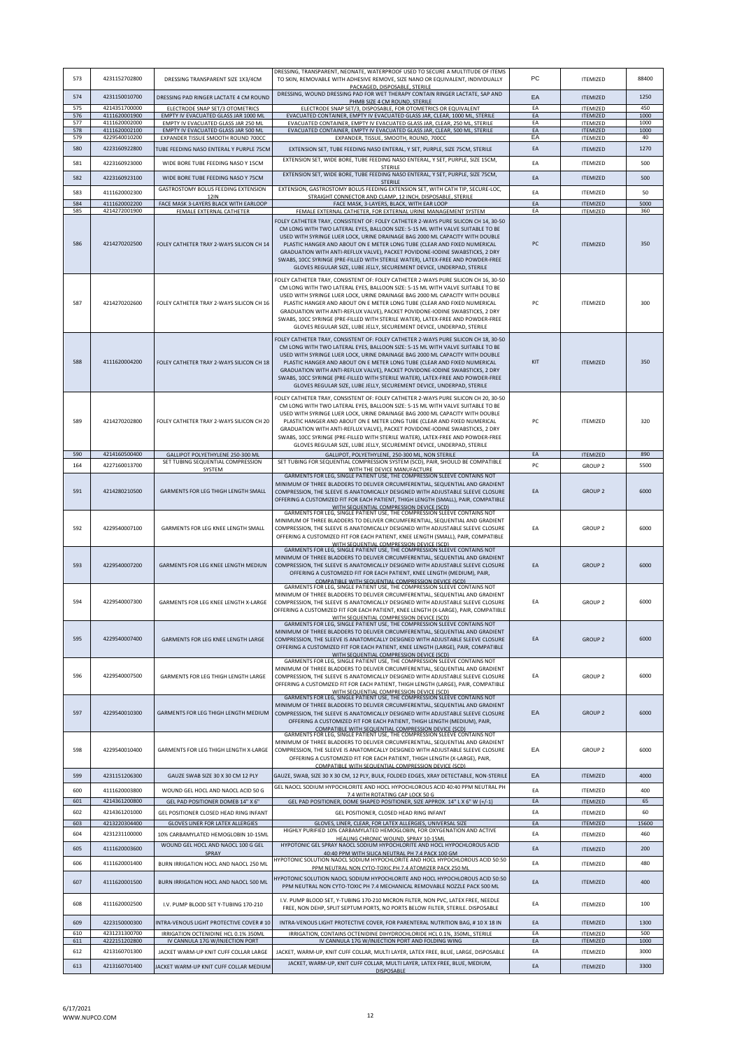| 573 | 4231152702800 | DRESSING TRANSPARENT SIZE 1X3/4CM | DRESSING, TRANSPARENT, NEONATE, WATERPROOF USED TO SECURE A MULTITUDE OF ITEMS TO SKIN, REMOVABLE WITH ADHESIVE REMOVER, SIZE NANO OR EQUIVALENT, INDIVIDUALLY PACKAGED, DISPOSABLE, STERILE | PC | ITEMIZED | 88400 |
|---|---|---|---|---|---|---|
| 574 | 4231150010700 | DRESSING PAD RINGER LACTATE 4 CM ROUND | DRESSING, WOUND DRESSING PAD FOR WET THERAPY CONTAIN RINGER LACTATE, SAP AND PHMB SIZE 4 CM ROUND, STERILE | EA | ITEMIZED | 1250 |
| 575 | 4214351700000 | ELECTRODE SNAP SET/3 OTOMETRICS | ELECTRODE SNAP SET/3, DISPOSABLE, FOR OTOMETRICS OR EQUIVALENT | EA | ITEMIZED | 450 |
| 576 | 4111620001900 | EMPTY IV EVACUATED GLASS JAR 1000 ML | EVACUATED CONTAINER, EMPTY IV EVACUATED GLASS JAR, CLEAR, 1000 ML, STERILE | EA | ITEMIZED | 1000 |
| 577 | 4111620002000 | EMPTY IV EVACUATED GLASS JAR 250 ML | EVACUATED CONTAINER, EMPTY IV EVACUATED GLASS JAR, CLEAR, 250 ML, STERILE | EA | ITEMIZED | 1000 |
| 578 | 4111620002100 | EMPTY IV EVACUATED GLASS JAR 500 ML | EVACUATED CONTAINER, EMPTY IV EVACUATED GLASS JAR, CLEAR, 500 ML, STERILE | EA | ITEMIZED | 1000 |
| 579 | 4229540010200 | EXPANDER TISSUE SMOOTH ROUND 700CC | EXPANDER, TISSUE, SMOOTH, ROUND, 700CC | EA | ITEMIZED | 40 |
| 580 | 4223160922800 | TUBE FEEDING NASO ENTERAL Y PURPLE 75CM | EXTENSION SET, TUBE FEEDING NASO ENTERAL, Y SET, PURPLE, SIZE 75CM, STERILE | EA | ITEMIZED | 1270 |
| 581 | 4223160923000 | WIDE BORE TUBE FEEDING NASO Y 15CM | EXTENSION SET, WIDE BORE, TUBE FEEDING NASO ENTERAL, Y SET, PURPLE, SIZE 15CM, STERILE | EA | ITEMIZED | 500 |
| 582 | 4223160923100 | WIDE BORE TUBE FEEDING NASO Y 75CM | EXTENSION SET, WIDE BORE, TUBE FEEDING NASO ENTERAL, Y SET, PURPLE, SIZE 75CM, STERILE | EA | ITEMIZED | 500 |
| 583 | 4111620002300 | GASTROSTOMY BOLUS FEEDING EXTENSION 12IN | EXTENSION, GASTROSTOMY BOLUS FEEDING EXTENSION SET, WITH CATH TIP, SECURE-LOC, STRAIGHT CONNECTOR AND CLAMP, 12 INCH, DISPOSABLE, STERILE | EA | ITEMIZED | 50 |
| 584 | 4111620002200 | FACE MASK 3-LAYERS BLACK WITH EARLOOP | FACE MASK, 3-LAYERS, BLACK, WITH EAR LOOP | EA | ITEMIZED | 5000 |
| 585 | 4214272001900 | FEMALE EXTERNAL CATHETER | FEMALE EXTERNAL CATHETER, FOR EXTERNAL URINE MANAGEMENT SYSTEM | EA | ITEMIZED | 360 |
| 586 | 4214270202500 | FOLEY CATHETER TRAY 2-WAYS SILICON CH 14 | FOLEY CATHETER TRAY, CONSISTENT OF: FOLEY CATHETER 2-WAYS PURE SILICON CH 14, 30-50 CM LONG WITH TWO LATERAL EYES, BALLOON SIZE: 5-15 ML WITH VALVE SUITABLE TO BE USED WITH SYRINGE LUER LOCK, URINE DRAINAGE BAG 2000 ML CAPACITY WITH DOUBLE PLASTIC HANGER AND ABOUT ON E METER LONG TUBE (CLEAR AND FIXED NUMERICAL GRADUATION WITH ANTI-REFLUX VALVE), PACKET POVIDONE-IODINE SWABSTICKS, 2 DRY SWABS, 10CC SYRINGE (PRE-FILLED WITH STERILE WATER), LATEX-FREE AND POWDER-FREE GLOVES REGULAR SIZE, LUBE JELLY, SECUREMENT DEVICE, UNDERPAD, STERILE | PC | ITEMIZED | 350 |
| 587 | 4214270202600 | FOLEY CATHETER TRAY 2-WAYS SILICON CH 16 | FOLEY CATHETER TRAY, CONSISTENT OF: FOLEY CATHETER 2-WAYS PURE SILICON CH 16, 30-50 CM LONG WITH TWO LATERAL EYES, BALLOON SIZE: 5-15 ML WITH VALVE SUITABLE TO BE USED WITH SYRINGE LUER LOCK, URINE DRAINAGE BAG 2000 ML CAPACITY WITH DOUBLE PLASTIC HANGER AND ABOUT ON E METER LONG TUBE (CLEAR AND FIXED NUMERICAL GRADUATION WITH ANTI-REFLUX VALVE), PACKET POVIDONE-IODINE SWABSTICKS, 2 DRY SWABS, 10CC SYRINGE (PRE-FILLED WITH STERILE WATER), LATEX-FREE AND POWDER-FREE GLOVES REGULAR SIZE, LUBE JELLY, SECUREMENT DEVICE, UNDERPAD, STERILE | PC | ITEMIZED | 300 |
| 588 | 4111620004200 | FOLEY CATHETER TRAY 2-WAYS SILICON CH 18 | FOLEY CATHETER TRAY, CONSISTENT OF: FOLEY CATHETER 2-WAYS PURE SILICON CH 18, 30-50 CM LONG WITH TWO LATERAL EYES, BALLOON SIZE: 5-15 ML WITH VALVE SUITABLE TO BE USED WITH SYRINGE LUER LOCK, URINE DRAINAGE BAG 2000 ML CAPACITY WITH DOUBLE PLASTIC HANGER AND ABOUT ON E METER LONG TUBE (CLEAR AND FIXED NUMERICAL GRADUATION WITH ANTI-REFLUX VALVE), PACKET POVIDONE-IODINE SWABSTICKS, 2 DRY SWABS, 10CC SYRINGE (PRE-FILLED WITH STERILE WATER), LATEX-FREE AND POWDER-FREE GLOVES REGULAR SIZE, LUBE JELLY, SECUREMENT DEVICE, UNDERPAD, STERILE | KIT | ITEMIZED | 350 |
| 589 | 4214270202800 | FOLEY CATHETER TRAY 2-WAYS SILICON CH 20 | FOLEY CATHETER TRAY, CONSISTENT OF: FOLEY CATHETER 2-WAYS PURE SILICON CH 20, 30-50 CM LONG WITH TWO LATERAL EYES, BALLOON SIZE: 5-15 ML WITH VALVE SUITABLE TO BE USED WITH SYRINGE LUER LOCK, URINE DRAINAGE BAG 2000 ML CAPACITY WITH DOUBLE PLASTIC HANGER AND ABOUT ON E METER LONG TUBE (CLEAR AND FIXED NUMERICAL GRADUATION WITH ANTI-REFLUX VALVE), PACKET POVIDONE-IODINE SWABSTICKS, 2 DRY SWABS, 10CC SYRINGE (PRE-FILLED WITH STERILE WATER), LATEX-FREE AND POWDER-FREE GLOVES REGULAR SIZE, LUBE JELLY, SECUREMENT DEVICE, UNDERPAD, STERILE | PC | ITEMIZED | 320 |
| 590 | 4214160500400 | GALLIPOT POLYETHYLENE 250-300 ML | GALLIPOT, POLYETHYLENE, 250-300 ML, NON STERILE | EA | ITEMIZED | 890 |
| 164 | 4227160013700 | SET TUBING SEQUENTIAL COMPRESSION SYSTEM | SET TUBING FOR SEQUENTIAL COMPRESSION SYSTEM (SCD), PAIR, SHOULD BE COMPATIBLE WITH THE DEVICE MANUFACTURE | PC | GROUP 2 | 5500 |
| 591 | 4214280210500 | GARMENTS FOR LEG THIGH LENGTH SMALL | GARMENTS FOR LEG, SINGLE PATIENT USE, THE COMPRESSION SLEEVE CONTAINS NOT MINIMUM OF THREE BLADDERS TO DELIVER CIRCUMFERENTIAL, SEQUENTIAL AND GRADIENT COMPRESSION, THE SLEEVE IS ANATOMICALLY DESIGNED WITH ADJUSTABLE SLEEVE CLOSURE OFFERING A CUSTOMIZED FIT FOR EACH PATIENT, THIGH LENGTH (SMALL), PAIR, COMPATIBLE WITH SEQUENTIAL COMPRESSION DEVICE (SCD) | EA | GROUP 2 | 6000 |
| 592 | 4229540007100 | GARMENTS FOR LEG KNEE LENGTH SMALL | GARMENTS FOR LEG, SINGLE PATIENT USE, THE COMPRESSION SLEEVE CONTAINS NOT MINIMUM OF THREE BLADDERS TO DELIVER CIRCUMFERENTIAL, SEQUENTIAL AND GRADIENT COMPRESSION, THE SLEEVE IS ANATOMICALLY DESIGNED WITH ADJUSTABLE SLEEVE CLOSURE OFFERING A CUSTOMIZED FIT FOR EACH PATIENT, KNEE LENGTH (SMALL), PAIR, COMPATIBLE WITH SEQUENTIAL COMPRESSION DEVICE (SCD) | EA | GROUP 2 | 6000 |
| 593 | 4229540007200 | GARMENTS FOR LEG KNEE LENGTH MEDIUN | GARMENTS FOR LEG, SINGLE PATIENT USE, THE COMPRESSION SLEEVE CONTAINS NOT MINIMUM OF THREE BLADDERS TO DELIVER CIRCUMFERENTIAL, SEQUENTIAL AND GRADIENT COMPRESSION, THE SLEEVE IS ANATOMICALLY DESIGNED WITH ADJUSTABLE SLEEVE CLOSURE OFFERING A CUSTOMIZED FIT FOR EACH PATIENT, KNEE LENGTH (MEDIUM), PAIR, COMPATIBLE WITH SEQUENTIAL COMPRESSION DEVICE (SCD) | EA | GROUP 2 | 6000 |
| 594 | 4229540007300 | GARMENTS FOR LEG KNEE LENGTH X-LARGE | GARMENTS FOR LEG, SINGLE PATIENT USE, THE COMPRESSION SLEEVE CONTAINS NOT MINIMUM OF THREE BLADDERS TO DELIVER CIRCUMFERENTIAL, SEQUENTIAL AND GRADIENT COMPRESSION, THE SLEEVE IS ANATOMICALLY DESIGNED WITH ADJUSTABLE SLEEVE CLOSURE OFFERING A CUSTOMIZED FIT FOR EACH PATIENT, KNEE LENGTH (X-LARGE), PAIR, COMPATIBLE WITH SEQUENTIAL COMPRESSION DEVICE (SCD) | EA | GROUP 2 | 6000 |
| 595 | 4229540007400 | GARMENTS FOR LEG KNEE LENGTH LARGE | GARMENTS FOR LEG, SINGLE PATIENT USE, THE COMPRESSION SLEEVE CONTAINS NOT MINIMUM OF THREE BLADDERS TO DELIVER CIRCUMFERENTIAL, SEQUENTIAL AND GRADIENT COMPRESSION, THE SLEEVE IS ANATOMICALLY DESIGNED WITH ADJUSTABLE SLEEVE CLOSURE OFFERING A CUSTOMIZED FIT FOR EACH PATIENT, KNEE LENGTH (LARGE), PAIR, COMPATIBLE WITH SEQUENTIAL COMPRESSION DEVICE (SCD) | EA | GROUP 2 | 6000 |
| 596 | 4229540007500 | GARMENTS FOR LEG THIGH LENGTH LARGE | GARMENTS FOR LEG, SINGLE PATIENT USE, THE COMPRESSION SLEEVE CONTAINS NOT MINIMUM OF THREE BLADDERS TO DELIVER CIRCUMFERENTIAL, SEQUENTIAL AND GRADIENT COMPRESSION, THE SLEEVE IS ANATOMICALLY DESIGNED WITH ADJUSTABLE SLEEVE CLOSURE OFFERING A CUSTOMIZED FIT FOR EACH PATIENT, THIGH LENGTH (LARGE), PAIR, COMPATIBLE WITH SEQUENTIAL COMPRESSION DEVICE (SCD) | EA | GROUP 2 | 6000 |
| 597 | 4229540010300 | GARMENTS FOR LEG THIGH LENGTH MEDIUM | GARMENTS FOR LEG, SINGLE PATIENT USE, THE COMPRESSION SLEEVE CONTAINS NOT MINIMUM OF THREE BLADDERS TO DELIVER CIRCUMFERENTIAL, SEQUENTIAL AND GRADIENT COMPRESSION, THE SLEEVE IS ANATOMICALLY DESIGNED WITH ADJUSTABLE SLEEVE CLOSURE OFFERING A CUSTOMIZED FIT FOR EACH PATIENT, THIGH LENGTH (MEDIUM), PAIR, COMPATIBLE WITH SEQUENTIAL COMPRESSION DEVICE (SCD) | EA | GROUP 2 | 6000 |
| 598 | 4229540010400 | GARMENTS FOR LEG THIGH LENGTH X-LARGE | GARMENTS FOR LEG, SINGLE PATIENT USE, THE COMPRESSION SLEEVE CONTAINS NOT MINIMUM OF THREE BLADDERS TO DELIVER CIRCUMFERENTIAL, SEQUENTIAL AND GRADIENT COMPRESSION, THE SLEEVE IS ANATOMICALLY DESIGNED WITH ADJUSTABLE SLEEVE CLOSURE OFFERING A CUSTOMIZED FIT FOR EACH PATIENT, THIGH LENGTH (X-LARGE), PAIR, COMPATIBLE WITH SEQUENTIAL COMPRESSION DEVICE (SCD) | EA | GROUP 2 | 6000 |
| 599 | 4231151206300 | GAUZE SWAB SIZE 30 X 30 CM 12 PLY | GAUZE, SWAB, SIZE 30 X 30 CM, 12 PLY, BULK, FOLDED EDGES, XRAY DETECTABLE, NON-STERILE | EA | ITEMIZED | 4000 |
| 600 | 4111620003800 | WOUND GEL HOCL AND NAOCL ACID 50 G | GEL NAOCL SODIUM HYPOCHLORITE AND HOCL HYPOCHLOROUS ACID 40:40 PPM NEUTRAL PH 7.4 WITH ROTATING CAP LOCK 50 G | EA | ITEMIZED | 400 |
| 601 | 4214361200800 | GEL PAD POSITIONER DOMEB 14" X 6" | GEL PAD POSITIONER, DOME SHAPED POSITIONER, SIZE APPROX. 14" L X 6" W (+/-1) | EA | ITEMIZED | 65 |
| 602 | 4214361201000 | GEL POSITIONER CLOSED HEAD RING INFANT | GEL POSITIONER, CLOSED HEAD RING INFANT | EA | ITEMIZED | 60 |
| 603 | 4213220304400 | GLOVES LINER FOR LATEX ALLERGIES | GLOVES, LINER, CLEAR, FOR LATEX ALLERGIES, UNIVERSAL SIZE | EA | ITEMIZED | 15600 |
| 604 | 4231231100000 | 10% CARBAMYLATED HEMOGLOBIN 10-15ML | HIGHLY PURIFIED 10% CARBAMYLATED HEMOGLOBIN, FOR OXYGENATION AND ACTIVE HEALING CHRONIC WOUND, SPRAY 10-15ML | EA | ITEMIZED | 460 |
| 605 | 4111620003600 | WOUND GEL HOCL AND NAOCL 100 G GEL SPRAY | HYPOTONIC GEL SPRAY NAOCL SODIUM HYPOCHLORITE AND HOCL HYPOCHLOROUS ACID 40:40 PPM WITH SILICA NEUTRAL PH 7.4 PACK 100 GM | EA | ITEMIZED | 200 |
| 606 | 4111620001400 | BURN IRRIGATION HOCL AND NAOCL 250 ML | HYPOTONIC SOLUTION NAOCL SODIUM HYPOCHLORITE AND HOCL HYPOCHLOROUS ACID 50:50 PPM NEUTRAL NON CYTO-TOXIC PH 7.4 ATOMIZER PACK 250 ML | EA | ITEMIZED | 480 |
| 607 | 4111620001500 | BURN IRRIGATION HOCL AND NAOCL 500 ML | HYPOTONIC SOLUTION NAOCL SODIUM HYPOCHLORITE AND HOCL HYPOCHLOROUS ACID 50:50 PPM NEUTRAL NON CYTO-TOXIC PH 7.4 MECHANICAL REMOVABLE NOZZLE PACK 500 ML | EA | ITEMIZED | 400 |
| 608 | 4111620002500 | I.V. PUMP BLOOD SET Y-TUBING 170-210 | I.V. PUMP BLOOD SET, Y-TUBING 170-210 MICRON FILTER, NON PVC, LATEX FREE, NEEDLE FREE, NON DEHP, SPLIT SEPTUM PORTS, NO PORTS BELOW FILTER, STERILE. DISPOSABLE | EA | ITEMIZED | 100 |
| 609 | 4223150000300 | INTRA-VENOUS LIGHT PROTECTIVE COVER # 10 | INTRA-VENOUS LIGHT PROTECTIVE COVER, FOR PARENTERAL NUTRITION BAG, # 10 X 18 IN | EA | ITEMIZED | 1300 |
| 610 | 4231231300700 | IRRIGATION OCTENIDINE HCL 0.1% 350ML | IRRIGATION, CONTAINS OCTENIDINE DIHYDROCHLORIDE HCL 0.1%, 350ML, STERILE | EA | ITEMIZED | 500 |
| 611 | 4222151202800 | IV CANNULA 17G W/INJECTION PORT | IV CANNULA 17G W/INJECTION PORT AND FOLDING WING | EA | ITEMIZED | 1000 |
| 612 | 4213160701300 | JACKET WARM-UP KNIT CUFF COLLAR LARGE | JACKET, WARM-UP, KNIT CUFF COLLAR, MULTI LAYER, LATEX FREE, BLUE, LARGE, DISPOSABLE | EA | ITEMIZED | 3000 |
| 613 | 4213160701400 | JACKET WARM-UP KNIT CUFF COLLAR MEDIUM | JACKET, WARM-UP, KNIT CUFF COLLAR, MULTI LAYER, LATEX FREE, BLUE, MEDIUM, DISPOSABLE | EA | ITEMIZED | 3300 |

6/17/2021
WWW.NUPCO.COM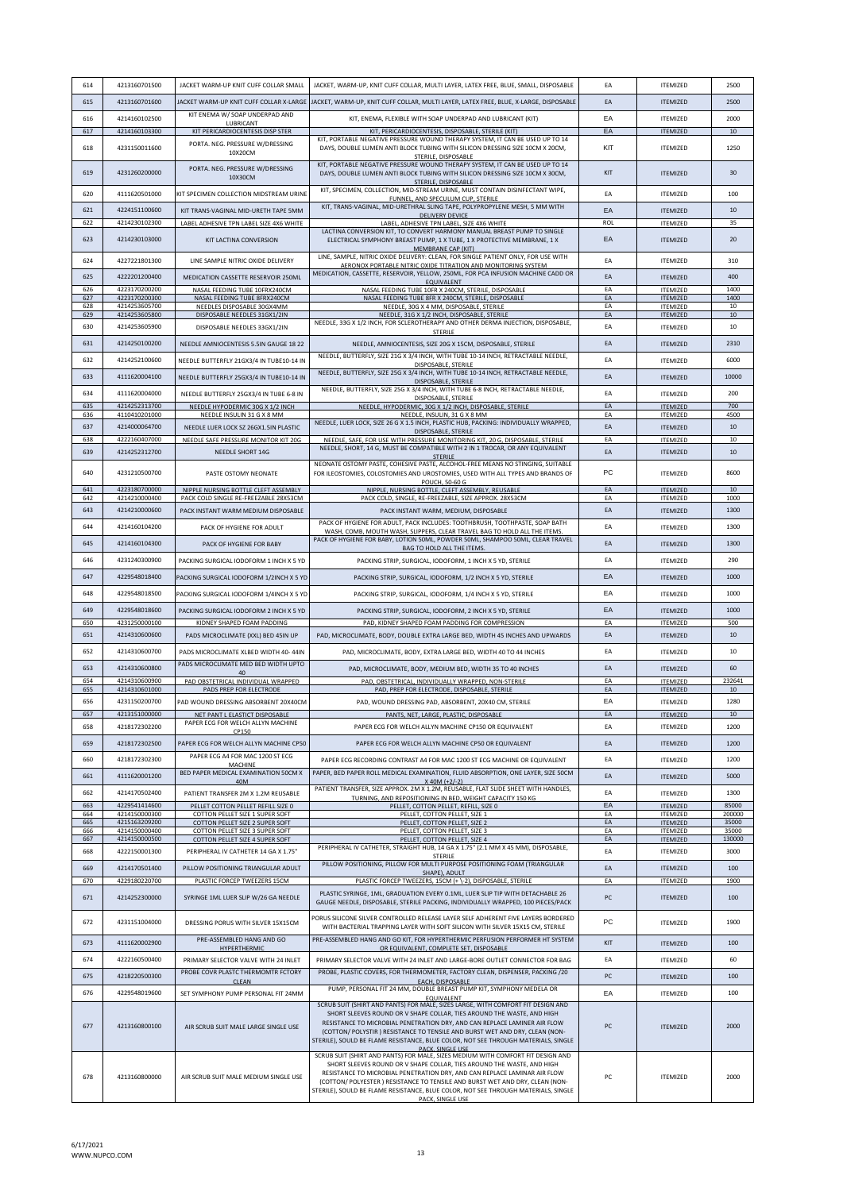| 614 | 4213160701500 | JACKET WARM-UP KNIT CUFF COLLAR SMALL | JACKET, WARM-UP, KNIT CUFF COLLAR, MULTI LAYER, LATEX FREE, BLUE, SMALL, DISPOSABLE | EA | ITEMIZED | 2500 |
|---|---|---|---|---|---|---|
| 615 | 4213160701600 | JACKET WARM-UP KNIT CUFF COLLAR X-LARGE | JACKET, WARM-UP, KNIT CUFF COLLAR, MULTI LAYER, LATEX FREE, BLUE, X-LARGE, DISPOSABLE | EA | ITEMIZED | 2500 |
| 616 | 4214160102500 | KIT ENEMA W/ SOAP UNDERPAD AND LUBRICANT | KIT, ENEMA, FLEXIBLE WITH SOAP UNDERPAD AND LUBRICANT (KIT) | EA | ITEMIZED | 2000 |
| 617 | 4214160103300 | KIT PERICARDIOCENTESIS DISP STER | KIT, PERICARDIOCENTESIS, DISPOSABLE, STERILE (KIT) | EA | ITEMIZED | 10 |
| 618 | 4231150011600 | PORTA. NEG. PRESSURE W/DRESSING 10X20CM | KIT, PORTABLE NEGATIVE PRESSURE WOUND THERAPY SYSTEM, IT CAN BE USED UP TO 14 DAYS, DOUBLE LUMEN ANTI BLOCK TUBING WITH SILICON DRESSING SIZE 10CM X 20CM, STERILE, DISPOSABLE | KIT | ITEMIZED | 1250 |
| 619 | 4231260200000 | PORTA. NEG. PRESSURE W/DRESSING 10X30CM | KIT, PORTABLE NEGATIVE PRESSURE WOUND THERAPY SYSTEM, IT CAN BE USED UP TO 14 DAYS, DOUBLE LUMEN ANTI BLOCK TUBING WITH SILICON DRESSING SIZE 10CM X 30CM, STERILE, DISPOSABLE | KIT | ITEMIZED | 30 |
| 620 | 4111620501000 | KIT SPECIMEN COLLECTION MIDSTREAM URINE | KIT, SPECIMEN, COLLECTION, MID-STREAM URINE, MUST CONTAIN DISINFECTANT WIPE, FUNNEL, AND SPECULUM CUP, STERILE | EA | ITEMIZED | 100 |
| 621 | 4224151100600 | KIT TRANS-VAGINAL MID-URETH TAPE 5MM | KIT, TRANS-VAGINAL, MID-URETHRAL SLING TAPE, POLYPROPYLENE MESH, 5 MM WITH DELIVERY DEVICE | EA | ITEMIZED | 10 |
| 622 | 4214230102300 | LABEL ADHESIVE TPN LABEL SIZE 4X6 WHITE | LABEL, ADHESIVE TPN LABEL, SIZE 4X6 WHITE | ROL | ITEMIZED | 35 |
| 623 | 4214230103000 | KIT LACTINA CONVERSION | LACTINA CONVERSION KIT, TO CONVERT HARMONY MANUAL BREAST PUMP TO SINGLE ELECTRICAL SYMPHONY BREAST PUMP, 1 X TUBE, 1 X PROTECTIVE MEMBRANE, 1 X MEMBRANE CAP (KIT) | EA | ITEMIZED | 20 |
| 624 | 4227221801300 | LINE SAMPLE NITRIC OXIDE DELIVERY | LINE, SAMPLE, NITRIC OXIDE DELIVERY: CLEAN, FOR SINGLE PATIENT ONLY, FOR USE WITH AERONOX PORTABLE NITRIC OXIDE TITRATION AND MONITORING SYSTEM | EA | ITEMIZED | 310 |
| 625 | 4222201200400 | MEDICATION CASSETTE RESERVOIR 250ML | MEDICATION, CASSETTE, RESERVOIR, YELLOW, 250ML, FOR PCA INFUSION MACHINE CADD OR EQUIVALENT | EA | ITEMIZED | 400 |
| 626 | 4223170200200 | NASAL FEEDING TUBE 10FRX240CM | NASAL FEEDING TUBE 10FR X 240CM, STERILE, DISPOSABLE | EA | ITEMIZED | 1400 |
| 627 | 4223170200300 | NASAL FEEDING TUBE 8FRX240CM | NASAL FEEDING TUBE 8FR X 240CM, STERILE, DISPOSABLE | EA | ITEMIZED | 1400 |
| 628 | 4214253605700 | NEEDLES DISPOSABLE 30GX4MM | NEEDLE, 30G X 4 MM, DISPOSABLE, STERILE | EA | ITEMIZED | 10 |
| 629 | 4214253605800 | DISPOSABLE NEEDLES 31GX1/2IN | NEEDLE, 31G X 1/2 INCH, DISPOSABLE, STERILE | EA | ITEMIZED | 10 |
| 630 | 4214253605900 | DISPOSABLE NEEDLES 33GX1/2IN | NEEDLE, 33G X 1/2 INCH, FOR SCLEROTHERAPY AND OTHER DERMA INJECTION, DISPOSABLE, STERILE | EA | ITEMIZED | 10 |
| 631 | 4214250100200 | NEEDLE AMNIOCENTESIS 5.5IN GAUGE 18 22 | NEEDLE, AMNIOCENTESIS, SIZE 20G X 15CM, DISPOSABLE, STERILE | EA | ITEMIZED | 2310 |
| 632 | 4214252100600 | NEEDLE BUTTERFLY 21GX3/4 IN TUBE10-14 IN | NEEDLE, BUTTERFLY, SIZE 21G X 3/4 INCH, WITH TUBE 10-14 INCH, RETRACTABLE NEEDLE, DISPOSABLE, STERILE | EA | ITEMIZED | 6000 |
| 633 | 4111620004100 | NEEDLE BUTTERFLY 25GX3/4 IN TUBE10-14 IN | NEEDLE, BUTTERFLY, SIZE 25G X 3/4 INCH, WITH TUBE 10-14 INCH, RETRACTABLE NEEDLE, DISPOSABLE, STERILE | EA | ITEMIZED | 10000 |
| 634 | 4111620004000 | NEEDLE BUTTERFLY 25GX3/4 IN TUBE 6-8 IN | NEEDLE, BUTTERFLY, SIZE 25G X 3/4 INCH, WITH TUBE 6-8 INCH, RETRACTABLE NEEDLE, DISPOSABLE, STERILE | EA | ITEMIZED | 200 |
| 635 | 4214252313700 | NEEDLE HYPODERMIC 30G X 1/2 INCH | NEEDLE, HYPODERMIC, 30G X 1/2 INCH, DISPOSABLE, STERILE | EA | ITEMIZED | 700 |
| 636 | 4110410201000 | NEEDLE INSULIN 31 G X 8 MM | NEEDLE, INSULIN, 31 G X 8 MM | EA | ITEMIZED | 4500 |
| 637 | 4214000064700 | NEEDLE LUER LOCK SZ 26GX1.5IN PLASTIC | NEEDLE, LUER LOCK, SIZE 26 G X 1.5 INCH, PLASTIC HUB, PACKING: INDIVIDUALLY WRAPPED, DISPOSABLE, STERILE | EA | ITEMIZED | 10 |
| 638 | 4222160407000 | NEEDLE SAFE PRESSURE MONITOR KIT 20G | NEEDLE, SAFE, FOR USE WITH PRESSURE MONITORING KIT, 20 G, DISPOSABLE, STERILE | EA | ITEMIZED | 10 |
| 639 | 4214252312700 | NEEDLE SHORT 14G | NEEDLE, SHORT, 14 G, MUST BE COMPATIBLE WITH 2 IN 1 TROCAR, OR ANY EQUIVALENT STERILE | EA | ITEMIZED | 10 |
| 640 | 4231210500700 | PASTE OSTOMY NEONATE | NEONATE OSTOMY PASTE, COHESIVE PASTE, ALCOHOL-FREE MEANS NO STINGING, SUITABLE FOR ILEOSTOMIES, COLOSTOMIES AND UROSTOMIES, USED WITH ALL TYPES AND BRANDS OF POUCH, 50-60 G | PC | ITEMIZED | 8600 |
| 641 | 4223180700000 | NIPPLE NURSING BOTTLE CLEFT ASSEMBLY | NIPPLE, NURSING BOTTLE, CLEFT ASSEMBLY, REUSABLE | EA | ITEMIZED | 10 |
| 642 | 4214210000400 | PACK COLD SINGLE RE-FREEZABLE 28X53CM | PACK COLD, SINGLE, RE-FREEZABLE, SIZE APPROX. 28X53CM | EA | ITEMIZED | 1000 |
| 643 | 4214210000600 | PACK INSTANT WARM MEDIUM DISPOSABLE | PACK INSTANT WARM, MEDIUM, DISPOSABLE | EA | ITEMIZED | 1300 |
| 644 | 4214160104200 | PACK OF HYGIENE FOR ADULT | PACK OF HYGIENE FOR ADULT, PACK INCLUDES: TOOTHBRUSH, TOOTHPASTE, SOAP BATH WASH, COMB, MOUTH WASH, SLIPPERS, CLEAR TRAVEL BAG TO HOLD ALL THE ITEMS. | EA | ITEMIZED | 1300 |
| 645 | 4214160104300 | PACK OF HYGIENE FOR BABY | PACK OF HYGIENE FOR BABY, LOTION 50ML, POWDER 50ML, SHAMPOO 50ML, CLEAR TRAVEL BAG TO HOLD ALL THE ITEMS. | EA | ITEMIZED | 1300 |
| 646 | 4231240300900 | PACKING SURGICAL IODOFORM 1 INCH X 5 YD | PACKING STRIP, SURGICAL, IODOFORM, 1 INCH X 5 YD, STERILE | EA | ITEMIZED | 290 |
| 647 | 4229548018400 | PACKING SURGICAL IODOFORM 1/2INCH X 5 YD | PACKING STRIP, SURGICAL, IODOFORM, 1/2 INCH X 5 YD, STERILE | EA | ITEMIZED | 1000 |
| 648 | 4229548018500 | PACKING SURGICAL IODOFORM 1/4INCH X 5 YD | PACKING STRIP, SURGICAL, IODOFORM, 1/4 INCH X 5 YD, STERILE | EA | ITEMIZED | 1000 |
| 649 | 4229548018600 | PACKING SURGICAL IODOFORM 2 INCH X 5 YD | PACKING STRIP, SURGICAL, IODOFORM, 2 INCH X 5 YD, STERILE | EA | ITEMIZED | 1000 |
| 650 | 4231250000100 | KIDNEY SHAPED FOAM PADDING | PAD, KIDNEY SHAPED FOAM PADDING FOR COMPRESSION | EA | ITEMIZED | 500 |
| 651 | 4214310600600 | PADS MICROCLIMATE (XXL) BED 45IN UP | PAD, MICROCLIMATE, BODY, DOUBLE EXTRA LARGE BED, WIDTH 45 INCHES AND UPWARDS | EA | ITEMIZED | 10 |
| 652 | 4214310600700 | PADS MICROCLIMATE XLBED WIDTH 40- 44IN | PAD, MICROCLIMATE, BODY, EXTRA LARGE BED, WIDTH 40 TO 44 INCHES | EA | ITEMIZED | 10 |
| 653 | 4214310600800 | PADS MICROCLIMATE MED BED WIDTH UPTO 40 | PAD, MICROCLIMATE, BODY, MEDIUM BED, WIDTH 35 TO 40 INCHES | EA | ITEMIZED | 60 |
| 654 | 4214310600900 | PAD OBSTETRICAL INDIVIDUAL WRAPPED | PAD, OBSTETRICAL, INDIVIDUALLY WRAPPED, NON-STERILE | EA | ITEMIZED | 232641 |
| 655 | 4214310601000 | PADS PREP FOR ELECTRODE | PAD, PREP FOR ELECTRODE, DISPOSABLE, STERILE | EA | ITEMIZED | 10 |
| 656 | 4231150200700 | PAD WOUND DRESSING ABSORBENT 20X40CM | PAD, WOUND DRESSING PAD, ABSORBENT, 20X40 CM, STERILE | EA | ITEMIZED | 1280 |
| 657 | 4213151000000 | NET PANT L ELASTICT DISPOSABLE | PANTS, NET, LARGE, PLASTIC, DISPOSABLE | EA | ITEMIZED | 10 |
| 658 | 4218172302200 | PAPER ECG FOR WELCH ALLYN MACHINE CP150 | PAPER ECG FOR WELCH ALLYN MACHINE CP150 OR EQUIVALENT | EA | ITEMIZED | 1200 |
| 659 | 4218172302500 | PAPER ECG FOR WELCH ALLYN MACHINE CP50 | PAPER ECG FOR WELCH ALLYN MACHINE CP50 OR EQUIVALENT | EA | ITEMIZED | 1200 |
| 660 | 4218172302300 | PAPER ECG A4 FOR MAC 1200 ST ECG MACHINE | PAPER ECG RECORDING CONTRAST A4 FOR MAC 1200 ST ECG MACHINE OR EQUIVALENT | EA | ITEMIZED | 1200 |
| 661 | 4111620001200 | BED PAPER MEDICAL EXAMINATION 50CM X 40M | PAPER, BED PAPER ROLL MEDICAL EXAMINATION, FLUID ABSORPTION, ONE LAYER, SIZE 50CM X 40M (+2/-2) | EA | ITEMIZED | 5000 |
| 662 | 4214170502400 | PATIENT TRANSFER 2M X 1.2M REUSABLE | PATIENT TRANSFER, SIZE APPROX. 2M X 1.2M, REUSABLE, FLAT SLIDE SHEET WITH HANDLES, TURNING, AND REPOSITIONING IN BED, WEIGHT CAPACITY 150 KG | EA | ITEMIZED | 1300 |
| 663 | 4229541414600 | PELLET COTTON PELLET REFILL SIZE 0 | PELLET, COTTON PELLET, REFILL, SIZE 0 | EA | ITEMIZED | 85000 |
| 664 | 4214150000300 | COTTON PELLET SIZE 1 SUPER SOFT | PELLET, COTTON PELLET, SIZE 1 | EA | ITEMIZED | 200000 |
| 665 | 4215163209200 | COTTON PELLET SIZE 2 SUPER SOFT | PELLET, COTTON PELLET, SIZE 2 | EA | ITEMIZED | 35000 |
| 666 | 4214150000400 | COTTON PELLET SIZE 3 SUPER SOFT | PELLET, COTTON PELLET, SIZE 3 | EA | ITEMIZED | 35000 |
| 667 | 4214150000500 | COTTON PELLET SIZE 4 SUPER SOFT | PELLET, COTTON PELLET, SIZE 4 | EA | ITEMIZED | 130000 |
| 668 | 4222150001300 | PERIPHERAL IV CATHETER 14 GA X 1.75" | PERIPHERAL IV CATHETER, STRAIGHT HUB, 14 GA X 1.75" (2.1 MM X 45 MM), DISPOSABLE, STERILE | EA | ITEMIZED | 3000 |
| 669 | 4214170501400 | PILLOW POSITIONING TRIANGULAR ADULT | PILLOW POSITIONING, PILLOW FOR MULTI PURPOSE POSITIONING FOAM (TRIANGULAR SHAPE), ADULT | EA | ITEMIZED | 100 |
| 670 | 4229180220700 | PLASTIC FORCEP TWEEZERS 15CM | PLASTIC FORCEP TWEEZERS, 15CM (+ \-2), DISPOSABLE, STERILE | EA | ITEMIZED | 1900 |
| 671 | 4214252300000 | SYRINGE 1ML LUER SLIP W/26 GA NEEDLE | PLASTIC SYRINGE, 1ML, GRADUATION EVERY 0.1ML, LUER SLIP TIP WITH DETACHABLE 26 GAUGE NEEDLE, DISPOSABLE, STERILE PACKING, INDIVIDUALLY WRAPPED, 100 PIECES/PACK | PC | ITEMIZED | 100 |
| 672 | 4231151004000 | DRESSING PORUS WITH SILVER 15X15CM | PORUS SILICONE SILVER CONTROLLED RELEASE LAYER SELF ADHERENT FIVE LAYERS BORDERED WITH BACTERIAL TRAPPING LAYER WITH SOFT SILICON WITH SILVER 15X15 CM, STERILE | PC | ITEMIZED | 1900 |
| 673 | 4111620002900 | PRE-ASSEMBLED HANG AND GO HYPERTHERMIC | PRE-ASSEMBLED HANG AND GO KIT, FOR HYPERTHERMIC PERFUSION PERFORMER HT SYSTEM OR EQUIVALENT, COMPLETE SET, DISPOSABLE | KIT | ITEMIZED | 100 |
| 674 | 4222160500400 | PRIMARY SELECTOR VALVE WITH 24 INLET | PRIMARY SELECTOR VALVE WITH 24 INLET AND LARGE-BORE OUTLET CONNECTOR FOR BAG | EA | ITEMIZED | 60 |
| 675 | 4218220500300 | PROBE COVR PLASTC THERMOMTR FCTORY CLEAN | PROBE, PLASTIC COVERS, FOR THERMOMETER, FACTORY CLEAN, DISPENSER, PACKING /20 EACH, DISPOSABLE | PC | ITEMIZED | 100 |
| 676 | 4229548019600 | SET SYMPHONY PUMP PERSONAL FIT 24MM | PUMP, PERSONAL FIT 24 MM, DOUBLE BREAST PUMP KIT, SYMPHONY MEDELA OR EQUIVALENT | EA | ITEMIZED | 100 |
| 677 | 4213160800100 | AIR SCRUB SUIT MALE LARGE SINGLE USE | SCRUB SUIT (SHIRT AND PANTS) FOR MALE, SIZES LARGE, WITH COMFORT FIT DESIGN AND SHORT SLEEVES ROUND OR V SHAPE COLLAR, TIES AROUND THE WASTE, AND HIGH RESISTANCE TO MICROBIAL PENETRATION DRY, AND CAN REPLACE LAMINER AIR FLOW (COTTON/ POLYSTIR ) RESISTANCE TO TENSILE AND BURST WET AND DRY, CLEAN (NON-STERILE), SOULD BE FLAME RESISTANCE, BLUE COLOR, NOT SEE THROUGH MATERIALS, SINGLE PACK, SINGLE USE | PC | ITEMIZED | 2000 |
| 678 | 4213160800000 | AIR SCRUB SUIT MALE MEDIUM SINGLE USE | SCRUB SUIT (SHIRT AND PANTS) FOR MALE, SIZES MEDIUM WITH COMFORT FIT DESIGN AND SHORT SLEEVES ROUND OR V SHAPE COLLAR, TIES AROUND THE WASTE, AND HIGH RESISTANCE TO MICROBIAL PENETRATION DRY, AND CAN REPLACE LAMINAR AIR FLOW (COTTON/ POLYESTER ) RESISTANCE TO TENSILE AND BURST WET AND DRY, CLEAN (NON-STERILE), SOULD BE FLAME RESISTANCE, BLUE COLOR, NOT SEE THROUGH MATERIALS, SINGLE PACK, SINGLE USE | PC | ITEMIZED | 2000 |

6/17/2021
WWW.NUPCO.COM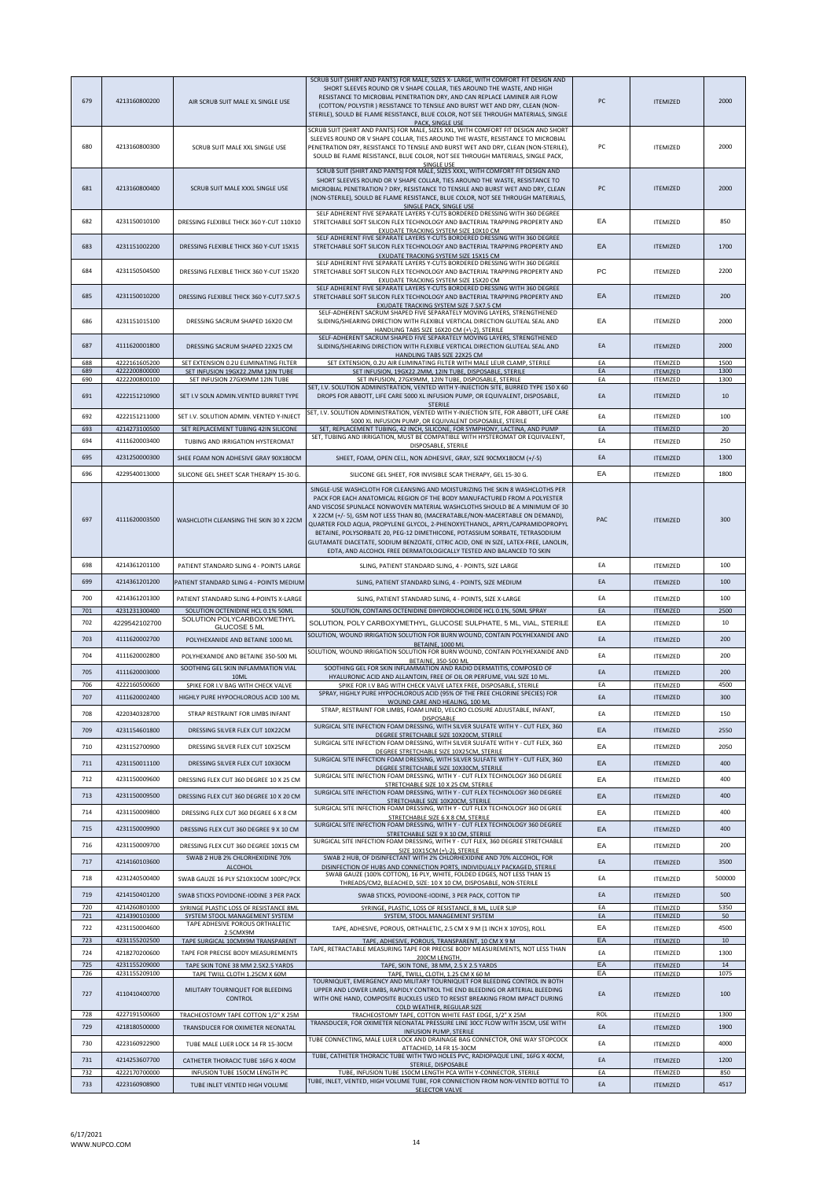| 679 | 4213160800200 | AIR SCRUB SUIT MALE XL SINGLE USE | SCRUB SUIT (SHIRT AND PANTS) FOR MALE, SIZES X- LARGE, WITH COMFORT FIT DESIGN AND SHORT SLEEVES ROUND OR V SHAPE COLLAR, TIES AROUND THE WASTE, AND HIGH RESISTANCE TO MICROBIAL PENETRATION DRY, AND CAN REPLACE LAMINER AIR FLOW (COTTON/ POLYSTIR ) RESISTANCE TO TENSILE AND BURST WET AND DRY, CLEAN (NON-STERILE), SOULD BE FLAME RESISTANCE, BLUE COLOR, NOT SEE THROUGH MATERIALS, SINGLE PACK, SINGLE USE | PC | ITEMIZED | 2000 |
|---|---|---|---|---|---|---|
| 680 | 4213160800300 | SCRUB SUIT MALE XXL SINGLE USE | SCRUB SUIT (SHIRT AND PANTS) FOR MALE, SIZES XXL, WITH COMFORT FIT DESIGN AND SHORT SLEEVES ROUND OR V SHAPE COLLAR, TIES AROUND THE WASTE, RESISTANCE TO MICROBIAL PENETRATION DRY, RESISTANCE TO TENSILE AND BURST WET AND DRY, CLEAN (NON-STERILE), SOULD BE FLAME RESISTANCE, BLUE COLOR, NOT SEE THROUGH MATERIALS, SINGLE PACK, SINGLE USE | PC | ITEMIZED | 2000 |
| 681 | 4213160800400 | SCRUB SUIT MALE XXXL SINGLE USE | SCRUB SUIT (SHIRT AND PANTS) FOR MALE, SIZES XXXL, WITH COMFORT FIT DESIGN AND SHORT SLEEVES ROUND OR V SHAPE COLLAR, TIES AROUND THE WASTE, RESISTANCE TO MICROBIAL PENETRATION ? DRY, RESISTANCE TO TENSILE AND BURST WET AND DRY, CLEAN (NON-STERILE), SOULD BE FLAME RESISTANCE, BLUE COLOR, NOT SEE THROUGH MATERIALS, SINGLE PACK, SINGLE USE | PC | ITEMIZED | 2000 |
| 682 | 4231150010100 | DRESSING FLEXIBLE THICK 360 Y-CUT 110X10 | SELF ADHERENT FIVE SEPARATE LAYERS Y-CUTS BORDERED DRESSING WITH 360 DEGREE STRETCHABLE SOFT SILICON FLEX TECHNOLOGY AND BACTERIAL TRAPPING PROPERTY AND EXUDATE TRACKING SYSTEM SIZE 10X10 CM | EA | ITEMIZED | 850 |
| 683 | 4231151002200 | DRESSING FLEXIBLE THICK 360 Y-CUT 15X15 | SELF ADHERENT FIVE SEPARATE LAYERS Y-CUTS BORDERED DRESSING WITH 360 DEGREE STRETCHABLE SOFT SILICON FLEX TECHNOLOGY AND BACTERIAL TRAPPING PROPERTY AND EXUDATE TRACKING SYSTEM SIZE 15X15 CM | EA | ITEMIZED | 1700 |
| 684 | 4231150504500 | DRESSING FLEXIBLE THICK 360 Y-CUT 15X20 | SELF ADHERENT FIVE SEPARATE LAYERS Y-CUTS BORDERED DRESSING WITH 360 DEGREE STRETCHABLE SOFT SILICON FLEX TECHNOLOGY AND BACTERIAL TRAPPING PROPERTY AND EXUDATE TRACKING SYSTEM SIZE 15X20 CM | PC | ITEMIZED | 2200 |
| 685 | 4231150010200 | DRESSING FLEXIBLE THICK 360 Y-CUT7.5X7.5 | SELF ADHERENT FIVE SEPARATE LAYERS Y-CUTS BORDERED DRESSING WITH 360 DEGREE STRETCHABLE SOFT SILICON FLEX TECHNOLOGY AND BACTERIAL TRAPPING PROPERTY AND EXUDATE TRACKING SYSTEM SIZE 7.5X7.5 CM | EA | ITEMIZED | 200 |
| 686 | 4231151015100 | DRESSING SACRUM SHAPED 16X20 CM | SELF-ADHERENT SACRUM SHAPED FIVE SEPARATELY MOVING LAYERS, STRENGTHENED SLIDING/SHEARING DIRECTION WITH FLEXIBLE VERTICAL DIRECTION GLUTEAL SEAL AND HANDLING TABS SIZE 16X20 CM (+\-2), STERILE | EA | ITEMIZED | 2000 |
| 687 | 4111620001800 | DRESSING SACRUM SHAPED 22X25 CM | SELF-ADHERENT SACRUM SHAPED FIVE SEPARATELY MOVING LAYERS, STRENGTHENED SLIDING/SHEARING DIRECTION WITH FLEXIBLE VERTICAL DIRECTION GLUTEAL SEAL AND HANDLING TABS SIZE 22X25 CM | EA | ITEMIZED | 2000 |
| 688 | 4222161605200 | SET EXTENSION 0.2U ELIMINATING FILTER | SET EXTENSION, 0.2U AIR ELIMINATING FILTER WITH MALE LEUR CLAMP, STERILE | EA | ITEMIZED | 1500 |
| 689 | 4222200800000 | SET INFUSION 19GX22.2MM 12IN TUBE | SET INFUSION, 19GX22.2MM, 12IN TUBE, DISPOSABLE, STERILE | EA | ITEMIZED | 1300 |
| 690 | 4222200800100 | SET INFUSION 27GX9MM 12IN TUBE | SET INFUSION, 27GX9MM, 12IN TUBE, DISPOSABLE, STERILE | EA | ITEMIZED | 1300 |
| 691 | 4222151210900 | SET I.V SOLN ADMIN.VENTED BURRET TYPE | SET, I.V. SOLUTION ADMINISTRATION, VENTED WITH Y-INJECTION SITE, BURRED TYPE 150 X 60 DROPS FOR ABBOTT, LIFE CARE 5000 XL INFUSION PUMP, OR EQUIVALENT, DISPOSABLE, STERILE | EA | ITEMIZED | 10 |
| 692 | 4222151211000 | SET I.V. SOLUTION ADMIN. VENTED Y-INJECT | SET, I.V. SOLUTION ADMINISTRATION, VENTED WITH Y-INJECTION SITE, FOR ABBOTT, LIFE CARE 5000 XL INFUSION PUMP, OR EQUIVALENT DISPOSABLE, STERILE | EA | ITEMIZED | 100 |
| 693 | 4214273100500 | SET REPLACEMENT TUBING 42IN SILICONE | SET, REPLACEMENT TUBING, 42 INCH, SILICONE, FOR SYMPHONY, LACTINA, AND PUMP | EA | ITEMIZED | 20 |
| 694 | 4111620003400 | TUBING AND IRRIGATION HYSTEROMAT | SET, TUBING AND IRRIGATION, MUST BE COMPATIBLE WITH HYSTEROMAT OR EQUIVALENT, DISPOSABLE, STERILE | EA | ITEMIZED | 250 |
| 695 | 4231250000300 | SHEE FOAM NON ADHESIVE GRAY 90X180CM | SHEET, FOAM, OPEN CELL, NON ADHESIVE, GRAY, SIZE 90CMX180CM (+/-5) | EA | ITEMIZED | 1300 |
| 696 | 4229540013000 | SILICONE GEL SHEET SCAR THERAPY 15-30 G. | SILICONE GEL SHEET, FOR INVISIBLE SCAR THERAPY, GEL 15-30 G. | EA | ITEMIZED | 1800 |
| 697 | 4111620003500 | WASHCLOTH CLEANSING THE SKIN 30 X 22CM | SINGLE-USE WASHCLOTH FOR CLEANSING AND MOISTURIZING THE SKIN 8 WASHCLOTHS PER PACK FOR EACH ANATOMICAL REGION OF THE BODY MANUFACTURED FROM A POLYESTER AND VISCOSE SPUNLACE NONWOVEN MATERIAL WASHCLOTHS SHOULD BE A MINIMUM OF 30 X 22CM (+/- 5), GSM NOT LESS THAN 80, (MACERATABLE/NON-MACERTABLE ON DEMAND), QUARTER FOLD AQUA, PROPYLENE GLYCOL, 2-PHENOXYETHANOL, APRYL/CAPRAMIDOPROPYL BETAINE, POLYSORBATE 20, PEG-12 DIMETHICONE, POTASSIUM SORBATE, TETRASODIUM GLUTAMATE DIACETATE, SODIUM BENZOATE, CITRIC ACID, ONE IN SIZE, LATEX-FREE, LANOLIN, EDTA, AND ALCOHOL FREE DERMATOLOGICALLY TESTED AND BALANCED TO SKIN | PAC | ITEMIZED | 300 |
| 698 | 4214361201100 | PATIENT STANDARD SLING 4 - POINTS LARGE | SLING, PATIENT STANDARD SLING, 4 - POINTS, SIZE LARGE | EA | ITEMIZED | 100 |
| 699 | 4214361201200 | PATIENT STANDARD SLING 4 - POINTS MEDIUM | SLING, PATIENT STANDARD SLING, 4 - POINTS, SIZE MEDIUM | EA | ITEMIZED | 100 |
| 700 | 4214361201300 | PATIENT STANDARD SLING 4-POINTS X-LARGE | SLING, PATIENT STANDARD SLING, 4 - POINTS, SIZE X-LARGE | EA | ITEMIZED | 100 |
| 701 | 4231231300400 | SOLUTION OCTENIDINE HCL 0.1% 50ML | SOLUTION, CONTAINS OCTENIDINE DIHYDROCHLORIDE HCL 0.1%, 50ML SPRAY | EA | ITEMIZED | 2500 |
| 702 | 4229542102700 | SOLUTION POLYCARBOXYMETHYL GLUCOSE 5 ML | SOLUTION, POLY CARBOXYMETHYL, GLUCOSE SULPHATE, 5 ML, VIAL, STERILE | EA | ITEMIZED | 10 |
| 703 | 4111620002700 | POLYHEXANIDE AND BETAINE 1000 ML | SOLUTION, WOUND IRRIGATION SOLUTION FOR BURN WOUND, CONTAIN POLYHEXANIDE AND BETAINE, 1000 ML | EA | ITEMIZED | 200 |
| 704 | 4111620002800 | POLYHEXANIDE AND BETAINE 350-500 ML | SOLUTION, WOUND IRRIGATION SOLUTION FOR BURN WOUND, CONTAIN POLYHEXANIDE AND BETAINE, 350-500 ML | EA | ITEMIZED | 200 |
| 705 | 4111620003000 | SOOTHING GEL SKIN INFLAMMATION VIAL 10ML | SOOTHING GEL FOR SKIN INFLAMMATION AND RADIO DERMATITIS, COMPOSED OF HYALURONIC ACID AND ALLANTOIN, FREE OF OIL OR PERFUME, VIAL SIZE 10 ML. | EA | ITEMIZED | 200 |
| 706 | 4222160500600 | SPIKE FOR I.V BAG WITH CHECK VALVE | SPIKE FOR I.V BAG WITH CHECK VALVE LATEX FREE, DISPOSABLE, STERILE | EA | ITEMIZED | 4500 |
| 707 | 4111620002400 | HIGHLY PURE HYPOCHLOROUS ACID 100 ML | SPRAY, HIGHLY PURE HYPOCHLOROUS ACID (95% OF THE FREE CHLORINE SPECIES) FOR WOUND CARE AND HEALING, 100 ML | EA | ITEMIZED | 300 |
| 708 | 4220340328700 | STRAP RESTRAINT FOR LIMBS INFANT | STRAP, RESTRAINT FOR LIMBS, FOAM LINED, VELCRO CLOSURE ADJUSTABLE, INFANT, DISPOSABLE | EA | ITEMIZED | 150 |
| 709 | 4231154601800 | DRESSING SILVER FLEX CUT 10X22CM | SURGICAL SITE INFECTION FOAM DRESSING, WITH SILVER SULFATE WITH Y - CUT FLEX, 360 DEGREE STRETCHABLE SIZE 10X20CM, STERILE | EA | ITEMIZED | 2550 |
| 710 | 4231152700900 | DRESSING SILVER FLEX CUT 10X25CM | SURGICAL SITE INFECTION FOAM DRESSING, WITH SILVER SULFATE WITH Y - CUT FLEX, 360 DEGREE STRETCHABLE SIZE 10X25CM, STERILE | EA | ITEMIZED | 2050 |
| 711 | 4231150011100 | DRESSING SILVER FLEX CUT 10X30CM | SURGICAL SITE INFECTION FOAM DRESSING, WITH SILVER SULFATE WITH Y - CUT FLEX, 360 DEGREE STRETCHABLE SIZE 10X30CM, STERILE | EA | ITEMIZED | 400 |
| 712 | 4231150009600 | DRESSING FLEX CUT 360 DEGREE 10 X 25 CM | SURGICAL SITE INFECTION FOAM DRESSING, WITH Y - CUT FLEX TECHNOLOGY 360 DEGREE STRETCHABLE SIZE 10 X 25 CM, STERILE | EA | ITEMIZED | 400 |
| 713 | 4231150009500 | DRESSING FLEX CUT 360 DEGREE 10 X 20 CM | SURGICAL SITE INFECTION FOAM DRESSING, WITH Y - CUT FLEX TECHNOLOGY 360 DEGREE STRETCHABLE SIZE 10X20CM, STERILE | EA | ITEMIZED | 400 |
| 714 | 4231150009800 | DRESSING FLEX CUT 360 DEGREE 6 X 8 CM | SURGICAL SITE INFECTION FOAM DRESSING, WITH Y - CUT FLEX TECHNOLOGY 360 DEGREE STRETCHABLE SIZE 6 X 8 CM, STERILE | EA | ITEMIZED | 400 |
| 715 | 4231150009900 | DRESSING FLEX CUT 360 DEGREE 9 X 10 CM | SURGICAL SITE INFECTION FOAM DRESSING, WITH Y - CUT FLEX TECHNOLOGY 360 DEGREE STRETCHABLE SIZE 9 X 10 CM, STERILE | EA | ITEMIZED | 400 |
| 716 | 4231150009700 | DRESSING FLEX CUT 360 DEGREE 10X15 CM | SURGICAL SITE INFECTION FOAM DRESSING, WITH Y - CUT FLEX, 360 DEGREE STRETCHABLE SIZE 10X15CM (+\-2), STERILE | EA | ITEMIZED | 200 |
| 717 | 4214160103600 | SWAB 2 HUB 2% CHLORHEXIDINE 70% ALCOHOL | SWAB 2 HUB, OF DISINFECTANT WITH 2% CHLORHEXIDINE AND 70% ALCOHOL, FOR DISINFECTION OF HUBS AND CONNECTION PORTS, INDIVIDUALLY PACKAGED, STERILE | EA | ITEMIZED | 3500 |
| 718 | 4231240500400 | SWAB GAUZE 16 PLY SZ10X10CM 100PC/PCK | SWAB GAUZE (100% COTTON), 16 PLY, WHITE, FOLDED EDGES, NOT LESS THAN 15 THREADS/CM2, BLEACHED, SIZE: 10 X 10 CM, DISPOSABLE, NON-STERILE | EA | ITEMIZED | 500000 |
| 719 | 4214150401200 | SWAB STICKS POVIDONE-IODINE 3 PER PACK | SWAB STICKS, POVIDONE-IODINE, 3 PER PACK, COTTON TIP | EA | ITEMIZED | 500 |
| 720 | 4214260801000 | SYRINGE PLASTIC LOSS OF RESISTANCE 8ML | SYRINGE, PLASTIC, LOSS OF RESISTANCE, 8 ML, LUER SLIP | EA | ITEMIZED | 5350 |
| 721 | 4214390101000 | SYSTEM STOOL MANAGEMENT SYSTEM | SYSTEM, STOOL MANAGEMENT SYSTEM | EA | ITEMIZED | 50 |
| 722 | 4231150004600 | TAPE ADHESIVE POROUS ORTHALETIC 2.5CMX9M | TAPE, ADHESIVE, POROUS, ORTHALETIC, 2.5 CM X 9 M (1 INCH X 10YDS), ROLL | EA | ITEMIZED | 4500 |
| 723 | 4231155202500 | TAPE SURGICAL 10CMX9M TRANSPARENT | TAPE, ADHESIVE, POROUS, TRANSPARENT, 10 CM X 9 M | EA | ITEMIZED | 10 |
| 724 | 4218270200600 | TAPE FOR PRECISE BODY MEASUREMENTS | TAPE, RETRACTABLE MEASURING TAPE FOR PRECISE BODY MEASUREMENTS, NOT LESS THAN 200CM LENGTH. | EA | ITEMIZED | 1300 |
| 725 | 4231155209000 | TAPE SKIN TONE 38 MM 2.5X2.5 YARDS | TAPE, SKIN TONE, 38 MM, 2.5 X 2.5 YARDS | EA | ITEMIZED | 14 |
| 726 | 4231155209100 | TAPE TWILL CLOTH 1.25CM X 60M | TAPE, TWILL, CLOTH, 1.25 CM X 60 M | EA | ITEMIZED | 1075 |
| 727 | 4110410400700 | MILITARY TOURNIQUET FOR BLEEDING CONTROL | TOURNIQUET, EMERGENCY AND MILITARY TOURNIQUET FOR BLEEDING CONTROL IN BOTH UPPER AND LOWER LIMBS, RAPIDLY CONTROL THE END BLEEDING OR ARTERIAL BLEEDING WITH ONE HAND, COMPOSITE BUCKLES USED TO RESIST BREAKING FROM IMPACT DURING COLD WEATHER, REGULAR SIZE | EA | ITEMIZED | 100 |
| 728 | 4227191500600 | TRACHEOSTOMY TAPE COTTON 1/2" X 25M | TRACHEOSTOMY TAPE, COTTON WHITE FAST EDGE, 1/2" X 25M | ROL | ITEMIZED | 1300 |
| 729 | 4218180500000 | TRANSDUCER FOR OXIMETER NEONATAL | TRANSDUCER, FOR OXIMETER NEONATAL PRESSURE LINE 30CC FLOW WITH 35CM, USE WITH INFUSION PUMP, STERILE | EA | ITEMIZED | 1900 |
| 730 | 4223160922900 | TUBE MALE LUER LOCK 14 FR 15-30CM | TUBE CONNECTING, MALE LUER LOCK AND DRAINAGE BAG CONNECTOR, ONE WAY STOPCOCK ATTACHED, 14 FR 15-30CM | EA | ITEMIZED | 4000 |
| 731 | 4214253607700 | CATHETER THORACIC TUBE 16FG X 40CM | TUBE, CATHETER THORACIC TUBE WITH TWO HOLES PVC, RADIOPAQUE LINE, 16FG X 40CM, STERILE, DISPOSABLE | EA | ITEMIZED | 1200 |
| 732 | 4222170700000 | INFUSION TUBE 150CM LENGTH PC | TUBE, INFUSION TUBE 150CM LENGTH PCA WITH Y-CONNECTOR, STERILE | EA | ITEMIZED | 850 |
| 733 | 4223160908900 | TUBE INLET VENTED HIGH VOLUME | TUBE, INLET, VENTED, HIGH VOLUME TUBE, FOR CONNECTION FROM NON-VENTED BOTTLE TO SELECTOR VALVE | EA | ITEMIZED | 4517 |

6/17/2021
WWW.NUPCO.COM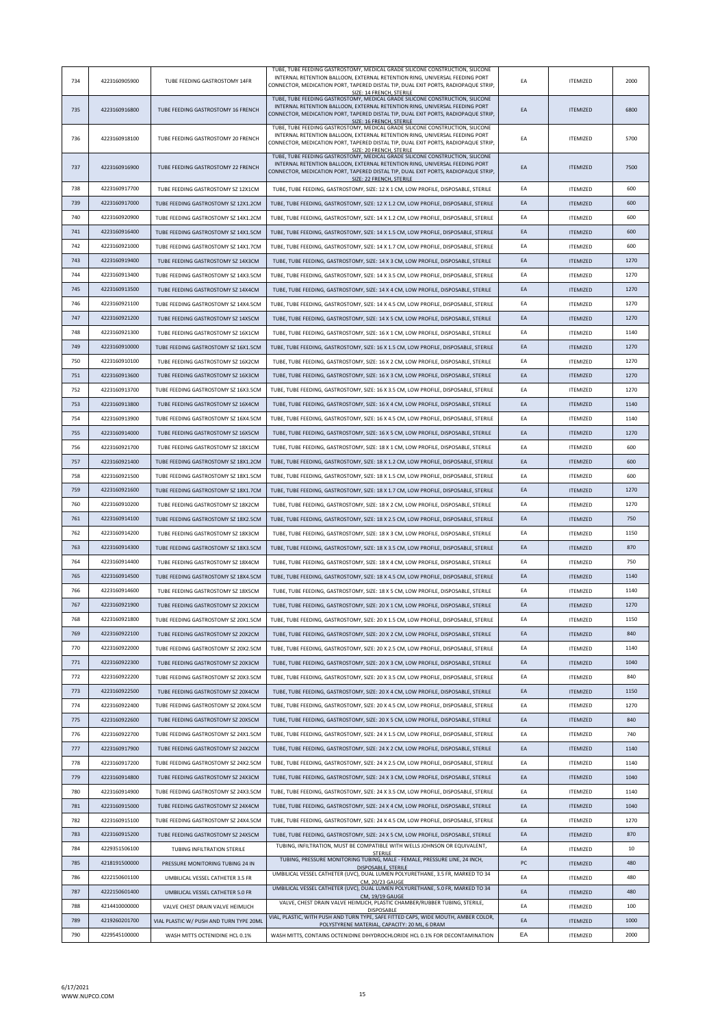| 734 | 4223160905900 | TUBE FEEDING GASTROSTOMY 14FR | TUBE, TUBE FEEDING GASTROSTOMY, MEDICAL GRADE SILICONE CONSTRUCTION, SILICONE INTERNAL RETENTION BALLOON, EXTERNAL RETENTION RING, UNIVERSAL FEEDING PORT CONNECTOR, MEDICATION PORT, TAPERED DISTAL TIP, DUAL EXIT PORTS, RADIOPAQUE STRIP, SIZE: 14 FRENCH, STERILE | EA | ITEMIZED | 2000 |
|---|---|---|---|---|---|---|
| 735 | 4223160916800 | TUBE FEEDING GASTROSTOMY 16 FRENCH | TUBE, TUBE FEEDING GASTROSTOMY, MEDICAL GRADE SILICONE CONSTRUCTION, SILICONE INTERNAL RETENTION BALLOON, EXTERNAL RETENTION RING, UNIVERSAL FEEDING PORT CONNECTOR, MEDICATION PORT, TAPERED DISTAL TIP, DUAL EXIT PORTS, RADIOPAQUE STRIP, SIZE: 16 FRENCH, STERILE | EA | ITEMIZED | 6800 |
| 736 | 4223160918100 | TUBE FEEDING GASTROSTOMY 20 FRENCH | TUBE, TUBE FEEDING GASTROSTOMY, MEDICAL GRADE SILICONE CONSTRUCTION, SILICONE INTERNAL RETENTION BALLOON, EXTERNAL RETENTION RING, UNIVERSAL FEEDING PORT CONNECTOR, MEDICATION PORT, TAPERED DISTAL TIP, DUAL EXIT PORTS, RADIOPAQUE STRIP, SIZE: 20 FRENCH, STERILE | EA | ITEMIZED | 5700 |
| 737 | 4223160916900 | TUBE FEEDING GASTROSTOMY 22 FRENCH | TUBE, TUBE FEEDING GASTROSTOMY, MEDICAL GRADE SILICONE CONSTRUCTION, SILICONE INTERNAL RETENTION BALLOON, EXTERNAL RETENTION RING, UNIVERSAL FEEDING PORT CONNECTOR, MEDICATION PORT, TAPERED DISTAL TIP, DUAL EXIT PORTS, RADIOPAQUE STRIP, SIZE: 22 FRENCH, STERILE | EA | ITEMIZED | 7500 |
| 738 | 4223160917700 | TUBE FEEDING GASTROSTOMY SZ 12X1CM | TUBE, TUBE FEEDING, GASTROSTOMY, SIZE: 12 X 1 CM, LOW PROFILE, DISPOSABLE, STERILE | EA | ITEMIZED | 600 |
| 739 | 4223160917000 | TUBE FEEDING GASTROSTOMY SZ 12X1.2CM | TUBE, TUBE FEEDING, GASTROSTOMY, SIZE: 12 X 1.2 CM, LOW PROFILE, DISPOSABLE, STERILE | EA | ITEMIZED | 600 |
| 740 | 4223160920900 | TUBE FEEDING GASTROSTOMY SZ 14X1.2CM | TUBE, TUBE FEEDING, GASTROSTOMY, SIZE: 14 X 1.2 CM, LOW PROFILE, DISPOSABLE, STERILE | EA | ITEMIZED | 600 |
| 741 | 4223160916400 | TUBE FEEDING GASTROSTOMY SZ 14X1.5CM | TUBE, TUBE FEEDING, GASTROSTOMY, SIZE: 14 X 1.5 CM, LOW PROFILE, DISPOSABLE, STERILE | EA | ITEMIZED | 600 |
| 742 | 4223160921000 | TUBE FEEDING GASTROSTOMY SZ 14X1.7CM | TUBE, TUBE FEEDING, GASTROSTOMY, SIZE: 14 X 1.7 CM, LOW PROFILE, DISPOSABLE, STERILE | EA | ITEMIZED | 600 |
| 743 | 4223160919400 | TUBE FEEDING GASTROSTOMY SZ 14X3CM | TUBE, TUBE FEEDING, GASTROSTOMY, SIZE: 14 X 3 CM, LOW PROFILE, DISPOSABLE, STERILE | EA | ITEMIZED | 1270 |
| 744 | 4223160913400 | TUBE FEEDING GASTROSTOMY SZ 14X3.5CM | TUBE, TUBE FEEDING, GASTROSTOMY, SIZE: 14 X 3.5 CM, LOW PROFILE, DISPOSABLE, STERILE | EA | ITEMIZED | 1270 |
| 745 | 4223160913500 | TUBE FEEDING GASTROSTOMY SZ 14X4CM | TUBE, TUBE FEEDING, GASTROSTOMY, SIZE: 14 X 4 CM, LOW PROFILE, DISPOSABLE, STERILE | EA | ITEMIZED | 1270 |
| 746 | 4223160921100 | TUBE FEEDING GASTROSTOMY SZ 14X4.5CM | TUBE, TUBE FEEDING, GASTROSTOMY, SIZE: 14 X 4.5 CM, LOW PROFILE, DISPOSABLE, STERILE | EA | ITEMIZED | 1270 |
| 747 | 4223160921200 | TUBE FEEDING GASTROSTOMY SZ 14X5CM | TUBE, TUBE FEEDING, GASTROSTOMY, SIZE: 14 X 5 CM, LOW PROFILE, DISPOSABLE, STERILE | EA | ITEMIZED | 1270 |
| 748 | 4223160921300 | TUBE FEEDING GASTROSTOMY SZ 16X1CM | TUBE, TUBE FEEDING, GASTROSTOMY, SIZE: 16 X 1 CM, LOW PROFILE, DISPOSABLE, STERILE | EA | ITEMIZED | 1140 |
| 749 | 4223160910000 | TUBE FEEDING GASTROSTOMY SZ 16X1.5CM | TUBE, TUBE FEEDING, GASTROSTOMY, SIZE: 16 X 1.5 CM, LOW PROFILE, DISPOSABLE, STERILE | EA | ITEMIZED | 1270 |
| 750 | 4223160910100 | TUBE FEEDING GASTROSTOMY SZ 16X2CM | TUBE, TUBE FEEDING, GASTROSTOMY, SIZE: 16 X 2 CM, LOW PROFILE, DISPOSABLE, STERILE | EA | ITEMIZED | 1270 |
| 751 | 4223160913600 | TUBE FEEDING GASTROSTOMY SZ 16X3CM | TUBE, TUBE FEEDING, GASTROSTOMY, SIZE: 16 X 3 CM, LOW PROFILE, DISPOSABLE, STERILE | EA | ITEMIZED | 1270 |
| 752 | 4223160913700 | TUBE FEEDING GASTROSTOMY SZ 16X3.5CM | TUBE, TUBE FEEDING, GASTROSTOMY, SIZE: 16 X 3.5 CM, LOW PROFILE, DISPOSABLE, STERILE | EA | ITEMIZED | 1270 |
| 753 | 4223160913800 | TUBE FEEDING GASTROSTOMY SZ 16X4CM | TUBE, TUBE FEEDING, GASTROSTOMY, SIZE: 16 X 4 CM, LOW PROFILE, DISPOSABLE, STERILE | EA | ITEMIZED | 1140 |
| 754 | 4223160913900 | TUBE FEEDING GASTROSTOMY SZ 16X4.5CM | TUBE, TUBE FEEDING, GASTROSTOMY, SIZE: 16 X 4.5 CM, LOW PROFILE, DISPOSABLE, STERILE | EA | ITEMIZED | 1140 |
| 755 | 4223160914000 | TUBE FEEDING GASTROSTOMY SZ 16X5CM | TUBE, TUBE FEEDING, GASTROSTOMY, SIZE: 16 X 5 CM, LOW PROFILE, DISPOSABLE, STERILE | EA | ITEMIZED | 1270 |
| 756 | 4223160921700 | TUBE FEEDING GASTROSTOMY SZ 18X1CM | TUBE, TUBE FEEDING, GASTROSTOMY, SIZE: 18 X 1 CM, LOW PROFILE, DISPOSABLE, STERILE | EA | ITEMIZED | 600 |
| 757 | 4223160921400 | TUBE FEEDING GASTROSTOMY SZ 18X1.2CM | TUBE, TUBE FEEDING, GASTROSTOMY, SIZE: 18 X 1.2 CM, LOW PROFILE, DISPOSABLE, STERILE | EA | ITEMIZED | 600 |
| 758 | 4223160921500 | TUBE FEEDING GASTROSTOMY SZ 18X1.5CM | TUBE, TUBE FEEDING, GASTROSTOMY, SIZE: 18 X 1.5 CM, LOW PROFILE, DISPOSABLE, STERILE | EA | ITEMIZED | 600 |
| 759 | 4223160921600 | TUBE FEEDING GASTROSTOMY SZ 18X1.7CM | TUBE, TUBE FEEDING, GASTROSTOMY, SIZE: 18 X 1.7 CM, LOW PROFILE, DISPOSABLE, STERILE | EA | ITEMIZED | 1270 |
| 760 | 4223160910200 | TUBE FEEDING GASTROSTOMY SZ 18X2CM | TUBE, TUBE FEEDING, GASTROSTOMY, SIZE: 18 X 2 CM, LOW PROFILE, DISPOSABLE, STERILE | EA | ITEMIZED | 1270 |
| 761 | 4223160914100 | TUBE FEEDING GASTROSTOMY SZ 18X2.5CM | TUBE, TUBE FEEDING, GASTROSTOMY, SIZE: 18 X 2.5 CM, LOW PROFILE, DISPOSABLE, STERILE | EA | ITEMIZED | 750 |
| 762 | 4223160914200 | TUBE FEEDING GASTROSTOMY SZ 18X3CM | TUBE, TUBE FEEDING, GASTROSTOMY, SIZE: 18 X 3 CM, LOW PROFILE, DISPOSABLE, STERILE | EA | ITEMIZED | 1150 |
| 763 | 4223160914300 | TUBE FEEDING GASTROSTOMY SZ 18X3.5CM | TUBE, TUBE FEEDING, GASTROSTOMY, SIZE: 18 X 3.5 CM, LOW PROFILE, DISPOSABLE, STERILE | EA | ITEMIZED | 870 |
| 764 | 4223160914400 | TUBE FEEDING GASTROSTOMY SZ 18X4CM | TUBE, TUBE FEEDING, GASTROSTOMY, SIZE: 18 X 4 CM, LOW PROFILE, DISPOSABLE, STERILE | EA | ITEMIZED | 750 |
| 765 | 4223160914500 | TUBE FEEDING GASTROSTOMY SZ 18X4.5CM | TUBE, TUBE FEEDING, GASTROSTOMY, SIZE: 18 X 4.5 CM, LOW PROFILE, DISPOSABLE, STERILE | EA | ITEMIZED | 1140 |
| 766 | 4223160914600 | TUBE FEEDING GASTROSTOMY SZ 18X5CM | TUBE, TUBE FEEDING, GASTROSTOMY, SIZE: 18 X 5 CM, LOW PROFILE, DISPOSABLE, STERILE | EA | ITEMIZED | 1140 |
| 767 | 4223160921900 | TUBE FEEDING GASTROSTOMY SZ 20X1CM | TUBE, TUBE FEEDING, GASTROSTOMY, SIZE: 20 X 1 CM, LOW PROFILE, DISPOSABLE, STERILE | EA | ITEMIZED | 1270 |
| 768 | 4223160921800 | TUBE FEEDING GASTROSTOMY SZ 20X1.5CM | TUBE, TUBE FEEDING, GASTROSTOMY, SIZE: 20 X 1.5 CM, LOW PROFILE, DISPOSABLE, STERILE | EA | ITEMIZED | 1150 |
| 769 | 4223160922100 | TUBE FEEDING GASTROSTOMY SZ 20X2CM | TUBE, TUBE FEEDING, GASTROSTOMY, SIZE: 20 X 2 CM, LOW PROFILE, DISPOSABLE, STERILE | EA | ITEMIZED | 840 |
| 770 | 4223160922000 | TUBE FEEDING GASTROSTOMY SZ 20X2.5CM | TUBE, TUBE FEEDING, GASTROSTOMY, SIZE: 20 X 2.5 CM, LOW PROFILE, DISPOSABLE, STERILE | EA | ITEMIZED | 1140 |
| 771 | 4223160922300 | TUBE FEEDING GASTROSTOMY SZ 20X3CM | TUBE, TUBE FEEDING, GASTROSTOMY, SIZE: 20 X 3 CM, LOW PROFILE, DISPOSABLE, STERILE | EA | ITEMIZED | 1040 |
| 772 | 4223160922200 | TUBE FEEDING GASTROSTOMY SZ 20X3.5CM | TUBE, TUBE FEEDING, GASTROSTOMY, SIZE: 20 X 3.5 CM, LOW PROFILE, DISPOSABLE, STERILE | EA | ITEMIZED | 840 |
| 773 | 4223160922500 | TUBE FEEDING GASTROSTOMY SZ 20X4CM | TUBE, TUBE FEEDING, GASTROSTOMY, SIZE: 20 X 4 CM, LOW PROFILE, DISPOSABLE, STERILE | EA | ITEMIZED | 1150 |
| 774 | 4223160922400 | TUBE FEEDING GASTROSTOMY SZ 20X4.5CM | TUBE, TUBE FEEDING, GASTROSTOMY, SIZE: 20 X 4.5 CM, LOW PROFILE, DISPOSABLE, STERILE | EA | ITEMIZED | 1270 |
| 775 | 4223160922600 | TUBE FEEDING GASTROSTOMY SZ 20X5CM | TUBE, TUBE FEEDING, GASTROSTOMY, SIZE: 20 X 5 CM, LOW PROFILE, DISPOSABLE, STERILE | EA | ITEMIZED | 840 |
| 776 | 4223160922700 | TUBE FEEDING GASTROSTOMY SZ 24X1.5CM | TUBE, TUBE FEEDING, GASTROSTOMY, SIZE: 24 X 1.5 CM, LOW PROFILE, DISPOSABLE, STERILE | EA | ITEMIZED | 740 |
| 777 | 4223160917900 | TUBE FEEDING GASTROSTOMY SZ 24X2CM | TUBE, TUBE FEEDING, GASTROSTOMY, SIZE: 24 X 2 CM, LOW PROFILE, DISPOSABLE, STERILE | EA | ITEMIZED | 1140 |
| 778 | 4223160917200 | TUBE FEEDING GASTROSTOMY SZ 24X2.5CM | TUBE, TUBE FEEDING, GASTROSTOMY, SIZE: 24 X 2.5 CM, LOW PROFILE, DISPOSABLE, STERILE | EA | ITEMIZED | 1140 |
| 779 | 4223160914800 | TUBE FEEDING GASTROSTOMY SZ 24X3CM | TUBE, TUBE FEEDING, GASTROSTOMY, SIZE: 24 X 3 CM, LOW PROFILE, DISPOSABLE, STERILE | EA | ITEMIZED | 1040 |
| 780 | 4223160914900 | TUBE FEEDING GASTROSTOMY SZ 24X3.5CM | TUBE, TUBE FEEDING, GASTROSTOMY, SIZE: 24 X 3.5 CM, LOW PROFILE, DISPOSABLE, STERILE | EA | ITEMIZED | 1140 |
| 781 | 4223160915000 | TUBE FEEDING GASTROSTOMY SZ 24X4CM | TUBE, TUBE FEEDING, GASTROSTOMY, SIZE: 24 X 4 CM, LOW PROFILE, DISPOSABLE, STERILE | EA | ITEMIZED | 1040 |
| 782 | 4223160915100 | TUBE FEEDING GASTROSTOMY SZ 24X4.5CM | TUBE, TUBE FEEDING, GASTROSTOMY, SIZE: 24 X 4.5 CM, LOW PROFILE, DISPOSABLE, STERILE | EA | ITEMIZED | 1270 |
| 783 | 4223160915200 | TUBE FEEDING GASTROSTOMY SZ 24X5CM | TUBE, TUBE FEEDING, GASTROSTOMY, SIZE: 24 X 5 CM, LOW PROFILE, DISPOSABLE, STERILE | EA | ITEMIZED | 870 |
| 784 | 4229351506100 | TUBING INFILTRATION STERILE | TUBING, INFILTRATION, MUST BE COMPATIBLE WITH WELLS JOHNSON OR EQUIVALENT, STERILE | EA | ITEMIZED | 10 |
| 785 | 4218191500000 | PRESSURE MONITORING TUBING 24 IN | TUBING, PRESSURE MONITORING TUBING, MALE - FEMALE, PRESSURE LINE, 24 INCH, DISPOSABLE, STERILE | PC | ITEMIZED | 480 |
| 786 | 4222150601100 | UMBILICAL VESSEL CATHETER 3.5 FR | UMBILICAL VESSEL CATHETER (UVC), DUAL LUMEN POLYURETHANE, 3.5 FR, MARKED TO 34 CM, 20/23 GAUGE | EA | ITEMIZED | 480 |
| 787 | 4222150601400 | UMBILICAL VESSEL CATHETER 5.0 FR | UMBILICAL VESSEL CATHETER (UVC), DUAL LUMEN POLYURETHANE, 5.0 FR, MARKED TO 34 CM, 19/19 GAUGE | EA | ITEMIZED | 480 |
| 788 | 4214410000000 | VALVE CHEST DRAIN VALVE HEIMLICH | VALVE, CHEST DRAIN VALVE HEIMLICH, PLASTIC CHAMBER/RUBBER TUBING, STERILE, DISPOSABLE | EA | ITEMIZED | 100 |
| 789 | 4219260201700 | VIAL PLASTIC W/ PUSH AND TURN TYPE 20ML | VIAL, PLASTIC, WITH PUSH AND TURN TYPE, SAFE FITTED CAPS, WIDE MOUTH, AMBER COLOR, POLYSTYRENE MATERIAL, CAPACITY: 20 ML, 6 DRAM | EA | ITEMIZED | 1000 |
| 790 | 4229545100000 | WASH MITTS OCTENIDINE HCL 0.1% | WASH MITTS, CONTAINS OCTENIDINE DIHYDROCHLORIDE HCL 0.1% FOR DECONTAMINATION | EA | ITEMIZED | 2000 |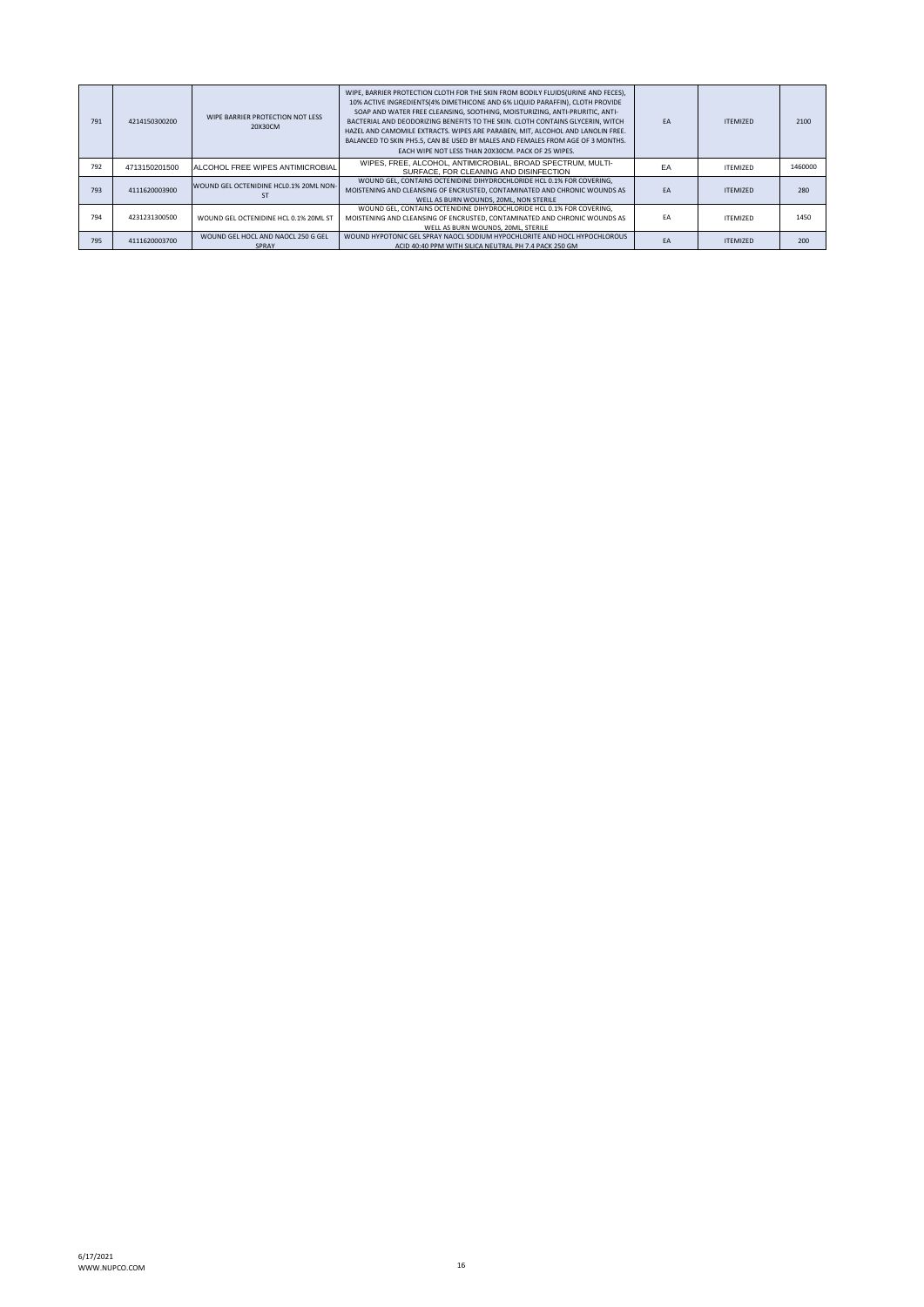| | | | | | | |
|---|---|---|---|---|---|---|
| 791 | 4214150300200 | WIPE BARRIER PROTECTION NOT LESS 20X30CM | WIPE, BARRIER PROTECTION CLOTH FOR THE SKIN FROM BODILY FLUIDS(URINE AND FECES), 10% ACTIVE INGREDIENTS(4% DIMETHICONE AND 6% LIQUID PARAFFIN), CLOTH PROVIDE SOAP AND WATER FREE CLEANSING, SOOTHING, MOISTURIZING, ANTI-PRURITIC, ANTI-BACTERIAL AND DEODORIZING BENEFITS TO THE SKIN. CLOTH CONTAINS GLYCERIN, WITCH HAZEL AND CAMOMILE EXTRACTS. WIPES ARE PARABEN, MIT, ALCOHOL AND LANOLIN FREE. BALANCED TO SKIN PH5.5, CAN BE USED BY MALES AND FEMALES FROM AGE OF 3 MONTHS. EACH WIPE NOT LESS THAN 20X30CM. PACK OF 25 WIPES. | EA | ITEMIZED | 2100 |
| 792 | 4713150201500 | ALCOHOL FREE WIPES ANTIMICROBIAL | WIPES, FREE, ALCOHOL, ANTIMICROBIAL, BROAD SPECTRUM, MULTI-SURFACE, FOR CLEANING AND DISINFECTION | EA | ITEMIZED | 1460000 |
| 793 | 4111620003900 | WOUND GEL OCTENIDINE HCL0.1% 20ML NON-ST | WOUND GEL, CONTAINS OCTENIDINE DIHYDROCHLORIDE HCL 0.1% FOR COVERING, MOISTENING AND CLEANSING OF ENCRUSTED, CONTAMINATED AND CHRONIC WOUNDS AS WELL AS BURN WOUNDS, 20ML, NON STERILE | EA | ITEMIZED | 280 |
| 794 | 4231231300500 | WOUND GEL OCTENIDINE HCL 0.1% 20ML ST | WOUND GEL, CONTAINS OCTENIDINE DIHYDROCHLORIDE HCL 0.1% FOR COVERING, MOISTENING AND CLEANSING OF ENCRUSTED, CONTAMINATED AND CHRONIC WOUNDS AS WELL AS BURN WOUNDS, 20ML, STERILE | EA | ITEMIZED | 1450 |
| 795 | 4111620003700 | WOUND GEL HOCL AND NAOCL 250 G GEL SPRAY | WOUND HYPOTONIC GEL SPRAY NAOCL SODIUM HYPOCHLORITE AND HOCL HYPOCHLOROUS ACID 40:40 PPM WITH SILICA NEUTRAL PH 7.4 PACK 250 GM | EA | ITEMIZED | 200 |

6/17/2021
WWW.NUPCO.COM